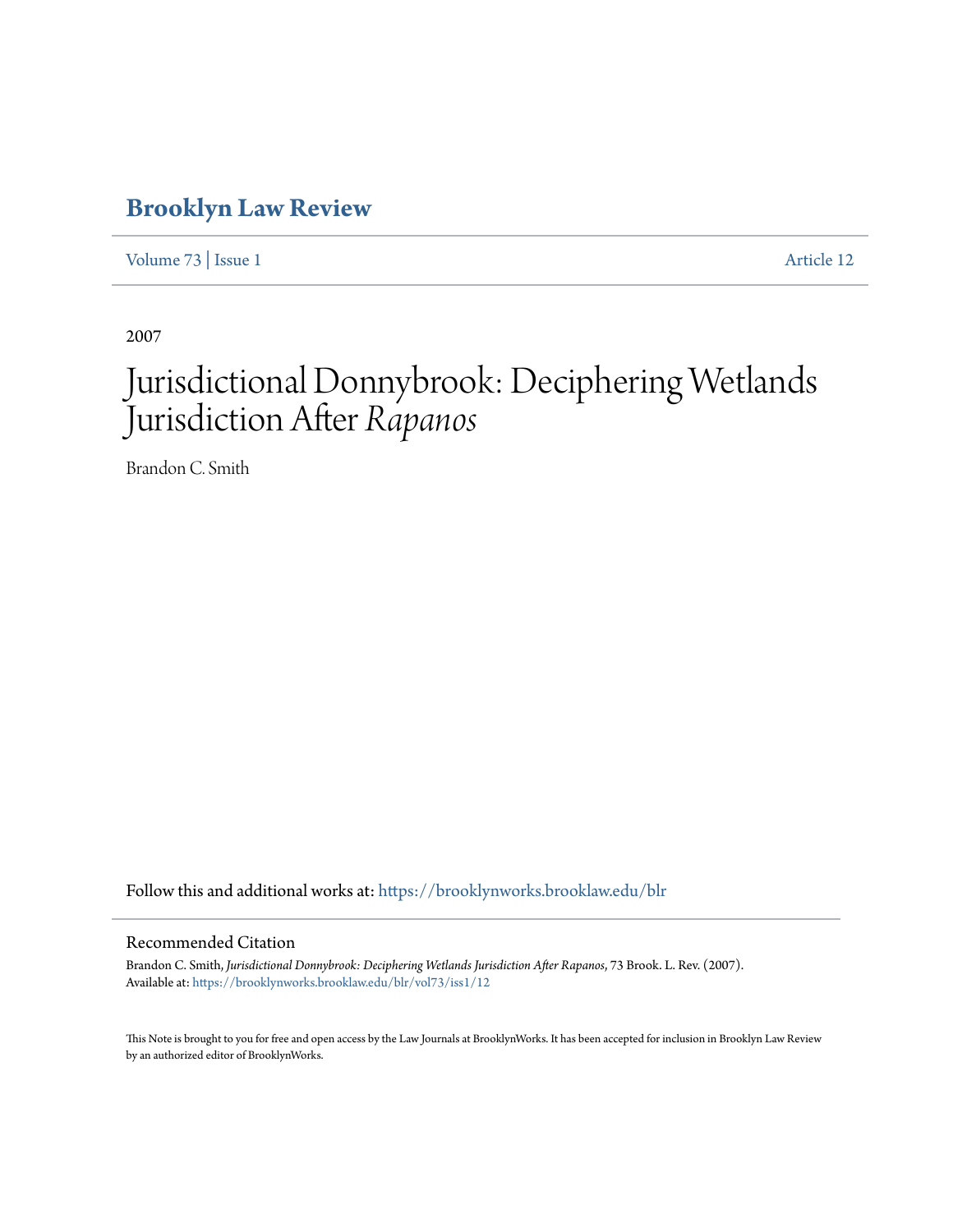# Brooklyn Law Review

Volume 73 | Issue 1 Article 12

2007

# Jurisdictional Donnybrook: Deciphering Wetlands Jurisdiction After *Rapanos*

Brandon C. Smith

Follow this and additional works at: https://brooklynworks.brooklaw.edu/blr

## Recommended Citation

Brandon C. Smith, *Jurisdictional Donnybrook: Deciphering Wetlands Jurisdiction After Rapanos*, 73 Brook. L. Rev. (2007).
Available at: https://brooklynworks.brooklaw.edu/blr/vol73/iss1/12

This Note is brought to you for free and open access by the Law Journals at BrooklynWorks. It has been accepted for inclusion in Brooklyn Law Review by an authorized editor of BrooklynWorks.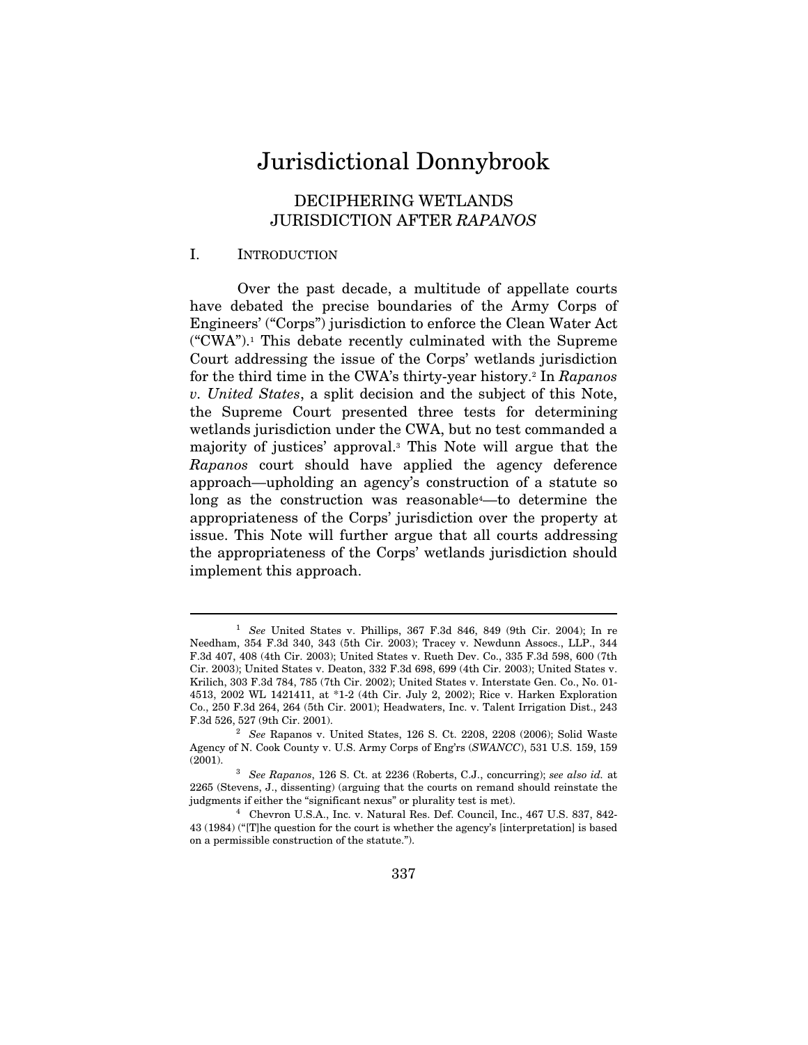# Jurisdictional Donnybrook

## DECIPHERING WETLANDS JURISDICTION AFTER *RAPANOS*

### I. INTRODUCTION

Over the past decade, a multitude of appellate courts have debated the precise boundaries of the Army Corps of Engineers' ("Corps") jurisdiction to enforce the Clean Water Act ("CWA").[1] This debate recently culminated with the Supreme Court addressing the issue of the Corps' wetlands jurisdiction for the third time in the CWA's thirty-year history.[2] In *Rapanos v. United States*, a split decision and the subject of this Note, the Supreme Court presented three tests for determining wetlands jurisdiction under the CWA, but no test commanded a majority of justices' approval.[3] This Note will argue that the *Rapanos* court should have applied the agency deference approach—upholding an agency's construction of a statute so long as the construction was reasonable[4]—to determine the appropriateness of the Corps' jurisdiction over the property at issue. This Note will further argue that all courts addressing the appropriateness of the Corps' wetlands jurisdiction should implement this approach.

---

[1] *See* United States v. Phillips, 367 F.3d 846, 849 (9th Cir. 2004); In re Needham, 354 F.3d 340, 343 (5th Cir. 2003); Tracey v. Newdunn Assocs., LLP., 344 F.3d 407, 408 (4th Cir. 2003); United States v. Rueth Dev. Co., 335 F.3d 598, 600 (7th Cir. 2003); United States v. Deaton, 332 F.3d 698, 699 (4th Cir. 2003); United States v. Krilich, 303 F.3d 784, 785 (7th Cir. 2002); United States v. Interstate Gen. Co., No. 01-4513, 2002 WL 1421411, at *1-2 (4th Cir. July 2, 2002); Rice v. Harken Exploration Co., 250 F.3d 264, 264 (5th Cir. 2001); Headwaters, Inc. v. Talent Irrigation Dist., 243 F.3d 526, 527 (9th Cir. 2001).

[2] *See* Rapanos v. United States, 126 S. Ct. 2208, 2208 (2006); Solid Waste Agency of N. Cook County v. U.S. Army Corps of Eng'rs (*SWANCC*), 531 U.S. 159, 159 (2001).

[3] *See Rapanos*, 126 S. Ct. at 2236 (Roberts, C.J., concurring); *see also id.* at 2265 (Stevens, J., dissenting) (arguing that the courts on remand should reinstate the judgments if either the "significant nexus" or plurality test is met).

[4] Chevron U.S.A., Inc. v. Natural Res. Def. Council, Inc., 467 U.S. 837, 842-43 (1984) ("[T]he question for the court is whether the agency's [interpretation] is based on a permissible construction of the statute.").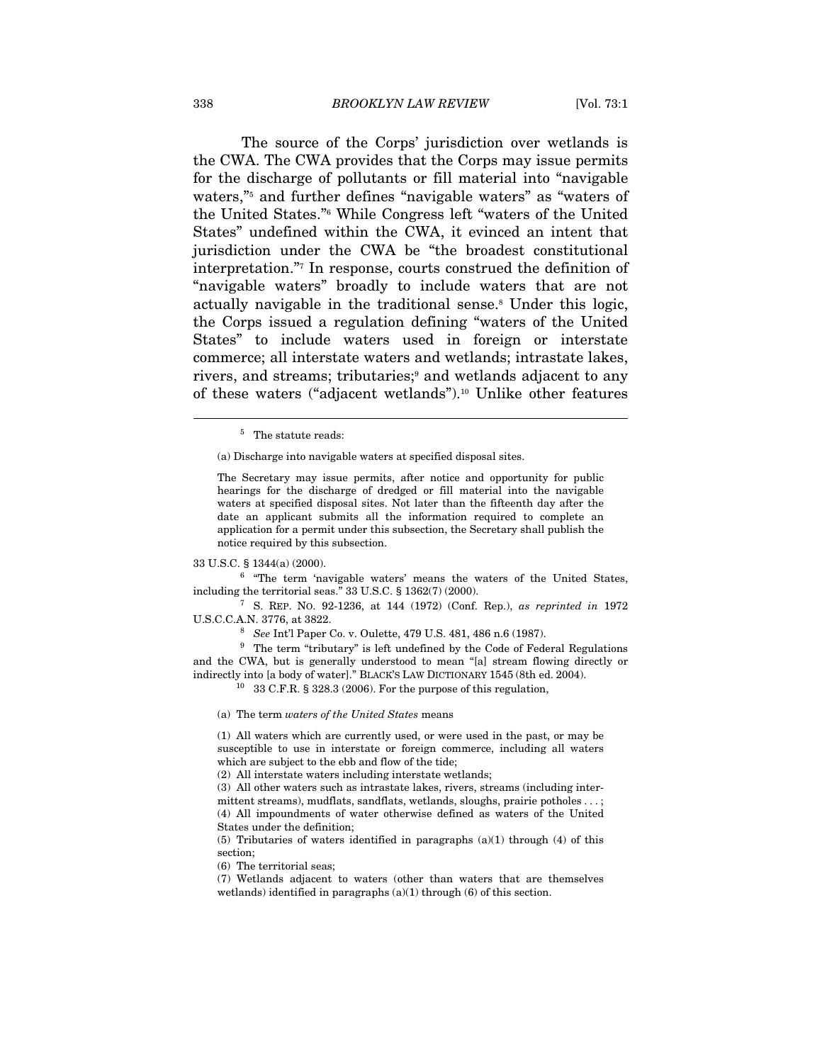The source of the Corps' jurisdiction over wetlands is the CWA. The CWA provides that the Corps may issue permits for the discharge of pollutants or fill material into "navigable waters,"[5] and further defines "navigable waters" as "waters of the United States."[6] While Congress left "waters of the United States" undefined within the CWA, it evinced an intent that jurisdiction under the CWA be "the broadest constitutional interpretation."[7] In response, courts construed the definition of "navigable waters" broadly to include waters that are not actually navigable in the traditional sense.[8] Under this logic, the Corps issued a regulation defining "waters of the United States" to include waters used in foreign or interstate commerce; all interstate waters and wetlands; intrastate lakes, rivers, and streams; tributaries;[9] and wetlands adjacent to any of these waters ("adjacent wetlands").[10] Unlike other features

---

[5] The statute reads:

> (a) Discharge into navigable waters at specified disposal sites.
>
> The Secretary may issue permits, after notice and opportunity for public hearings for the discharge of dredged or fill material into the navigable waters at specified disposal sites. Not later than the fifteenth day after the date an applicant submits all the information required to complete an application for a permit under this subsection, the Secretary shall publish the notice required by this subsection.

33 U.S.C. § 1344(a) (2000).

[6] "The term 'navigable waters' means the waters of the United States, including the territorial seas." 33 U.S.C. § 1362(7) (2000).

[7] S. REP. NO. 92-1236, at 144 (1972) (Conf. Rep.), *as reprinted in* 1972 U.S.C.C.A.N. 3776, at 3822.

[8] *See* Int'l Paper Co. v. Oulette, 479 U.S. 481, 486 n.6 (1987).

[9] The term "tributary" is left undefined by the Code of Federal Regulations and the CWA, but is generally understood to mean "[a] stream flowing directly or indirectly into [a body of water]." BLACK'S LAW DICTIONARY 1545 (8th ed. 2004).

[10] 33 C.F.R. § 328.3 (2006). For the purpose of this regulation,

> (a) The term *waters of the United States* means
>
> (1) All waters which are currently used, or were used in the past, or may be susceptible to use in interstate or foreign commerce, including all waters which are subject to the ebb and flow of the tide;
> (2) All interstate waters including interstate wetlands;
> (3) All other waters such as intrastate lakes, rivers, streams (including intermittent streams), mudflats, sandflats, wetlands, sloughs, prairie potholes . . . ;
> (4) All impoundments of water otherwise defined as waters of the United States under the definition;
> (5) Tributaries of waters identified in paragraphs (a)(1) through (4) of this section;
> (6) The territorial seas;
> (7) Wetlands adjacent to waters (other than waters that are themselves wetlands) identified in paragraphs (a)(1) through (6) of this section.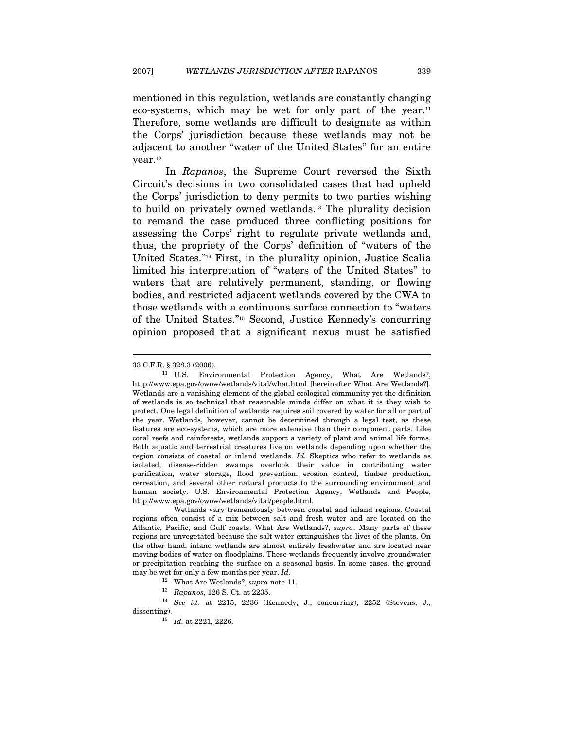mentioned in this regulation, wetlands are constantly changing eco-systems, which may be wet for only part of the year.[11] Therefore, some wetlands are difficult to designate as within the Corps' jurisdiction because these wetlands may not be adjacent to another "water of the United States" for an entire year.[12]

In *Rapanos*, the Supreme Court reversed the Sixth Circuit's decisions in two consolidated cases that had upheld the Corps' jurisdiction to deny permits to two parties wishing to build on privately owned wetlands.[13] The plurality decision to remand the case produced three conflicting positions for assessing the Corps' right to regulate private wetlands and, thus, the propriety of the Corps' definition of "waters of the United States."[14] First, in the plurality opinion, Justice Scalia limited his interpretation of "waters of the United States" to waters that are relatively permanent, standing, or flowing bodies, and restricted adjacent wetlands covered by the CWA to those wetlands with a continuous surface connection to "waters of the United States."[15] Second, Justice Kennedy's concurring opinion proposed that a significant nexus must be satisfied

---

33 C.F.R. § 328.3 (2006).

[11] U.S. Environmental Protection Agency, What Are Wetlands?, http://www.epa.gov/owow/wetlands/vital/what.html [hereinafter What Are Wetlands?]. Wetlands are a vanishing element of the global ecological community yet the definition of wetlands is so technical that reasonable minds differ on what it is they wish to protect. One legal definition of wetlands requires soil covered by water for all or part of the year. Wetlands, however, cannot be determined through a legal test, as these features are eco-systems, which are more extensive than their component parts. Like coral reefs and rainforests, wetlands support a variety of plant and animal life forms. Both aquatic and terrestrial creatures live on wetlands depending upon whether the region consists of coastal or inland wetlands. *Id.* Skeptics who refer to wetlands as isolated, disease-ridden swamps overlook their value in contributing water purification, water storage, flood prevention, erosion control, timber production, recreation, and several other natural products to the surrounding environment and human society. U.S. Environmental Protection Agency, Wetlands and People, http://www.epa.gov/owow/wetlands/vital/people.html.

Wetlands vary tremendously between coastal and inland regions. Coastal regions often consist of a mix between salt and fresh water and are located on the Atlantic, Pacific, and Gulf coasts. What Are Wetlands?, *supra*. Many parts of these regions are unvegetated because the salt water extinguishes the lives of the plants. On the other hand, inland wetlands are almost entirely freshwater and are located near moving bodies of water on floodplains. These wetlands frequently involve groundwater or precipitation reaching the surface on a seasonal basis. In some cases, the ground may be wet for only a few months per year. *Id.*

[12] What Are Wetlands?, *supra* note 11.

[13] *Rapanos*, 126 S. Ct. at 2235.

[14] *See id.* at 2215, 2236 (Kennedy, J., concurring), 2252 (Stevens, J., dissenting).

[15] *Id.* at 2221, 2226.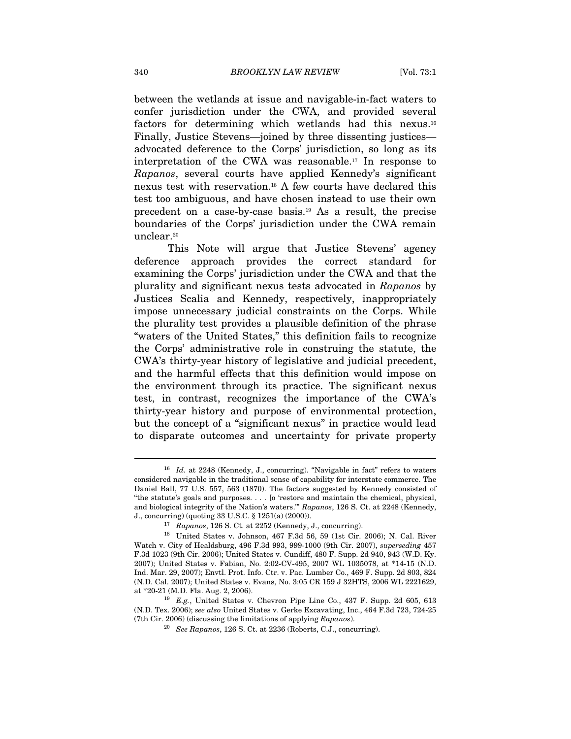between the wetlands at issue and navigable-in-fact waters to confer jurisdiction under the CWA, and provided several factors for determining which wetlands had this nexus.[16] Finally, Justice Stevens—joined by three dissenting justices—advocated deference to the Corps' jurisdiction, so long as its interpretation of the CWA was reasonable.[17] In response to *Rapanos*, several courts have applied Kennedy's significant nexus test with reservation.[18] A few courts have declared this test too ambiguous, and have chosen instead to use their own precedent on a case-by-case basis.[19] As a result, the precise boundaries of the Corps' jurisdiction under the CWA remain unclear.[20]

This Note will argue that Justice Stevens' agency deference approach provides the correct standard for examining the Corps' jurisdiction under the CWA and that the plurality and significant nexus tests advocated in *Rapanos* by Justices Scalia and Kennedy, respectively, inappropriately impose unnecessary judicial constraints on the Corps. While the plurality test provides a plausible definition of the phrase "waters of the United States," this definition fails to recognize the Corps' administrative role in construing the statute, the CWA's thirty-year history of legislative and judicial precedent, and the harmful effects that this definition would impose on the environment through its practice. The significant nexus test, in contrast, recognizes the importance of the CWA's thirty-year history and purpose of environmental protection, but the concept of a "significant nexus" in practice would lead to disparate outcomes and uncertainty for private property

---

[16] *Id.* at 2248 (Kennedy, J., concurring). "Navigable in fact" refers to waters considered navigable in the traditional sense of capability for interstate commerce. The Daniel Ball, 77 U.S. 557, 563 (1870). The factors suggested by Kennedy consisted of "the statute's goals and purposes. . . . [o 'restore and maintain the chemical, physical, and biological integrity of the Nation's waters.'" *Rapanos*, 126 S. Ct. at 2248 (Kennedy, J., concurring) (quoting 33 U.S.C. § 1251(a) (2000)).

[17] *Rapanos*, 126 S. Ct. at 2252 (Kennedy, J., concurring).

[18] United States v. Johnson, 467 F.3d 56, 59 (1st Cir. 2006); N. Cal. River Watch v. City of Healdsburg, 496 F.3d 993, 999-1000 (9th Cir. 2007), *superseding* 457 F.3d 1023 (9th Cir. 2006); United States v. Cundiff, 480 F. Supp. 2d 940, 943 (W.D. Ky. 2007); United States v. Fabian, No. 2:02-CV-495, 2007 WL 1035078, at *14-15 (N.D. Ind. Mar. 29, 2007); Envtl. Prot. Info. Ctr. v. Pac. Lumber Co., 469 F. Supp. 2d 803, 824 (N.D. Cal. 2007); United States v. Evans, No. 3:05 CR 159 J 32HTS, 2006 WL 2221629, at *20-21 (M.D. Fla. Aug. 2, 2006).

[19] *E.g.*, United States v. Chevron Pipe Line Co., 437 F. Supp. 2d 605, 613 (N.D. Tex. 2006); *see also* United States v. Gerke Excavating, Inc., 464 F.3d 723, 724-25 (7th Cir. 2006) (discussing the limitations of applying *Rapanos*).

[20] *See Rapanos*, 126 S. Ct. at 2236 (Roberts, C.J., concurring).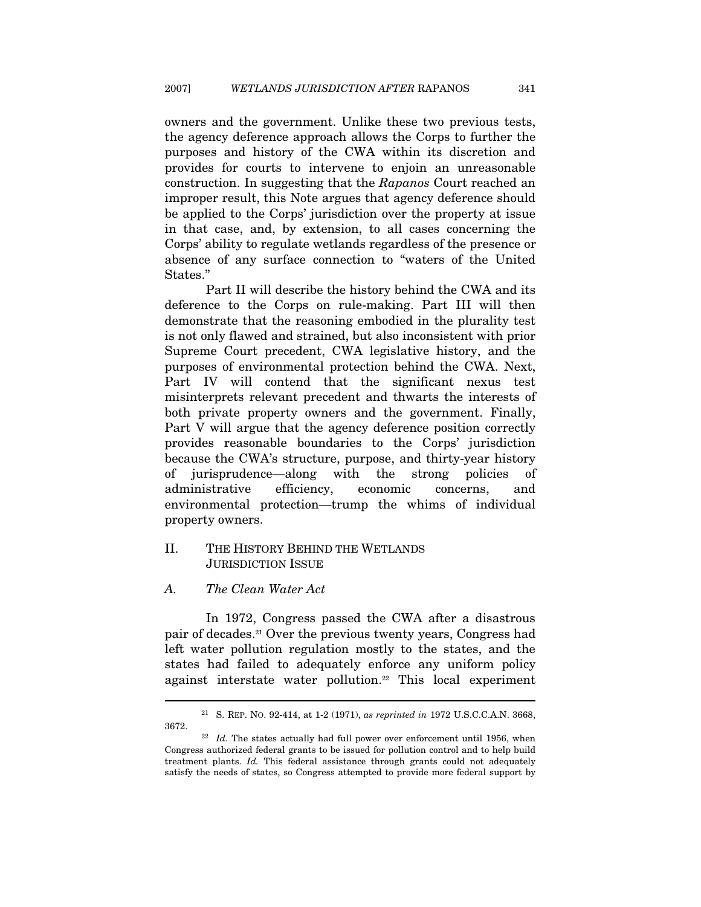owners and the government. Unlike these two previous tests, the agency deference approach allows the Corps to further the purposes and history of the CWA within its discretion and provides for courts to intervene to enjoin an unreasonable construction. In suggesting that the *Rapanos* Court reached an improper result, this Note argues that agency deference should be applied to the Corps' jurisdiction over the property at issue in that case, and, by extension, to all cases concerning the Corps' ability to regulate wetlands regardless of the presence or absence of any surface connection to "waters of the United States."

Part II will describe the history behind the CWA and its deference to the Corps on rule-making. Part III will then demonstrate that the reasoning embodied in the plurality test is not only flawed and strained, but also inconsistent with prior Supreme Court precedent, CWA legislative history, and the purposes of environmental protection behind the CWA. Next, Part IV will contend that the significant nexus test misinterprets relevant precedent and thwarts the interests of both private property owners and the government. Finally, Part V will argue that the agency deference position correctly provides reasonable boundaries to the Corps' jurisdiction because the CWA's structure, purpose, and thirty-year history of jurisprudence—along with the strong policies of administrative efficiency, economic concerns, and environmental protection—trump the whims of individual property owners.

## II. THE HISTORY BEHIND THE WETLANDS JURISDICTION ISSUE

### A. *The Clean Water Act*

In 1972, Congress passed the CWA after a disastrous pair of decades.[21] Over the previous twenty years, Congress had left water pollution regulation mostly to the states, and the states had failed to adequately enforce any uniform policy against interstate water pollution.[22] This local experiment

---

[21] S. REP. NO. 92-414, at 1-2 (1971), *as reprinted in* 1972 U.S.C.C.A.N. 3668, 3672.

[22] *Id.* The states actually had full power over enforcement until 1956, when Congress authorized federal grants to be issued for pollution control and to help build treatment plants. *Id.* This federal assistance through grants could not adequately satisfy the needs of states, so Congress attempted to provide more federal support by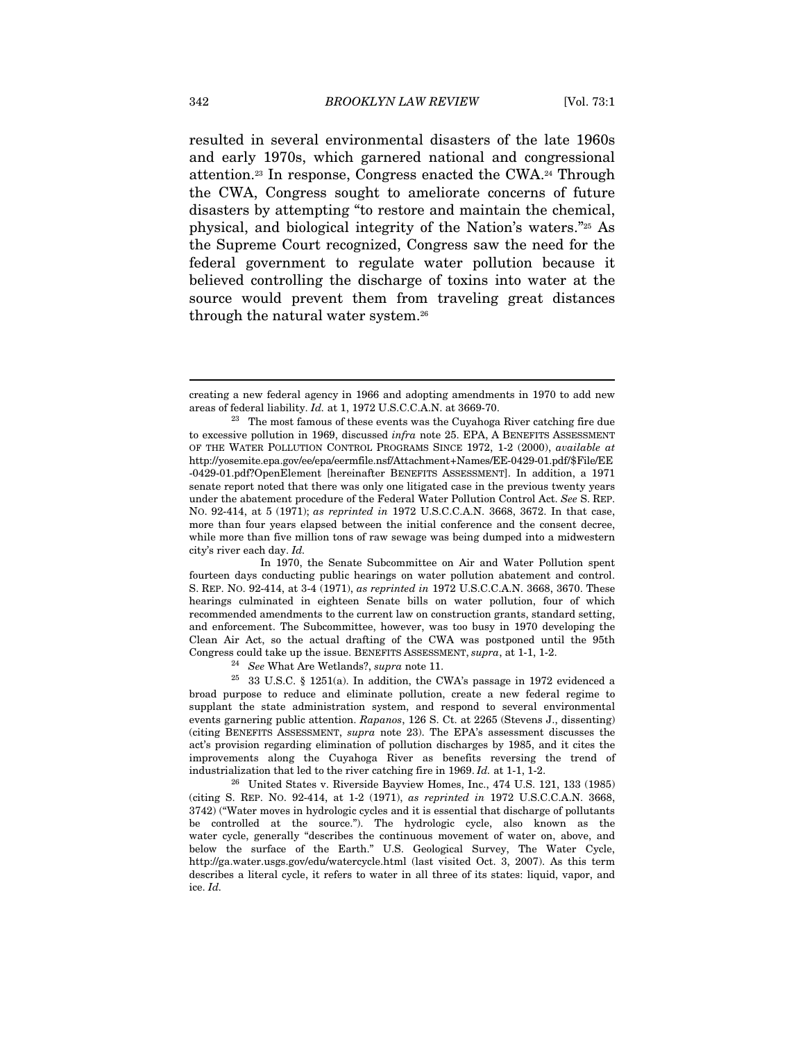resulted in several environmental disasters of the late 1960s and early 1970s, which garnered national and congressional attention.[23] In response, Congress enacted the CWA.[24] Through the CWA, Congress sought to ameliorate concerns of future disasters by attempting "to restore and maintain the chemical, physical, and biological integrity of the Nation's waters."[25] As the Supreme Court recognized, Congress saw the need for the federal government to regulate water pollution because it believed controlling the discharge of toxins into water at the source would prevent them from traveling great distances through the natural water system.[26]

---

creating a new federal agency in 1966 and adopting amendments in 1970 to add new areas of federal liability. *Id.* at 1, 1972 U.S.C.C.A.N. at 3669-70.

[23] The most famous of these events was the Cuyahoga River catching fire due to excessive pollution in 1969, discussed *infra* note 25. EPA, A BENEFITS ASSESSMENT OF THE WATER POLLUTION CONTROL PROGRAMS SINCE 1972, 1-2 (2000), *available at* http://yosemite.epa.gov/ee/epa/eermfile.nsf/Attachment+Names/EE-0429-01.pdf/$File/EE-0429-01.pdf?OpenElement [hereinafter BENEFITS ASSESSMENT]. In addition, a 1971 senate report noted that there was only one litigated case in the previous twenty years under the abatement procedure of the Federal Water Pollution Control Act. *See* S. REP. NO. 92-414, at 5 (1971); *as reprinted in* 1972 U.S.C.C.A.N. 3668, 3672. In that case, more than four years elapsed between the initial conference and the consent decree, while more than five million tons of raw sewage was being dumped into a midwestern city's river each day. *Id.*

In 1970, the Senate Subcommittee on Air and Water Pollution spent fourteen days conducting public hearings on water pollution abatement and control. S. REP. NO. 92-414, at 3-4 (1971), *as reprinted in* 1972 U.S.C.C.A.N. 3668, 3670. These hearings culminated in eighteen Senate bills on water pollution, four of which recommended amendments to the current law on construction grants, standard setting, and enforcement. The Subcommittee, however, was too busy in 1970 developing the Clean Air Act, so the actual drafting of the CWA was postponed until the 95th Congress could take up the issue. BENEFITS ASSESSMENT, *supra*, at 1-1, 1-2.

[24] *See* What Are Wetlands?, *supra* note 11.

[25] 33 U.S.C. § 1251(a). In addition, the CWA's passage in 1972 evidenced a broad purpose to reduce and eliminate pollution, create a new federal regime to supplant the state administration system, and respond to several environmental events garnering public attention. *Rapanos*, 126 S. Ct. at 2265 (Stevens J., dissenting) (citing BENEFITS ASSESSMENT, *supra* note 23). The EPA's assessment discusses the act's provision regarding elimination of pollution discharges by 1985, and it cites the improvements along the Cuyahoga River as benefits reversing the trend of industrialization that led to the river catching fire in 1969. *Id.* at 1-1, 1-2.

[26] United States v. Riverside Bayview Homes, Inc., 474 U.S. 121, 133 (1985) (citing S. REP. NO. 92-414, at 1-2 (1971), *as reprinted in* 1972 U.S.C.C.A.N. 3668, 3742) ("Water moves in hydrologic cycles and it is essential that discharge of pollutants be controlled at the source."). The hydrologic cycle, also known as the water cycle, generally "describes the continuous movement of water on, above, and below the surface of the Earth." U.S. Geological Survey, The Water Cycle, http://ga.water.usgs.gov/edu/watercycle.html (last visited Oct. 3, 2007). As this term describes a literal cycle, it refers to water in all three of its states: liquid, vapor, and ice. *Id.*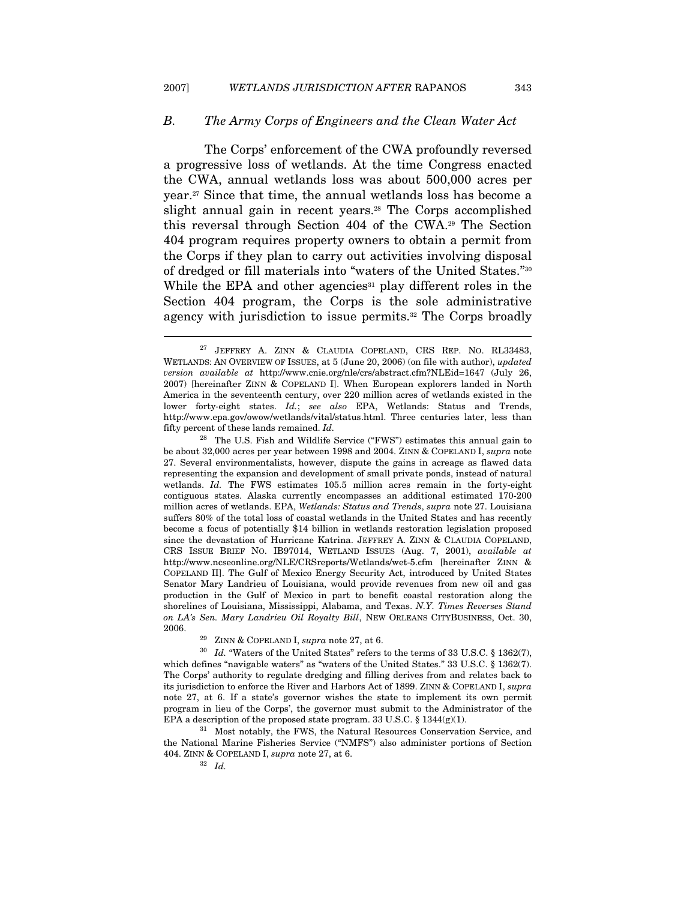## *B. The Army Corps of Engineers and the Clean Water Act*

The Corps' enforcement of the CWA profoundly reversed a progressive loss of wetlands. At the time Congress enacted the CWA, annual wetlands loss was about 500,000 acres per year.[27] Since that time, the annual wetlands loss has become a slight annual gain in recent years.[28] The Corps accomplished this reversal through Section 404 of the CWA.[29] The Section 404 program requires property owners to obtain a permit from the Corps if they plan to carry out activities involving disposal of dredged or fill materials into "waters of the United States."[30] While the EPA and other agencies[31] play different roles in the Section 404 program, the Corps is the sole administrative agency with jurisdiction to issue permits.[32] The Corps broadly

---

[27] JEFFREY A. ZINN & CLAUDIA COPELAND, CRS REP. NO. RL33483, WETLANDS: AN OVERVIEW OF ISSUES, at 5 (June 20, 2006) (on file with author), *updated version available at* http://www.cnie.org/nle/crs/abstract.cfm?NLEid=1647 (July 26, 2007) [hereinafter ZINN & COPELAND I]. When European explorers landed in North America in the seventeenth century, over 220 million acres of wetlands existed in the lower forty-eight states. *Id.*; *see also* EPA, Wetlands: Status and Trends, http://www.epa.gov/owow/wetlands/vital/status.html. Three centuries later, less than fifty percent of these lands remained. *Id.*

[28] The U.S. Fish and Wildlife Service ("FWS") estimates this annual gain to be about 32,000 acres per year between 1998 and 2004. ZINN & COPELAND I, *supra* note 27. Several environmentalists, however, dispute the gains in acreage as flawed data representing the expansion and development of small private ponds, instead of natural wetlands. *Id.* The FWS estimates 105.5 million acres remain in the forty-eight contiguous states. Alaska currently encompasses an additional estimated 170-200 million acres of wetlands. EPA, *Wetlands: Status and Trends*, *supra* note 27. Louisiana suffers 80% of the total loss of coastal wetlands in the United States and has recently become a focus of potentially $14 billion in wetlands restoration legislation proposed since the devastation of Hurricane Katrina. JEFFREY A. ZINN & CLAUDIA COPELAND, CRS ISSUE BRIEF NO. IB97014, WETLAND ISSUES (Aug. 7, 2001), *available at* http://www.ncseonline.org/NLE/CRSreports/Wetlands/wet-5.cfm [hereinafter ZINN & COPELAND II]. The Gulf of Mexico Energy Security Act, introduced by United States Senator Mary Landrieu of Louisiana, would provide revenues from new oil and gas production in the Gulf of Mexico in part to benefit coastal restoration along the shorelines of Louisiana, Mississippi, Alabama, and Texas. *N.Y. Times Reverses Stand on LA's Sen. Mary Landrieu Oil Royalty Bill*, NEW ORLEANS CITYBUSINESS, Oct. 30, 2006.

[29] ZINN & COPELAND I, *supra* note 27, at 6.

[30] *Id.* "Waters of the United States" refers to the terms of 33 U.S.C. § 1362(7), which defines "navigable waters" as "waters of the United States." 33 U.S.C. § 1362(7). The Corps' authority to regulate dredging and filling derives from and relates back to its jurisdiction to enforce the River and Harbors Act of 1899. ZINN & COPELAND I, *supra* note 27, at 6. If a state's governor wishes the state to implement its own permit program in lieu of the Corps', the governor must submit to the Administrator of the EPA a description of the proposed state program. 33 U.S.C. § 1344(g)(1).

[31] Most notably, the FWS, the Natural Resources Conservation Service, and the National Marine Fisheries Service ("NMFS") also administer portions of Section 404. ZINN & COPELAND I, *supra* note 27, at 6.

[32] *Id.*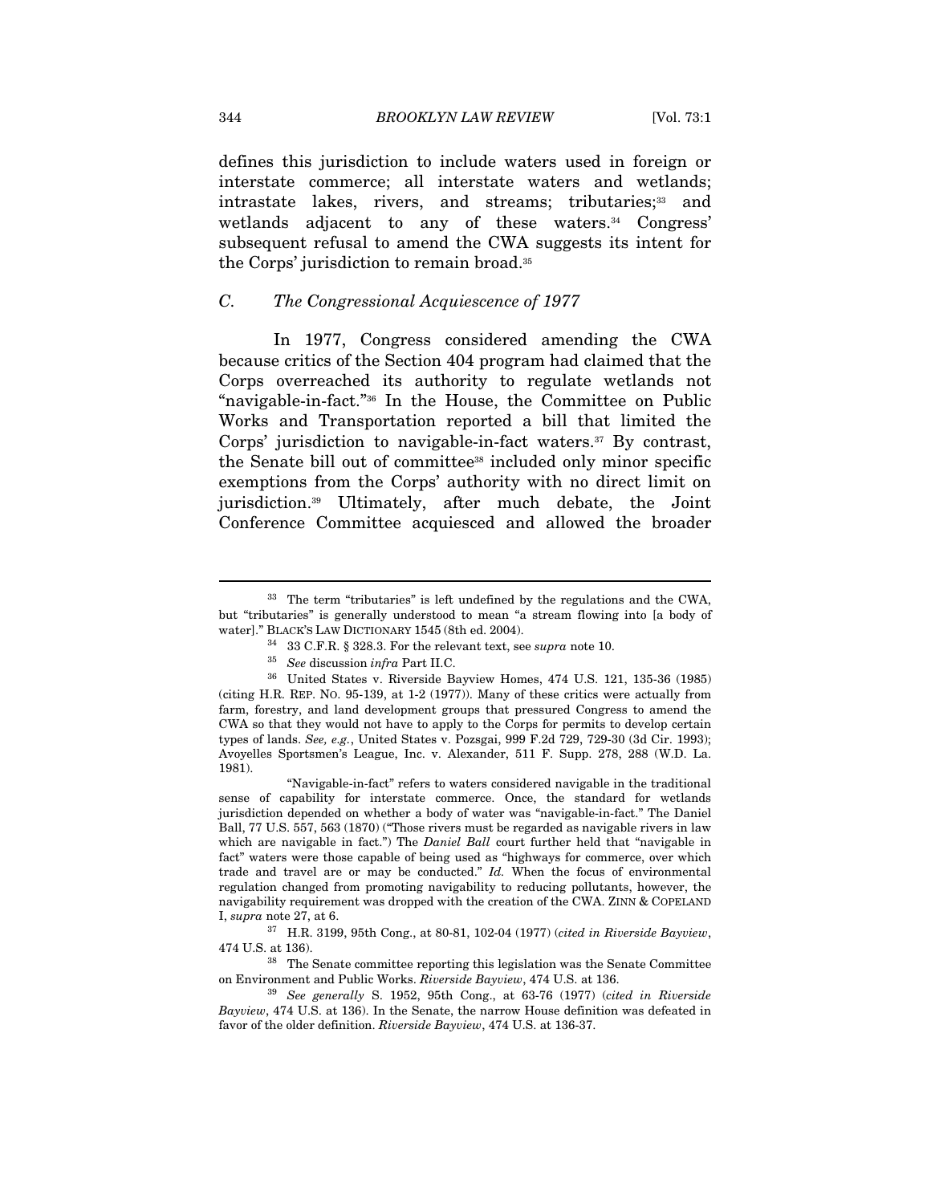defines this jurisdiction to include waters used in foreign or interstate commerce; all interstate waters and wetlands; intrastate lakes, rivers, and streams; tributaries;[33] and wetlands adjacent to any of these waters.[34] Congress' subsequent refusal to amend the CWA suggests its intent for the Corps' jurisdiction to remain broad.[35]

### *C. The Congressional Acquiescence of 1977*

In 1977, Congress considered amending the CWA because critics of the Section 404 program had claimed that the Corps overreached its authority to regulate wetlands not "navigable-in-fact."[36] In the House, the Committee on Public Works and Transportation reported a bill that limited the Corps' jurisdiction to navigable-in-fact waters.[37] By contrast, the Senate bill out of committee[38] included only minor specific exemptions from the Corps' authority with no direct limit on jurisdiction.[39] Ultimately, after much debate, the Joint Conference Committee acquiesced and allowed the broader

---

[33] The term "tributaries" is left undefined by the regulations and the CWA, but "tributaries" is generally understood to mean "a stream flowing into [a body of water]." BLACK'S LAW DICTIONARY 1545 (8th ed. 2004).

[34] 33 C.F.R. § 328.3. For the relevant text, see *supra* note 10.

[35] *See* discussion *infra* Part II.C.

[36] United States v. Riverside Bayview Homes, 474 U.S. 121, 135-36 (1985) (citing H.R. REP. NO. 95-139, at 1-2 (1977)). Many of these critics were actually from farm, forestry, and land development groups that pressured Congress to amend the CWA so that they would not have to apply to the Corps for permits to develop certain types of lands. *See, e.g.*, United States v. Pozsgai, 999 F.2d 729, 729-30 (3d Cir. 1993); Avoyelles Sportsmen's League, Inc. v. Alexander, 511 F. Supp. 278, 288 (W.D. La. 1981).

"Navigable-in-fact" refers to waters considered navigable in the traditional sense of capability for interstate commerce. Once, the standard for wetlands jurisdiction depended on whether a body of water was "navigable-in-fact." The Daniel Ball, 77 U.S. 557, 563 (1870) ("Those rivers must be regarded as navigable rivers in law which are navigable in fact.") The *Daniel Ball* court further held that "navigable in fact" waters were those capable of being used as "highways for commerce, over which trade and travel are or may be conducted." *Id.* When the focus of environmental regulation changed from promoting navigability to reducing pollutants, however, the navigability requirement was dropped with the creation of the CWA. ZINN & COPELAND I, *supra* note 27, at 6.

[37] H.R. 3199, 95th Cong., at 80-81, 102-04 (1977) (*cited in Riverside Bayview*, 474 U.S. at 136).

[38] The Senate committee reporting this legislation was the Senate Committee on Environment and Public Works. *Riverside Bayview*, 474 U.S. at 136.

[39] *See generally* S. 1952, 95th Cong., at 63-76 (1977) (*cited in Riverside Bayview*, 474 U.S. at 136). In the Senate, the narrow House definition was defeated in favor of the older definition. *Riverside Bayview*, 474 U.S. at 136-37.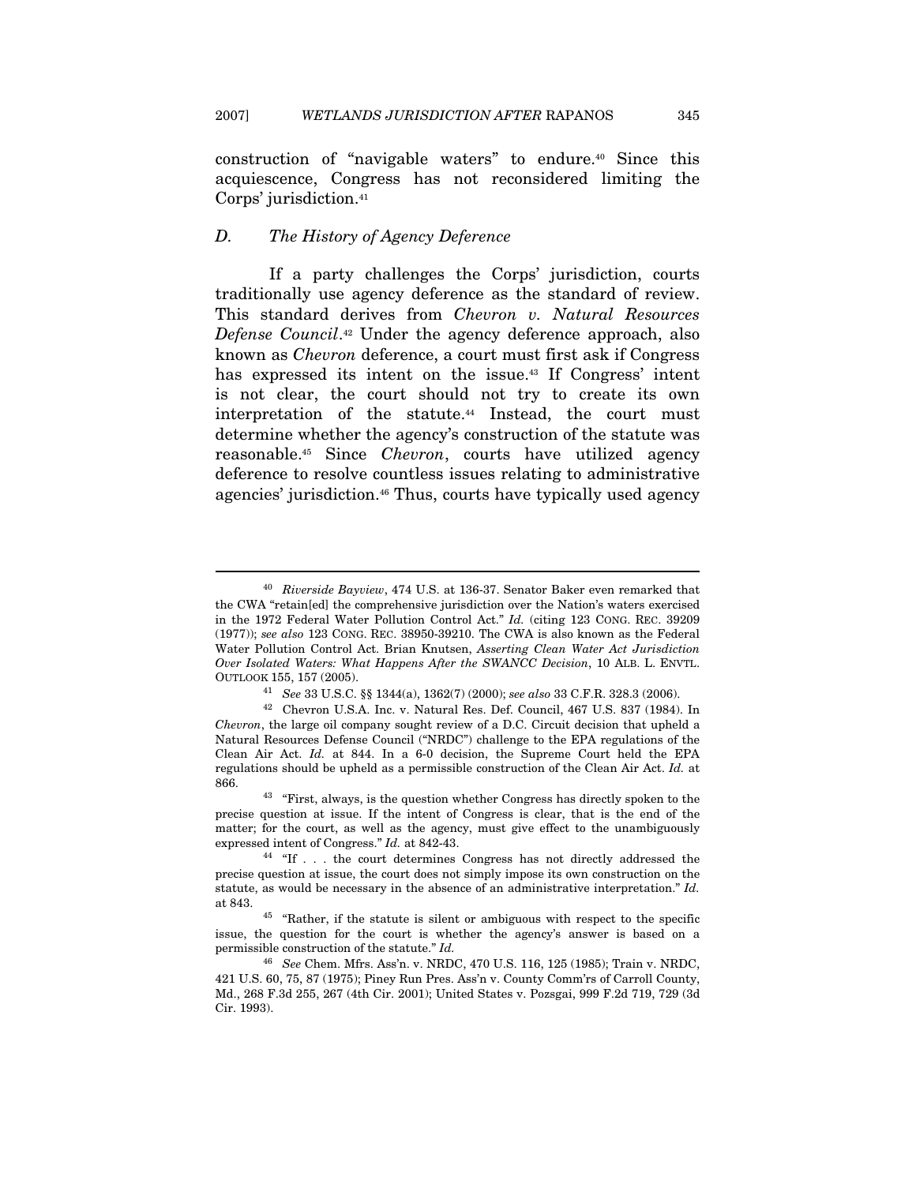construction of "navigable waters" to endure.[40] Since this acquiescence, Congress has not reconsidered limiting the Corps' jurisdiction.[41]

### D. *The History of Agency Deference*

If a party challenges the Corps' jurisdiction, courts traditionally use agency deference as the standard of review. This standard derives from *Chevron v. Natural Resources Defense Council*.[42] Under the agency deference approach, also known as *Chevron* deference, a court must first ask if Congress has expressed its intent on the issue.[43] If Congress' intent is not clear, the court should not try to create its own interpretation of the statute.[44] Instead, the court must determine whether the agency's construction of the statute was reasonable.[45] Since *Chevron*, courts have utilized agency deference to resolve countless issues relating to administrative agencies' jurisdiction.[46] Thus, courts have typically used agency

---

[40] *Riverside Bayview*, 474 U.S. at 136-37. Senator Baker even remarked that the CWA "retain[ed] the comprehensive jurisdiction over the Nation's waters exercised in the 1972 Federal Water Pollution Control Act." *Id.* (citing 123 CONG. REC. 39209 (1977)); *see also* 123 CONG. REC. 38950-39210. The CWA is also known as the Federal Water Pollution Control Act. Brian Knutsen, *Asserting Clean Water Act Jurisdiction Over Isolated Waters: What Happens After the SWANCC Decision*, 10 ALB. L. ENVTL. OUTLOOK 155, 157 (2005).

[41] *See* 33 U.S.C. §§ 1344(a), 1362(7) (2000); *see also* 33 C.F.R. 328.3 (2006).

[42] Chevron U.S.A. Inc. v. Natural Res. Def. Council, 467 U.S. 837 (1984). In *Chevron*, the large oil company sought review of a D.C. Circuit decision that upheld a Natural Resources Defense Council ("NRDC") challenge to the EPA regulations of the Clean Air Act. *Id.* at 844. In a 6-0 decision, the Supreme Court held the EPA regulations should be upheld as a permissible construction of the Clean Air Act. *Id.* at 866.

[43] "First, always, is the question whether Congress has directly spoken to the precise question at issue. If the intent of Congress is clear, that is the end of the matter; for the court, as well as the agency, must give effect to the unambiguously expressed intent of Congress." *Id.* at 842-43.

[44] "If . . . the court determines Congress has not directly addressed the precise question at issue, the court does not simply impose its own construction on the statute, as would be necessary in the absence of an administrative interpretation." *Id.* at 843.

[45] "Rather, if the statute is silent or ambiguous with respect to the specific issue, the question for the court is whether the agency's answer is based on a permissible construction of the statute." *Id.*

[46] *See* Chem. Mfrs. Ass'n. v. NRDC, 470 U.S. 116, 125 (1985); Train v. NRDC, 421 U.S. 60, 75, 87 (1975); Piney Run Pres. Ass'n v. County Comm'rs of Carroll County, Md., 268 F.3d 255, 267 (4th Cir. 2001); United States v. Pozsgai, 999 F.2d 719, 729 (3d Cir. 1993).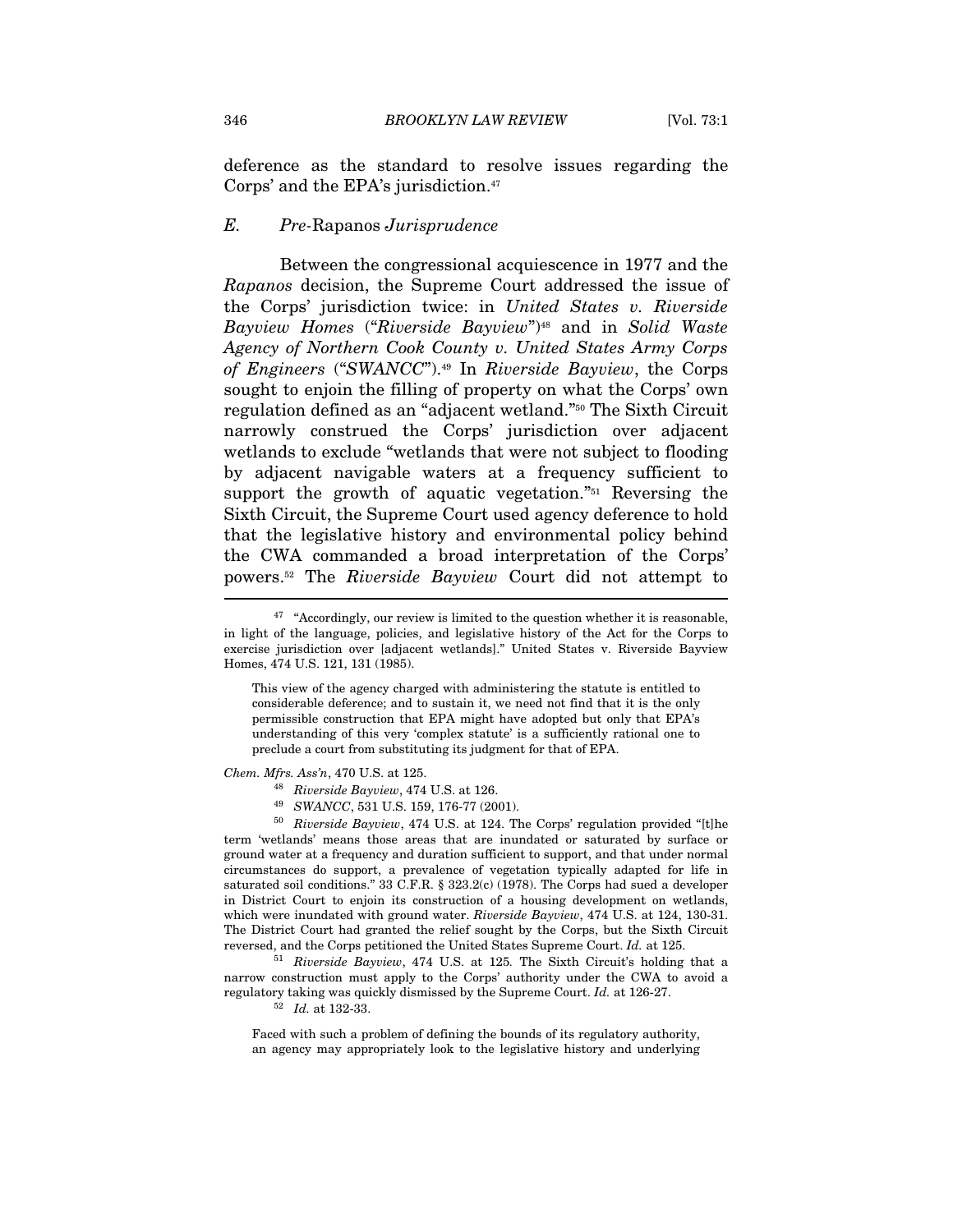deference as the standard to resolve issues regarding the Corps' and the EPA's jurisdiction.[47]

### *E. Pre-*Rapanos *Jurisprudence*

Between the congressional acquiescence in 1977 and the *Rapanos* decision, the Supreme Court addressed the issue of the Corps' jurisdiction twice: in *United States v. Riverside Bayview Homes* ("*Riverside Bayview*")[48] and in *Solid Waste Agency of Northern Cook County v. United States Army Corps of Engineers* ("*SWANCC*").[49] In *Riverside Bayview*, the Corps sought to enjoin the filling of property on what the Corps' own regulation defined as an "adjacent wetland."[50] The Sixth Circuit narrowly construed the Corps' jurisdiction over adjacent wetlands to exclude "wetlands that were not subject to flooding by adjacent navigable waters at a frequency sufficient to support the growth of aquatic vegetation."[51] Reversing the Sixth Circuit, the Supreme Court used agency deference to hold that the legislative history and environmental policy behind the CWA commanded a broad interpretation of the Corps' powers.[52] The *Riverside Bayview* Court did not attempt to

---

[47] "Accordingly, our review is limited to the question whether it is reasonable, in light of the language, policies, and legislative history of the Act for the Corps to exercise jurisdiction over [adjacent wetlands]." United States v. Riverside Bayview Homes, 474 U.S. 121, 131 (1985).

> This view of the agency charged with administering the statute is entitled to considerable deference; and to sustain it, we need not find that it is the only permissible construction that EPA might have adopted but only that EPA's understanding of this very 'complex statute' is a sufficiently rational one to preclude a court from substituting its judgment for that of EPA.

*Chem. Mfrs. Ass'n*, 470 U.S. at 125.

[48] *Riverside Bayview*, 474 U.S. at 126.

[49] *SWANCC*, 531 U.S. 159, 176-77 (2001).

[50] *Riverside Bayview*, 474 U.S. at 124. The Corps' regulation provided "[t]he term 'wetlands' means those areas that are inundated or saturated by surface or ground water at a frequency and duration sufficient to support, and that under normal circumstances do support, a prevalence of vegetation typically adapted for life in saturated soil conditions." 33 C.F.R. § 323.2(c) (1978). The Corps had sued a developer in District Court to enjoin its construction of a housing development on wetlands, which were inundated with ground water. *Riverside Bayview*, 474 U.S. at 124, 130-31. The District Court had granted the relief sought by the Corps, but the Sixth Circuit reversed, and the Corps petitioned the United States Supreme Court. *Id.* at 125.

[51] *Riverside Bayview*, 474 U.S. at 125. The Sixth Circuit's holding that a narrow construction must apply to the Corps' authority under the CWA to avoid a regulatory taking was quickly dismissed by the Supreme Court. *Id.* at 126-27.

[52] *Id.* at 132-33.

> Faced with such a problem of defining the bounds of its regulatory authority, an agency may appropriately look to the legislative history and underlying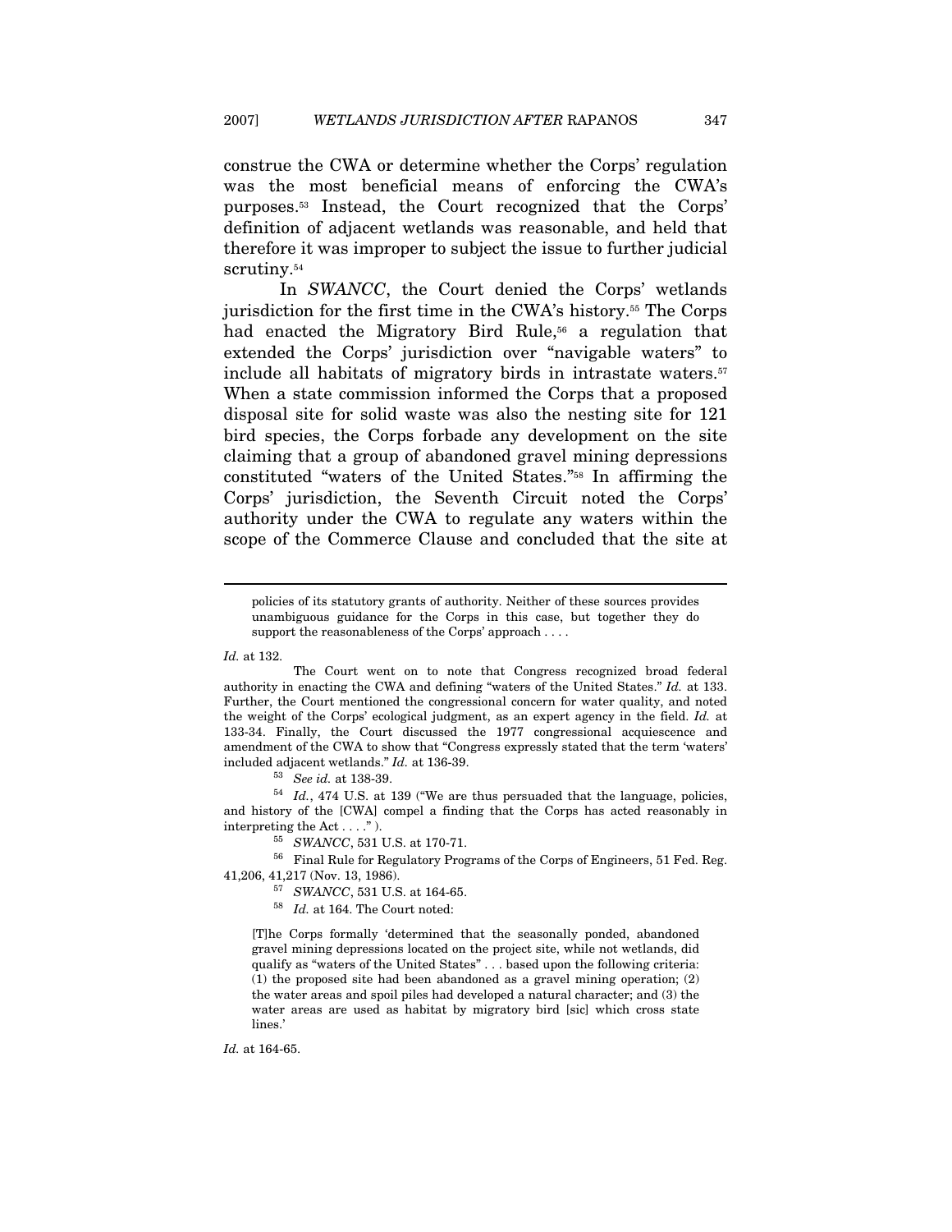construe the CWA or determine whether the Corps' regulation was the most beneficial means of enforcing the CWA's purposes.[53] Instead, the Court recognized that the Corps' definition of adjacent wetlands was reasonable, and held that therefore it was improper to subject the issue to further judicial scrutiny.[54]

In *SWANCC*, the Court denied the Corps' wetlands jurisdiction for the first time in the CWA's history.[55] The Corps had enacted the Migratory Bird Rule,[56] a regulation that extended the Corps' jurisdiction over "navigable waters" to include all habitats of migratory birds in intrastate waters.[57] When a state commission informed the Corps that a proposed disposal site for solid waste was also the nesting site for 121 bird species, the Corps forbade any development on the site claiming that a group of abandoned gravel mining depressions constituted "waters of the United States."[58] In affirming the Corps' jurisdiction, the Seventh Circuit noted the Corps' authority under the CWA to regulate any waters within the scope of the Commerce Clause and concluded that the site at

---

> policies of its statutory grants of authority. Neither of these sources provides unambiguous guidance for the Corps in this case, but together they do support the reasonableness of the Corps' approach . . . .

*Id.* at 132.

The Court went on to note that Congress recognized broad federal authority in enacting the CWA and defining "waters of the United States." *Id.* at 133. Further, the Court mentioned the congressional concern for water quality, and noted the weight of the Corps' ecological judgment, as an expert agency in the field. *Id.* at 133-34. Finally, the Court discussed the 1977 congressional acquiescence and amendment of the CWA to show that "Congress expressly stated that the term 'waters' included adjacent wetlands." *Id.* at 136-39.

[53] *See id.* at 138-39.

[54] *Id.*, 474 U.S. at 139 ("We are thus persuaded that the language, policies, and history of the [CWA] compel a finding that the Corps has acted reasonably in interpreting the Act . . . ." ).

[55] *SWANCC*, 531 U.S. at 170-71.

[56] Final Rule for Regulatory Programs of the Corps of Engineers, 51 Fed. Reg. 41,206, 41,217 (Nov. 13, 1986).

[57] *SWANCC*, 531 U.S. at 164-65.

[58] *Id.* at 164. The Court noted:

> [T]he Corps formally 'determined that the seasonally ponded, abandoned gravel mining depressions located on the project site, while not wetlands, did qualify as "waters of the United States" . . . based upon the following criteria: (1) the proposed site had been abandoned as a gravel mining operation; (2) the water areas and spoil piles had developed a natural character; and (3) the water areas are used as habitat by migratory bird [sic] which cross state lines.'

*Id.* at 164-65.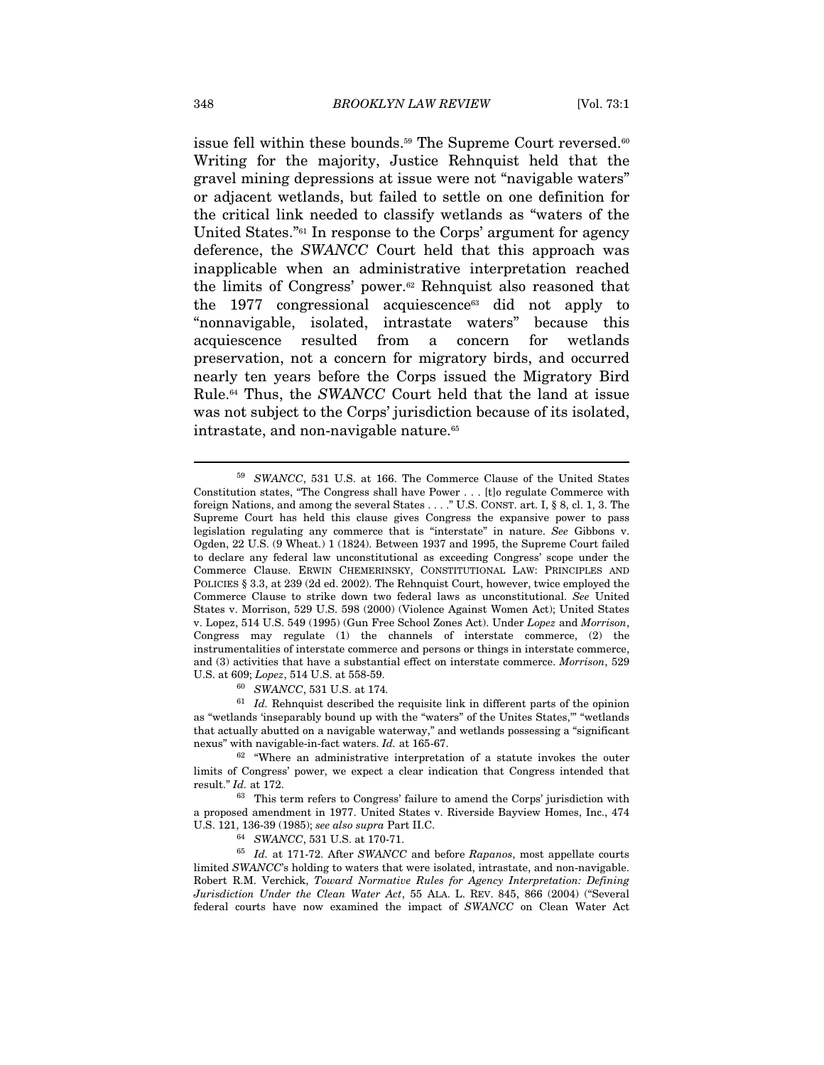issue fell within these bounds.[59] The Supreme Court reversed.[60] Writing for the majority, Justice Rehnquist held that the gravel mining depressions at issue were not "navigable waters" or adjacent wetlands, but failed to settle on one definition for the critical link needed to classify wetlands as "waters of the United States."[61] In response to the Corps' argument for agency deference, the *SWANCC* Court held that this approach was inapplicable when an administrative interpretation reached the limits of Congress' power.[62] Rehnquist also reasoned that the 1977 congressional acquiescence[63] did not apply to "nonnavigable, isolated, intrastate waters" because this acquiescence resulted from a concern for wetlands preservation, not a concern for migratory birds, and occurred nearly ten years before the Corps issued the Migratory Bird Rule.[64] Thus, the *SWANCC* Court held that the land at issue was not subject to the Corps' jurisdiction because of its isolated, intrastate, and non-navigable nature.[65]

---

[59] *SWANCC*, 531 U.S. at 166. The Commerce Clause of the United States Constitution states, "The Congress shall have Power . . . [t]o regulate Commerce with foreign Nations, and among the several States . . . ." U.S. CONST. art. I, § 8, cl. 1, 3. The Supreme Court has held this clause gives Congress the expansive power to pass legislation regulating any commerce that is "interstate" in nature. *See* Gibbons v. Ogden, 22 U.S. (9 Wheat.) 1 (1824). Between 1937 and 1995, the Supreme Court failed to declare any federal law unconstitutional as exceeding Congress' scope under the Commerce Clause. ERWIN CHEMERINSKY, CONSTITUTIONAL LAW: PRINCIPLES AND POLICIES § 3.3, at 239 (2d ed. 2002). The Rehnquist Court, however, twice employed the Commerce Clause to strike down two federal laws as unconstitutional. *See* United States v. Morrison, 529 U.S. 598 (2000) (Violence Against Women Act); United States v. Lopez, 514 U.S. 549 (1995) (Gun Free School Zones Act). Under *Lopez* and *Morrison*, Congress may regulate (1) the channels of interstate commerce, (2) the instrumentalities of interstate commerce and persons or things in interstate commerce, and (3) activities that have a substantial effect on interstate commerce. *Morrison*, 529 U.S. at 609; *Lopez*, 514 U.S. at 558-59.

[60] *SWANCC*, 531 U.S. at 174.

[61] *Id.* Rehnquist described the requisite link in different parts of the opinion as "wetlands 'inseparably bound up with the "waters" of the Unites States,'" "wetlands that actually abutted on a navigable waterway," and wetlands possessing a "significant nexus" with navigable-in-fact waters. *Id.* at 165-67.

[62] "Where an administrative interpretation of a statute invokes the outer limits of Congress' power, we expect a clear indication that Congress intended that result." *Id.* at 172.

[63] This term refers to Congress' failure to amend the Corps' jurisdiction with a proposed amendment in 1977. United States v. Riverside Bayview Homes, Inc., 474 U.S. 121, 136-39 (1985); *see also supra* Part II.C.

[64] *SWANCC*, 531 U.S. at 170-71.

[65] *Id.* at 171-72. After *SWANCC* and before *Rapanos*, most appellate courts limited *SWANCC*'s holding to waters that were isolated, intrastate, and non-navigable. Robert R.M. Verchick, *Toward Normative Rules for Agency Interpretation: Defining Jurisdiction Under the Clean Water Act*, 55 ALA. L. REV. 845, 866 (2004) ("Several federal courts have now examined the impact of *SWANCC* on Clean Water Act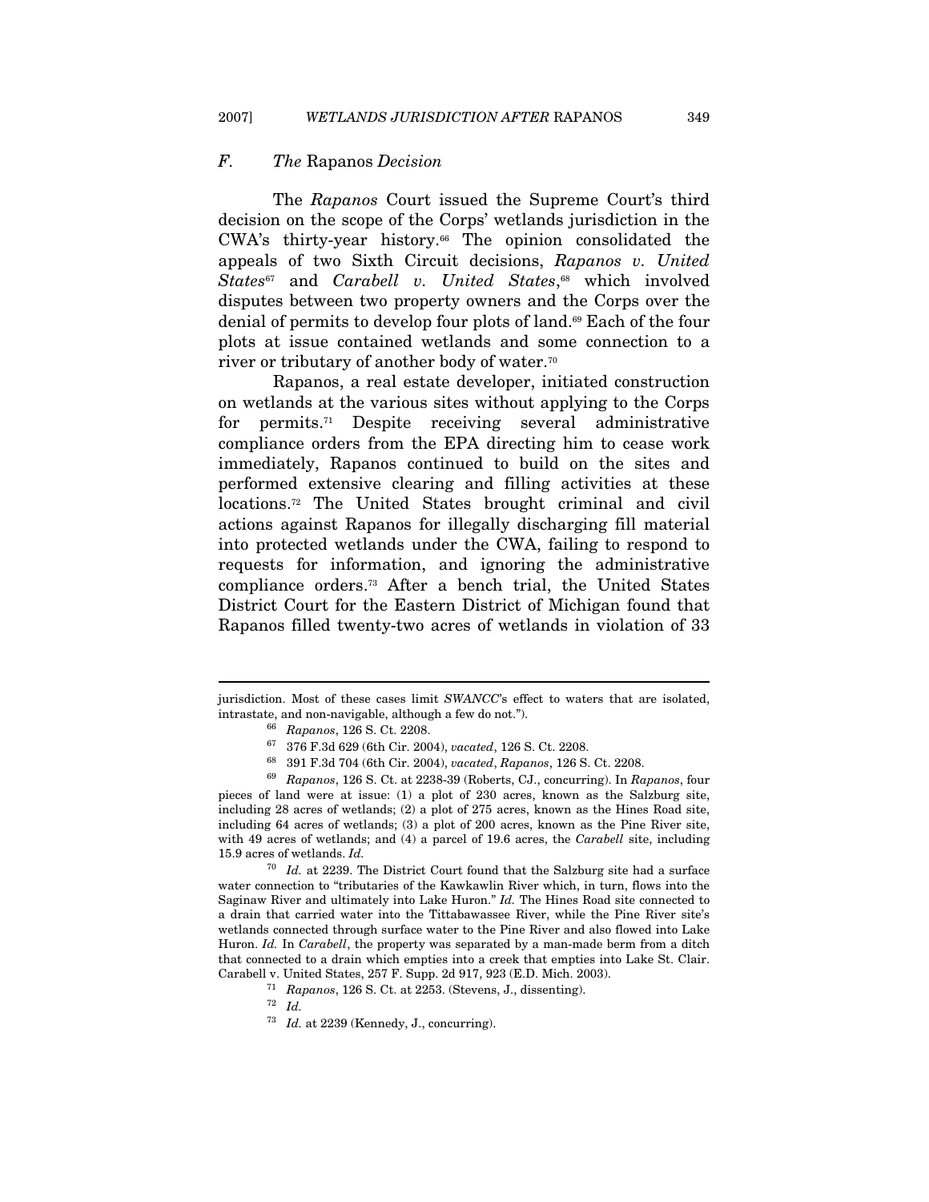jurisdiction. Most of these cases limit *SWANCC*'s effect to waters that are isolated, intrastate, and non-navigable, although a few do not.").

### *F. The* Rapanos *Decision*

The *Rapanos* Court issued the Supreme Court's third decision on the scope of the Corps' wetlands jurisdiction in the CWA's thirty-year history.[66] The opinion consolidated the appeals of two Sixth Circuit decisions, *Rapanos v. United States*[67] and *Carabell v. United States*,[68] which involved disputes between two property owners and the Corps over the denial of permits to develop four plots of land.[69] Each of the four plots at issue contained wetlands and some connection to a river or tributary of another body of water.[70]

Rapanos, a real estate developer, initiated construction on wetlands at the various sites without applying to the Corps for permits.[71] Despite receiving several administrative compliance orders from the EPA directing him to cease work immediately, Rapanos continued to build on the sites and performed extensive clearing and filling activities at these locations.[72] The United States brought criminal and civil actions against Rapanos for illegally discharging fill material into protected wetlands under the CWA, failing to respond to requests for information, and ignoring the administrative compliance orders.[73] After a bench trial, the United States District Court for the Eastern District of Michigan found that Rapanos filled twenty-two acres of wetlands in violation of 33

---

[66] *Rapanos*, 126 S. Ct. 2208.

[67] 376 F.3d 629 (6th Cir. 2004), *vacated*, 126 S. Ct. 2208.

[68] 391 F.3d 704 (6th Cir. 2004), *vacated*, *Rapanos*, 126 S. Ct. 2208.

[69] *Rapanos*, 126 S. Ct. at 2238-39 (Roberts, CJ., concurring). In *Rapanos*, four pieces of land were at issue: (1) a plot of 230 acres, known as the Salzburg site, including 28 acres of wetlands; (2) a plot of 275 acres, known as the Hines Road site, including 64 acres of wetlands; (3) a plot of 200 acres, known as the Pine River site, with 49 acres of wetlands; and (4) a parcel of 19.6 acres, the *Carabell* site, including 15.9 acres of wetlands. *Id.*

[70] *Id.* at 2239. The District Court found that the Salzburg site had a surface water connection to "tributaries of the Kawkawlin River which, in turn, flows into the Saginaw River and ultimately into Lake Huron." *Id.* The Hines Road site connected to a drain that carried water into the Tittabawassee River, while the Pine River site's wetlands connected through surface water to the Pine River and also flowed into Lake Huron. *Id.* In *Carabell*, the property was separated by a man-made berm from a ditch that connected to a drain which empties into a creek that empties into Lake St. Clair. Carabell v. United States, 257 F. Supp. 2d 917, 923 (E.D. Mich. 2003).

[71] *Rapanos*, 126 S. Ct. at 2253. (Stevens, J., dissenting).

[72] *Id.*

[73] *Id.* at 2239 (Kennedy, J., concurring).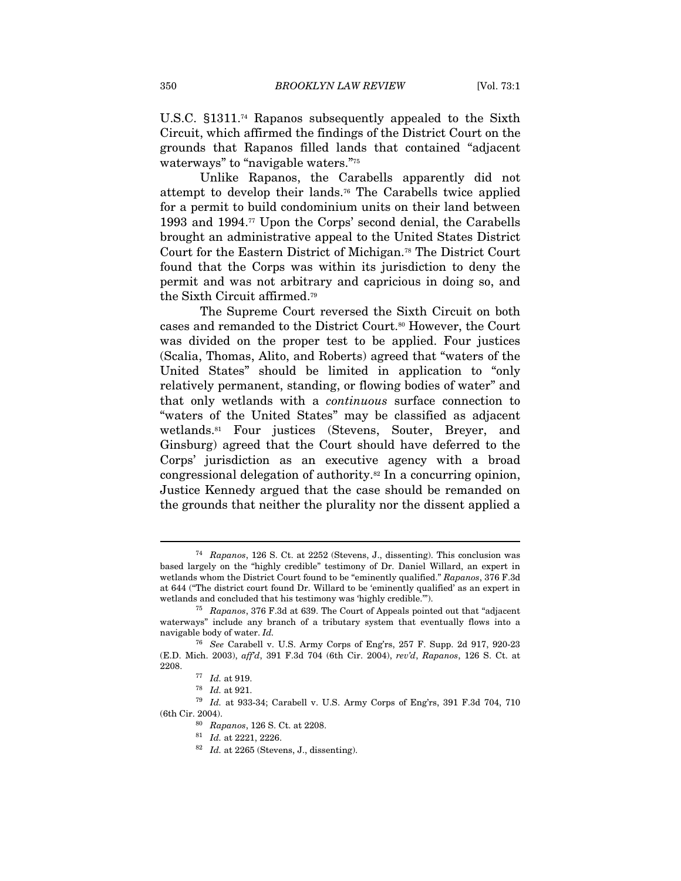U.S.C. §1311.[74] Rapanos subsequently appealed to the Sixth Circuit, which affirmed the findings of the District Court on the grounds that Rapanos filled lands that contained "adjacent waterways" to "navigable waters."[75]

Unlike Rapanos, the Carabells apparently did not attempt to develop their lands.[76] The Carabells twice applied for a permit to build condominium units on their land between 1993 and 1994.[77] Upon the Corps' second denial, the Carabells brought an administrative appeal to the United States District Court for the Eastern District of Michigan.[78] The District Court found that the Corps was within its jurisdiction to deny the permit and was not arbitrary and capricious in doing so, and the Sixth Circuit affirmed.[79]

The Supreme Court reversed the Sixth Circuit on both cases and remanded to the District Court.[80] However, the Court was divided on the proper test to be applied. Four justices (Scalia, Thomas, Alito, and Roberts) agreed that "waters of the United States" should be limited in application to "only relatively permanent, standing, or flowing bodies of water" and that only wetlands with a *continuous* surface connection to "waters of the United States" may be classified as adjacent wetlands.[81] Four justices (Stevens, Souter, Breyer, and Ginsburg) agreed that the Court should have deferred to the Corps' jurisdiction as an executive agency with a broad congressional delegation of authority.[82] In a concurring opinion, Justice Kennedy argued that the case should be remanded on the grounds that neither the plurality nor the dissent applied a

---

[74] *Rapanos*, 126 S. Ct. at 2252 (Stevens, J., dissenting). This conclusion was based largely on the "highly credible" testimony of Dr. Daniel Willard, an expert in wetlands whom the District Court found to be "eminently qualified." *Rapanos*, 376 F.3d at 644 ("The district court found Dr. Willard to be 'eminently qualified' as an expert in wetlands and concluded that his testimony was 'highly credible.'").

[75] *Rapanos*, 376 F.3d at 639. The Court of Appeals pointed out that "adjacent waterways" include any branch of a tributary system that eventually flows into a navigable body of water. *Id.*

[76] *See* Carabell v. U.S. Army Corps of Eng'rs, 257 F. Supp. 2d 917, 920-23 (E.D. Mich. 2003), *aff'd*, 391 F.3d 704 (6th Cir. 2004), *rev'd*, *Rapanos*, 126 S. Ct. at 2208.

[77] *Id.* at 919.

[78] *Id.* at 921.

[79] *Id.* at 933-34; Carabell v. U.S. Army Corps of Eng'rs, 391 F.3d 704, 710 (6th Cir. 2004).

[80] *Rapanos*, 126 S. Ct. at 2208.

[81] *Id.* at 2221, 2226.

[82] *Id.* at 2265 (Stevens, J., dissenting).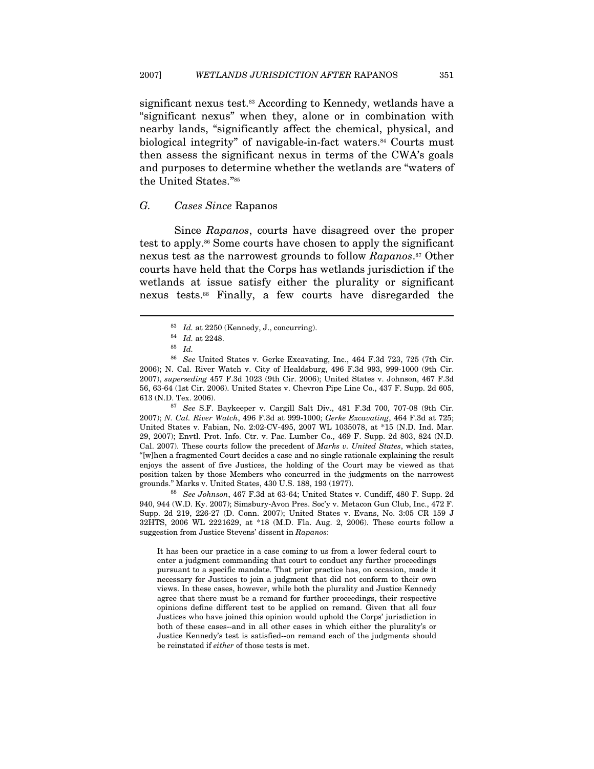significant nexus test.[83] According to Kennedy, wetlands have a "significant nexus" when they, alone or in combination with nearby lands, "significantly affect the chemical, physical, and biological integrity" of navigable-in-fact waters.[84] Courts must then assess the significant nexus in terms of the CWA's goals and purposes to determine whether the wetlands are "waters of the United States."[85]

### G. *Cases Since* Rapanos

Since *Rapanos*, courts have disagreed over the proper test to apply.[86] Some courts have chosen to apply the significant nexus test as the narrowest grounds to follow *Rapanos*.[87] Other courts have held that the Corps has wetlands jurisdiction if the wetlands at issue satisfy either the plurality or significant nexus tests.[88] Finally, a few courts have disregarded the

---

[83] *Id.* at 2250 (Kennedy, J., concurring).

[84] *Id.* at 2248.

[85] *Id.*

[86] *See* United States v. Gerke Excavating, Inc., 464 F.3d 723, 725 (7th Cir. 2006); N. Cal. River Watch v. City of Healdsburg, 496 F.3d 993, 999-1000 (9th Cir. 2007), *superseding* 457 F.3d 1023 (9th Cir. 2006); United States v. Johnson, 467 F.3d 56, 63-64 (1st Cir. 2006). United States v. Chevron Pipe Line Co., 437 F. Supp. 2d 605, 613 (N.D. Tex. 2006).

[87] *See* S.F. Baykeeper v. Cargill Salt Div., 481 F.3d 700, 707-08 (9th Cir. 2007); *N. Cal. River Watch*, 496 F.3d at 999-1000; *Gerke Excavating*, 464 F.3d at 725; United States v. Fabian, No. 2:02-CV-495, 2007 WL 1035078, at *15 (N.D. Ind. Mar. 29, 2007); Envtl. Prot. Info. Ctr. v. Pac. Lumber Co., 469 F. Supp. 2d 803, 824 (N.D. Cal. 2007). These courts follow the precedent of *Marks v. United States*, which states, "[w]hen a fragmented Court decides a case and no single rationale explaining the result enjoys the assent of five Justices, the holding of the Court may be viewed as that position taken by those Members who concurred in the judgments on the narrowest grounds." Marks v. United States, 430 U.S. 188, 193 (1977).

[88] *See Johnson*, 467 F.3d at 63-64; United States v. Cundiff, 480 F. Supp. 2d 940, 944 (W.D. Ky. 2007); Simsbury-Avon Pres. Soc'y v. Metacon Gun Club, Inc., 472 F. Supp. 2d 219, 226-27 (D. Conn. 2007); United States v. Evans, No. 3:05 CR 159 J 32HTS, 2006 WL 2221629, at *18 (M.D. Fla. Aug. 2, 2006). These courts follow a suggestion from Justice Stevens' dissent in *Rapanos*:

> It has been our practice in a case coming to us from a lower federal court to enter a judgment commanding that court to conduct any further proceedings pursuant to a specific mandate. That prior practice has, on occasion, made it necessary for Justices to join a judgment that did not conform to their own views. In these cases, however, while both the plurality and Justice Kennedy agree that there must be a remand for further proceedings, their respective opinions define different test to be applied on remand. Given that all four Justices who have joined this opinion would uphold the Corps' jurisdiction in both of these cases--and in all other cases in which either the plurality's or Justice Kennedy's test is satisfied--on remand each of the judgments should be reinstated if *either* of those tests is met.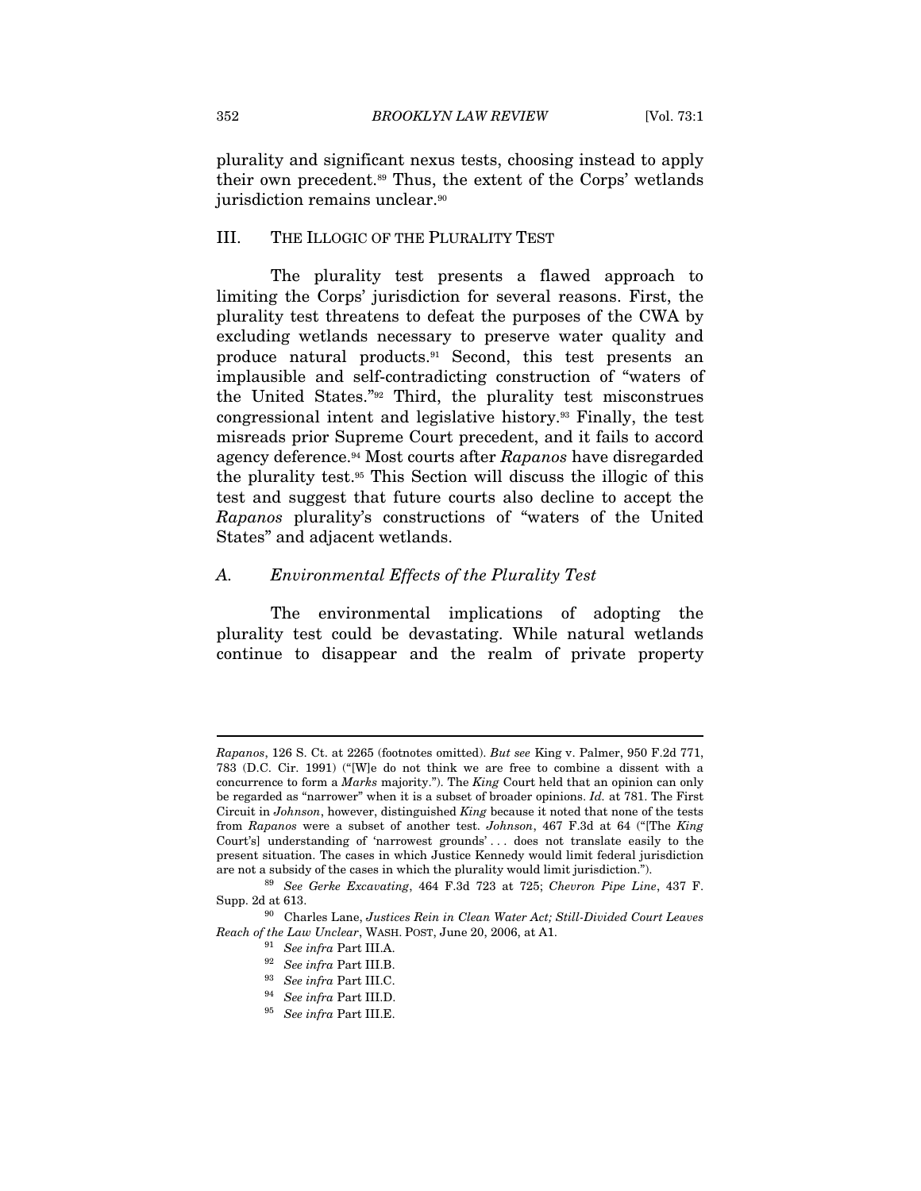plurality and significant nexus tests, choosing instead to apply their own precedent.[89] Thus, the extent of the Corps' wetlands jurisdiction remains unclear.[90]

## III. THE ILLOGIC OF THE PLURALITY TEST

The plurality test presents a flawed approach to limiting the Corps' jurisdiction for several reasons. First, the plurality test threatens to defeat the purposes of the CWA by excluding wetlands necessary to preserve water quality and produce natural products.[91] Second, this test presents an implausible and self-contradicting construction of "waters of the United States."[92] Third, the plurality test misconstrues congressional intent and legislative history.[93] Finally, the test misreads prior Supreme Court precedent, and it fails to accord agency deference.[94] Most courts after *Rapanos* have disregarded the plurality test.[95] This Section will discuss the illogic of this test and suggest that future courts also decline to accept the *Rapanos* plurality's constructions of "waters of the United States" and adjacent wetlands.

### *A. Environmental Effects of the Plurality Test*

The environmental implications of adopting the plurality test could be devastating. While natural wetlands continue to disappear and the realm of private property

---

*Rapanos*, 126 S. Ct. at 2265 (footnotes omitted). *But see* King v. Palmer, 950 F.2d 771, 783 (D.C. Cir. 1991) ("[W]e do not think we are free to combine a dissent with a concurrence to form a *Marks* majority."). The *King* Court held that an opinion can only be regarded as "narrower" when it is a subset of broader opinions. *Id.* at 781. The First Circuit in *Johnson*, however, distinguished *King* because it noted that none of the tests from *Rapanos* were a subset of another test. *Johnson*, 467 F.3d at 64 ("[The *King* Court's] understanding of 'narrowest grounds' . . . does not translate easily to the present situation. The cases in which Justice Kennedy would limit federal jurisdiction are not a subsidy of the cases in which the plurality would limit jurisdiction.").

[89] *See Gerke Excavating*, 464 F.3d 723 at 725; *Chevron Pipe Line*, 437 F. Supp. 2d at 613.

[90] Charles Lane, *Justices Rein in Clean Water Act; Still-Divided Court Leaves Reach of the Law Unclear*, WASH. POST, June 20, 2006, at A1.

[91] *See infra* Part III.A.

[92] *See infra* Part III.B.

[93] *See infra* Part III.C.

[94] *See infra* Part III.D.

[95] *See infra* Part III.E.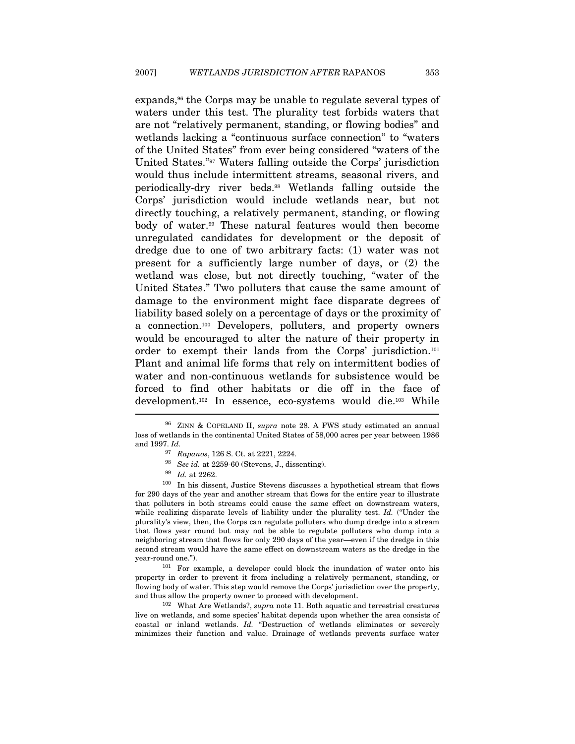expands,[96] the Corps may be unable to regulate several types of waters under this test. The plurality test forbids waters that are not "relatively permanent, standing, or flowing bodies" and wetlands lacking a "continuous surface connection" to "waters of the United States" from ever being considered "waters of the United States."[97] Waters falling outside the Corps' jurisdiction would thus include intermittent streams, seasonal rivers, and periodically-dry river beds.[98] Wetlands falling outside the Corps' jurisdiction would include wetlands near, but not directly touching, a relatively permanent, standing, or flowing body of water.[99] These natural features would then become unregulated candidates for development or the deposit of dredge due to one of two arbitrary facts: (1) water was not present for a sufficiently large number of days, or (2) the wetland was close, but not directly touching, "water of the United States." Two polluters that cause the same amount of damage to the environment might face disparate degrees of liability based solely on a percentage of days or the proximity of a connection.[100] Developers, polluters, and property owners would be encouraged to alter the nature of their property in order to exempt their lands from the Corps' jurisdiction.[101] Plant and animal life forms that rely on intermittent bodies of water and non-continuous wetlands for subsistence would be forced to find other habitats or die off in the face of development.[102] In essence, eco-systems would die.[103] While

---

[96] ZINN & COPELAND II, *supra* note 28. A FWS study estimated an annual loss of wetlands in the continental United States of 58,000 acres per year between 1986 and 1997. *Id.*

[97] *Rapanos*, 126 S. Ct. at 2221, 2224.

[98] *See id.* at 2259-60 (Stevens, J., dissenting).

[99] *Id.* at 2262.

[100] In his dissent, Justice Stevens discusses a hypothetical stream that flows for 290 days of the year and another stream that flows for the entire year to illustrate that polluters in both streams could cause the same effect on downstream waters, while realizing disparate levels of liability under the plurality test. *Id.* ("Under the plurality's view, then, the Corps can regulate polluters who dump dredge into a stream that flows year round but may not be able to regulate polluters who dump into a neighboring stream that flows for only 290 days of the year—even if the dredge in this second stream would have the same effect on downstream waters as the dredge in the year-round one.").

[101] For example, a developer could block the inundation of water onto his property in order to prevent it from including a relatively permanent, standing, or flowing body of water. This step would remove the Corps' jurisdiction over the property, and thus allow the property owner to proceed with development.

[102] What Are Wetlands?, *supra* note 11. Both aquatic and terrestrial creatures live on wetlands, and some species' habitat depends upon whether the area consists of coastal or inland wetlands. *Id.* "Destruction of wetlands eliminates or severely minimizes their function and value. Drainage of wetlands prevents surface water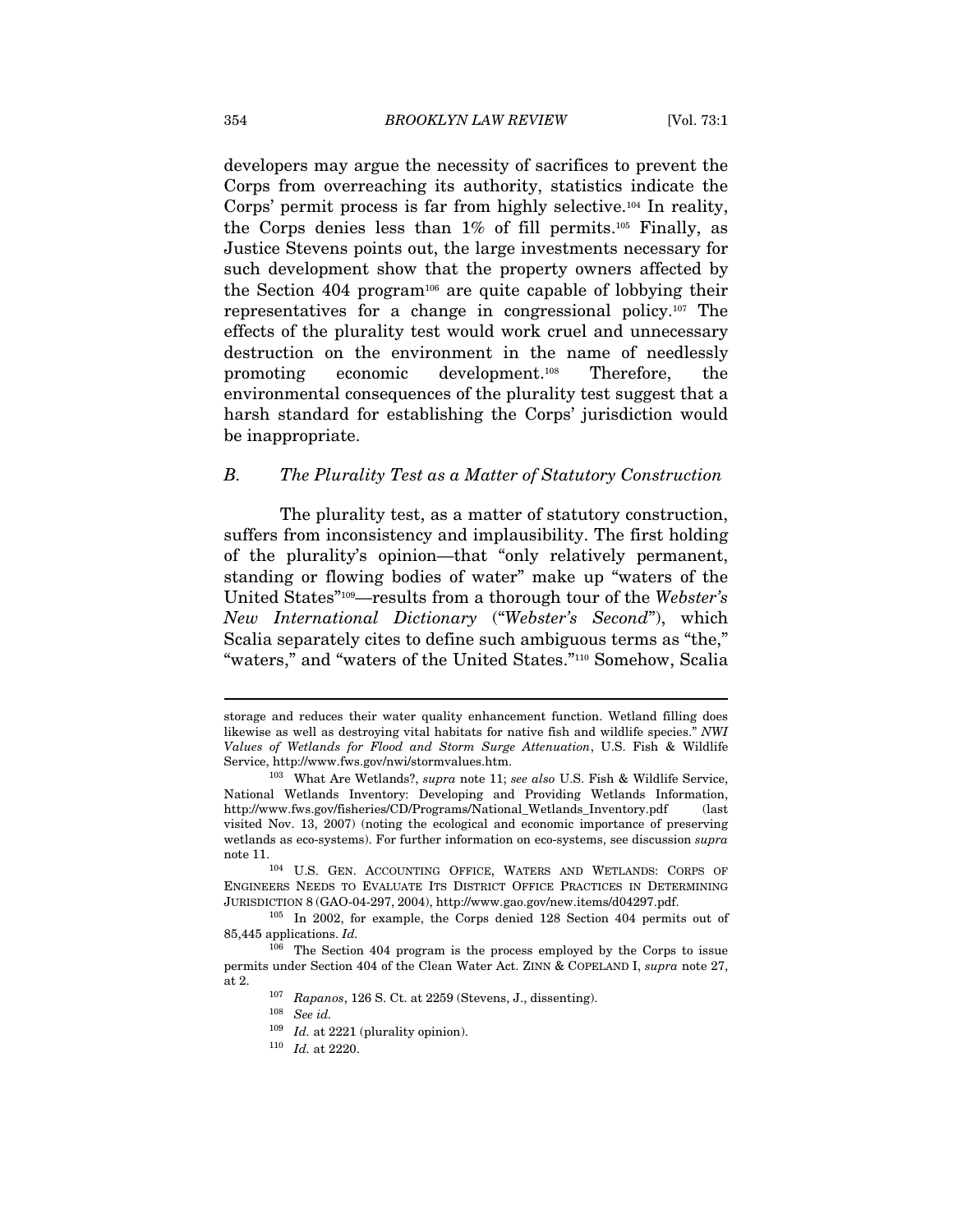developers may argue the necessity of sacrifices to prevent the Corps from overreaching its authority, statistics indicate the Corps' permit process is far from highly selective.[104] In reality, the Corps denies less than 1% of fill permits.[105] Finally, as Justice Stevens points out, the large investments necessary for such development show that the property owners affected by the Section 404 program[106] are quite capable of lobbying their representatives for a change in congressional policy.[107] The effects of the plurality test would work cruel and unnecessary destruction on the environment in the name of needlessly promoting economic development.[108] Therefore, the environmental consequences of the plurality test suggest that a harsh standard for establishing the Corps' jurisdiction would be inappropriate.

### *B. The Plurality Test as a Matter of Statutory Construction*

The plurality test, as a matter of statutory construction, suffers from inconsistency and implausibility. The first holding of the plurality's opinion—that "only relatively permanent, standing or flowing bodies of water" make up "waters of the United States"[109]—results from a thorough tour of the *Webster's New International Dictionary* ("*Webster's Second*"), which Scalia separately cites to define such ambiguous terms as "the," "waters," and "waters of the United States."[110] Somehow, Scalia

---

storage and reduces their water quality enhancement function. Wetland filling does likewise as well as destroying vital habitats for native fish and wildlife species." *NWI Values of Wetlands for Flood and Storm Surge Attenuation*, U.S. Fish & Wildlife Service, http://www.fws.gov/nwi/stormvalues.htm.

[103] What Are Wetlands?, *supra* note 11; *see also* U.S. Fish & Wildlife Service, National Wetlands Inventory: Developing and Providing Wetlands Information, http://www.fws.gov/fisheries/CD/Programs/National_Wetlands_Inventory.pdf (last visited Nov. 13, 2007) (noting the ecological and economic importance of preserving wetlands as eco-systems). For further information on eco-systems, see discussion *supra* note 11.

[104] U.S. GEN. ACCOUNTING OFFICE, WATERS AND WETLANDS: CORPS OF ENGINEERS NEEDS TO EVALUATE ITS DISTRICT OFFICE PRACTICES IN DETERMINING JURISDICTION 8 (GAO-04-297, 2004), http://www.gao.gov/new.items/d04297.pdf.

[105] In 2002, for example, the Corps denied 128 Section 404 permits out of 85,445 applications. *Id.*

[106] The Section 404 program is the process employed by the Corps to issue permits under Section 404 of the Clean Water Act. ZINN & COPELAND I, *supra* note 27, at 2.

[107] *Rapanos*, 126 S. Ct. at 2259 (Stevens, J., dissenting).

[108] *See id.*

[109] *Id.* at 2221 (plurality opinion).

[110] *Id.* at 2220.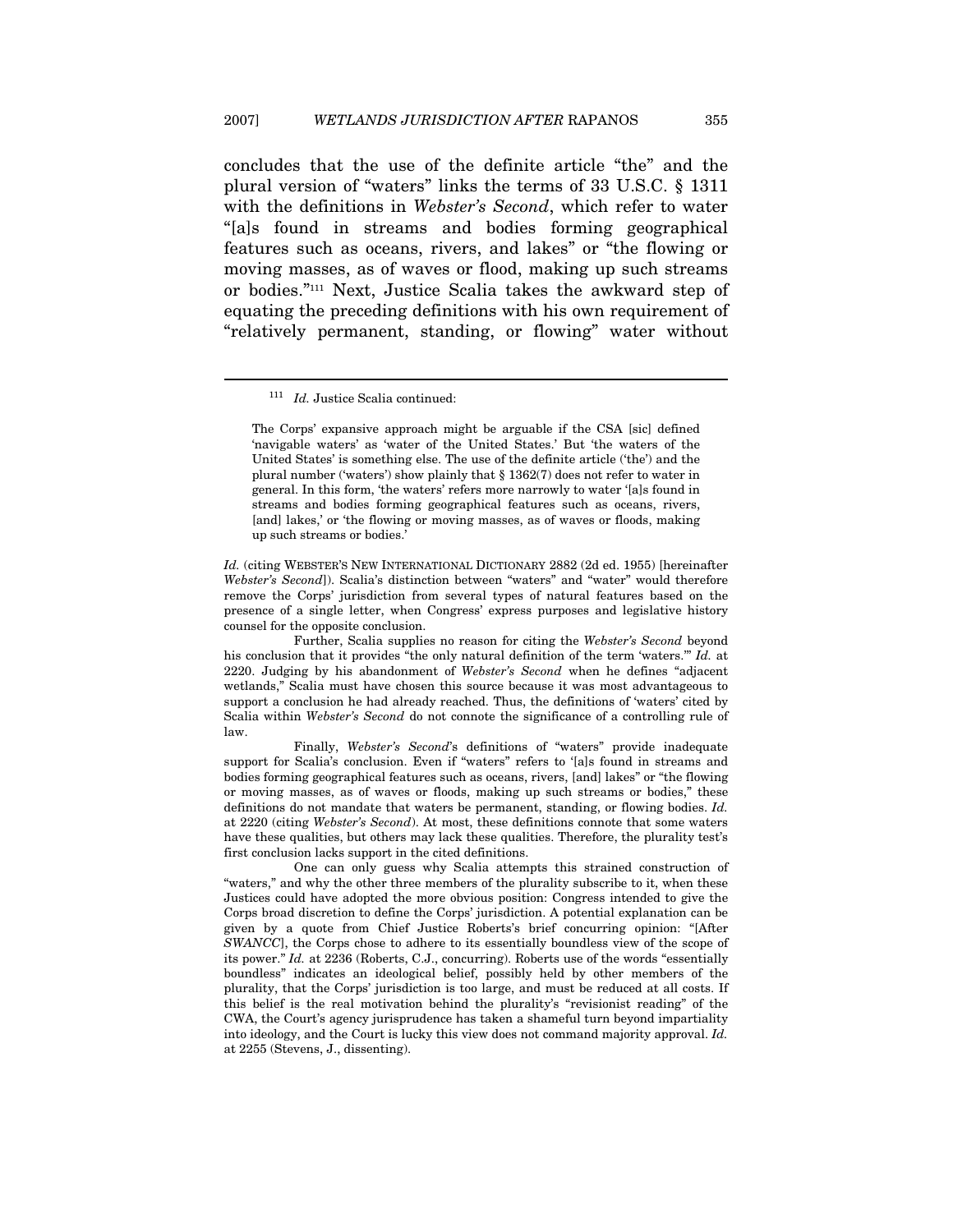concludes that the use of the definite article "the" and the plural version of "waters" links the terms of 33 U.S.C. § 1311 with the definitions in *Webster's Second*, which refer to water "[a]s found in streams and bodies forming geographical features such as oceans, rivers, and lakes" or "the flowing or moving masses, as of waves or flood, making up such streams or bodies."[111] Next, Justice Scalia takes the awkward step of equating the preceding definitions with his own requirement of "relatively permanent, standing, or flowing" water without

---

[111] *Id.* Justice Scalia continued:

> The Corps' expansive approach might be arguable if the CSA [sic] defined 'navigable waters' as 'water of the United States.' But 'the waters of the United States' is something else. The use of the definite article ('the') and the plural number ('waters') show plainly that § 1362(7) does not refer to water in general. In this form, 'the waters' refers more narrowly to water '[a]s found in streams and bodies forming geographical features such as oceans, rivers, [and] lakes,' or 'the flowing or moving masses, as of waves or floods, making up such streams or bodies.'

*Id.* (citing WEBSTER'S NEW INTERNATIONAL DICTIONARY 2882 (2d ed. 1955) [hereinafter *Webster's Second*]). Scalia's distinction between "waters" and "water" would therefore remove the Corps' jurisdiction from several types of natural features based on the presence of a single letter, when Congress' express purposes and legislative history counsel for the opposite conclusion.

Further, Scalia supplies no reason for citing the *Webster's Second* beyond his conclusion that it provides "the only natural definition of the term 'waters.'" *Id.* at 2220. Judging by his abandonment of *Webster's Second* when he defines "adjacent wetlands," Scalia must have chosen this source because it was most advantageous to support a conclusion he had already reached. Thus, the definitions of 'waters' cited by Scalia within *Webster's Second* do not connote the significance of a controlling rule of law.

Finally, *Webster's Second*'s definitions of "waters" provide inadequate support for Scalia's conclusion. Even if "waters" refers to '[a]s found in streams and bodies forming geographical features such as oceans, rivers, [and] lakes" or "the flowing or moving masses, as of waves or floods, making up such streams or bodies," these definitions do not mandate that waters be permanent, standing, or flowing bodies. *Id.* at 2220 (citing *Webster's Second*). At most, these definitions connote that some waters have these qualities, but others may lack these qualities. Therefore, the plurality test's first conclusion lacks support in the cited definitions.

One can only guess why Scalia attempts this strained construction of "waters," and why the other three members of the plurality subscribe to it, when these Justices could have adopted the more obvious position: Congress intended to give the Corps broad discretion to define the Corps' jurisdiction. A potential explanation can be given by a quote from Chief Justice Roberts's brief concurring opinion: "[After *SWANCC*], the Corps chose to adhere to its essentially boundless view of the scope of its power." *Id.* at 2236 (Roberts, C.J., concurring). Roberts use of the words "essentially boundless" indicates an ideological belief, possibly held by other members of the plurality, that the Corps' jurisdiction is too large, and must be reduced at all costs. If this belief is the real motivation behind the plurality's "revisionist reading" of the CWA, the Court's agency jurisprudence has taken a shameful turn beyond impartiality into ideology, and the Court is lucky this view does not command majority approval. *Id.* at 2255 (Stevens, J., dissenting).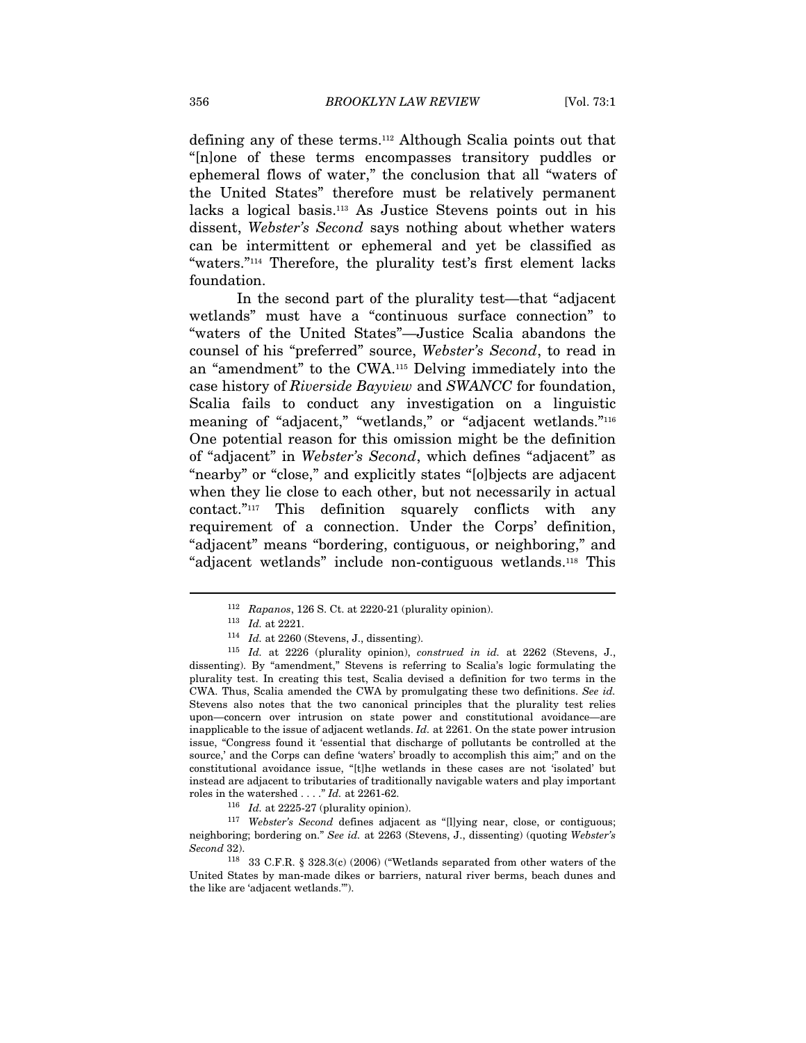defining any of these terms.[112] Although Scalia points out that "[n]one of these terms encompasses transitory puddles or ephemeral flows of water," the conclusion that all "waters of the United States" therefore must be relatively permanent lacks a logical basis.[113] As Justice Stevens points out in his dissent, *Webster's Second* says nothing about whether waters can be intermittent or ephemeral and yet be classified as "waters."[114] Therefore, the plurality test's first element lacks foundation.

In the second part of the plurality test—that "adjacent wetlands" must have a "continuous surface connection" to "waters of the United States"—Justice Scalia abandons the counsel of his "preferred" source, *Webster's Second*, to read in an "amendment" to the CWA.[115] Delving immediately into the case history of *Riverside Bayview* and *SWANCC* for foundation, Scalia fails to conduct any investigation on a linguistic meaning of "adjacent," "wetlands," or "adjacent wetlands."[116] One potential reason for this omission might be the definition of "adjacent" in *Webster's Second*, which defines "adjacent" as "nearby" or "close," and explicitly states "[o]bjects are adjacent when they lie close to each other, but not necessarily in actual contact."[117] This definition squarely conflicts with any requirement of a connection. Under the Corps' definition, "adjacent" means "bordering, contiguous, or neighboring," and "adjacent wetlands" include non-contiguous wetlands.[118] This

---

[112] *Rapanos*, 126 S. Ct. at 2220-21 (plurality opinion).

[113] *Id.* at 2221.

[114] *Id.* at 2260 (Stevens, J., dissenting).

[115] *Id.* at 2226 (plurality opinion), *construed in id.* at 2262 (Stevens, J., dissenting). By "amendment," Stevens is referring to Scalia's logic formulating the plurality test. In creating this test, Scalia devised a definition for two terms in the CWA. Thus, Scalia amended the CWA by promulgating these two definitions. *See id.* Stevens also notes that the two canonical principles that the plurality test relies upon—concern over intrusion on state power and constitutional avoidance—are inapplicable to the issue of adjacent wetlands. *Id.* at 2261. On the state power intrusion issue, "Congress found it 'essential that discharge of pollutants be controlled at the source,' and the Corps can define 'waters' broadly to accomplish this aim;" and on the constitutional avoidance issue, "[t]he wetlands in these cases are not 'isolated' but instead are adjacent to tributaries of traditionally navigable waters and play important roles in the watershed . . . ." *Id.* at 2261-62.

[116] *Id.* at 2225-27 (plurality opinion).

[117] *Webster's Second* defines adjacent as "[l]ying near, close, or contiguous; neighboring; bordering on." *See id.* at 2263 (Stevens, J., dissenting) (quoting *Webster's Second* 32).

[118] 33 C.F.R. § 328.3(c) (2006) ("Wetlands separated from other waters of the United States by man-made dikes or barriers, natural river berms, beach dunes and the like are 'adjacent wetlands.'").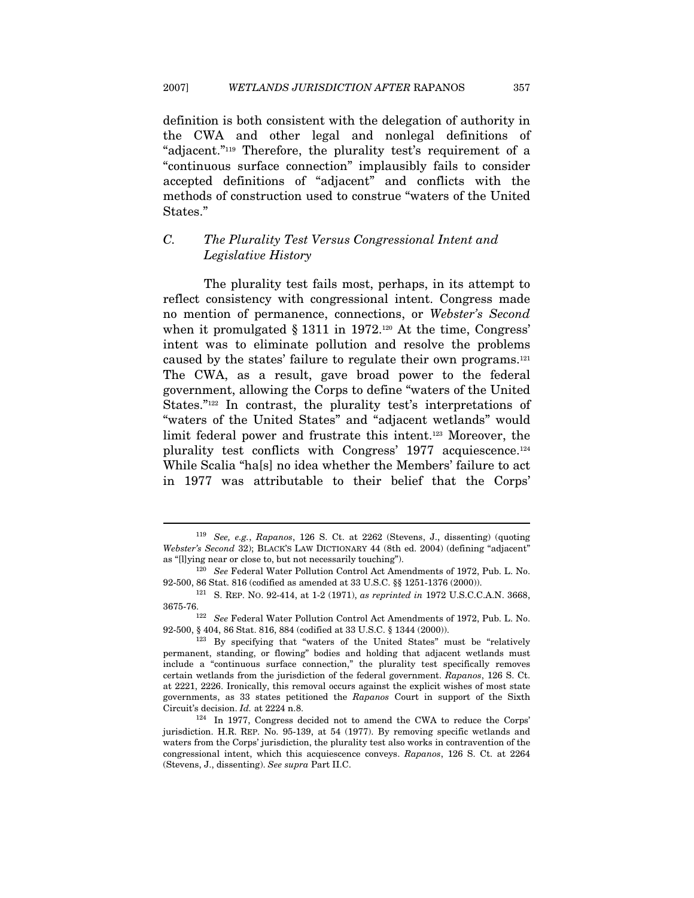definition is both consistent with the delegation of authority in the CWA and other legal and nonlegal definitions of "adjacent."[119] Therefore, the plurality test's requirement of a "continuous surface connection" implausibly fails to consider accepted definitions of "adjacent" and conflicts with the methods of construction used to construe "waters of the United States."

### *C. The Plurality Test Versus Congressional Intent and Legislative History*

The plurality test fails most, perhaps, in its attempt to reflect consistency with congressional intent. Congress made no mention of permanence, connections, or *Webster's Second* when it promulgated § 1311 in 1972.[120] At the time, Congress' intent was to eliminate pollution and resolve the problems caused by the states' failure to regulate their own programs.[121] The CWA, as a result, gave broad power to the federal government, allowing the Corps to define "waters of the United States."[122] In contrast, the plurality test's interpretations of "waters of the United States" and "adjacent wetlands" would limit federal power and frustrate this intent.[123] Moreover, the plurality test conflicts with Congress' 1977 acquiescence.[124] While Scalia "ha[s] no idea whether the Members' failure to act in 1977 was attributable to their belief that the Corps'

---

[119] *See, e.g.*, *Rapanos*, 126 S. Ct. at 2262 (Stevens, J., dissenting) (quoting *Webster's Second* 32); BLACK'S LAW DICTIONARY 44 (8th ed. 2004) (defining "adjacent" as "[l]ying near or close to, but not necessarily touching").

[120] *See* Federal Water Pollution Control Act Amendments of 1972, Pub. L. No. 92-500, 86 Stat. 816 (codified as amended at 33 U.S.C. §§ 1251-1376 (2000)).

[121] S. REP. NO. 92-414, at 1-2 (1971), *as reprinted in* 1972 U.S.C.C.A.N. 3668, 3675-76.

[122] *See* Federal Water Pollution Control Act Amendments of 1972, Pub. L. No. 92-500, § 404, 86 Stat. 816, 884 (codified at 33 U.S.C. § 1344 (2000)).

[123] By specifying that "waters of the United States" must be "relatively permanent, standing, or flowing" bodies and holding that adjacent wetlands must include a "continuous surface connection," the plurality test specifically removes certain wetlands from the jurisdiction of the federal government. *Rapanos*, 126 S. Ct. at 2221, 2226. Ironically, this removal occurs against the explicit wishes of most state governments, as 33 states petitioned the *Rapanos* Court in support of the Sixth Circuit's decision. *Id.* at 2224 n.8.

[124] In 1977, Congress decided not to amend the CWA to reduce the Corps' jurisdiction. H.R. REP. No. 95-139, at 54 (1977). By removing specific wetlands and waters from the Corps' jurisdiction, the plurality test also works in contravention of the congressional intent, which this acquiescence conveys. *Rapanos*, 126 S. Ct. at 2264 (Stevens, J., dissenting). *See supra* Part II.C.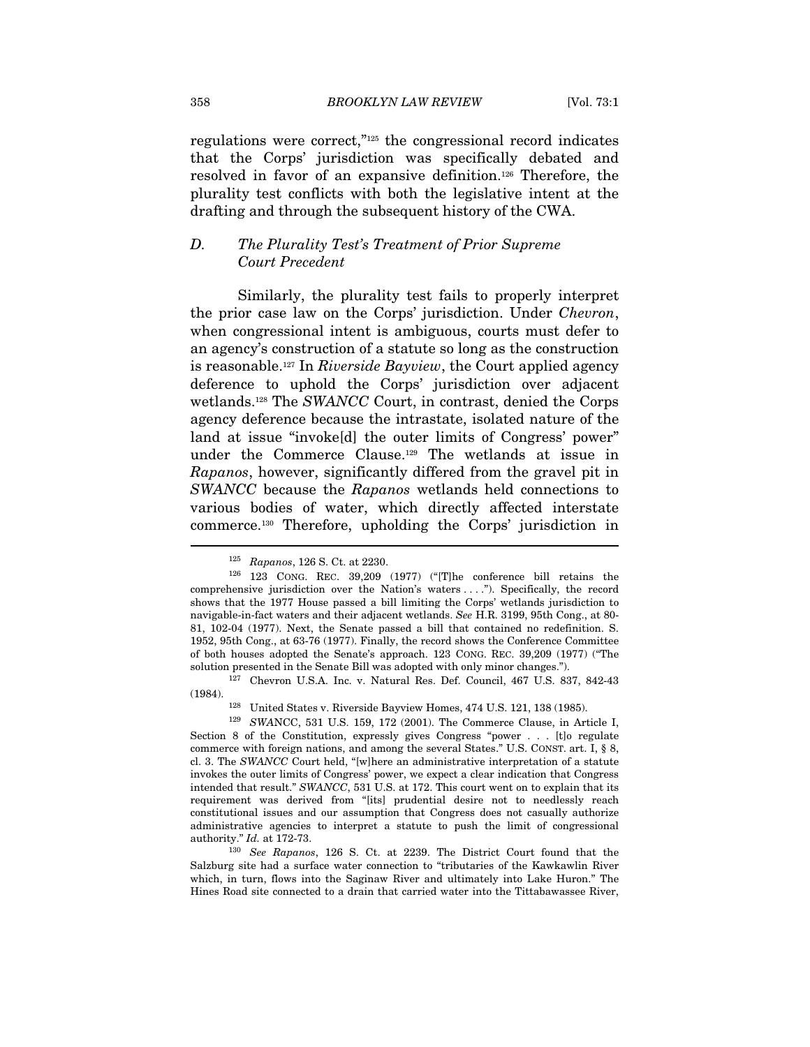regulations were correct,"[125] the congressional record indicates that the Corps' jurisdiction was specifically debated and resolved in favor of an expansive definition.[126] Therefore, the plurality test conflicts with both the legislative intent at the drafting and through the subsequent history of the CWA.

### D. The Plurality Test's Treatment of Prior Supreme Court Precedent

Similarly, the plurality test fails to properly interpret the prior case law on the Corps' jurisdiction. Under *Chevron*, when congressional intent is ambiguous, courts must defer to an agency's construction of a statute so long as the construction is reasonable.[127] In *Riverside Bayview*, the Court applied agency deference to uphold the Corps' jurisdiction over adjacent wetlands.[128] The *SWANCC* Court, in contrast, denied the Corps agency deference because the intrastate, isolated nature of the land at issue "invoke[d] the outer limits of Congress' power" under the Commerce Clause.[129] The wetlands at issue in *Rapanos*, however, significantly differed from the gravel pit in *SWANCC* because the *Rapanos* wetlands held connections to various bodies of water, which directly affected interstate commerce.[130] Therefore, upholding the Corps' jurisdiction in

---

[125] *Rapanos*, 126 S. Ct. at 2230.

[126] 123 CONG. REC. 39,209 (1977) ("[T]he conference bill retains the comprehensive jurisdiction over the Nation's waters . . . ."). Specifically, the record shows that the 1977 House passed a bill limiting the Corps' wetlands jurisdiction to navigable-in-fact waters and their adjacent wetlands. *See* H.R. 3199, 95th Cong., at 80-81, 102-04 (1977). Next, the Senate passed a bill that contained no redefinition. S. 1952, 95th Cong., at 63-76 (1977). Finally, the record shows the Conference Committee of both houses adopted the Senate's approach. 123 CONG. REC. 39,209 (1977) ("The solution presented in the Senate Bill was adopted with only minor changes.").

[127] Chevron U.S.A. Inc. v. Natural Res. Def. Council, 467 U.S. 837, 842-43 (1984).

[128] United States v. Riverside Bayview Homes, 474 U.S. 121, 138 (1985).

[129] *SWANCC*, 531 U.S. 159, 172 (2001). The Commerce Clause, in Article I, Section 8 of the Constitution, expressly gives Congress "power . . . [t]o regulate commerce with foreign nations, and among the several States." U.S. CONST. art. I, § 8, cl. 3. The *SWANCC* Court held, "[w]here an administrative interpretation of a statute invokes the outer limits of Congress' power, we expect a clear indication that Congress intended that result." *SWANCC*, 531 U.S. at 172. This court went on to explain that its requirement was derived from "[its] prudential desire not to needlessly reach constitutional issues and our assumption that Congress does not casually authorize administrative agencies to interpret a statute to push the limit of congressional authority." *Id.* at 172-73.

[130] *See Rapanos*, 126 S. Ct. at 2239. The District Court found that the Salzburg site had a surface water connection to "tributaries of the Kawkawlin River which, in turn, flows into the Saginaw River and ultimately into Lake Huron." The Hines Road site connected to a drain that carried water into the Tittabawassee River,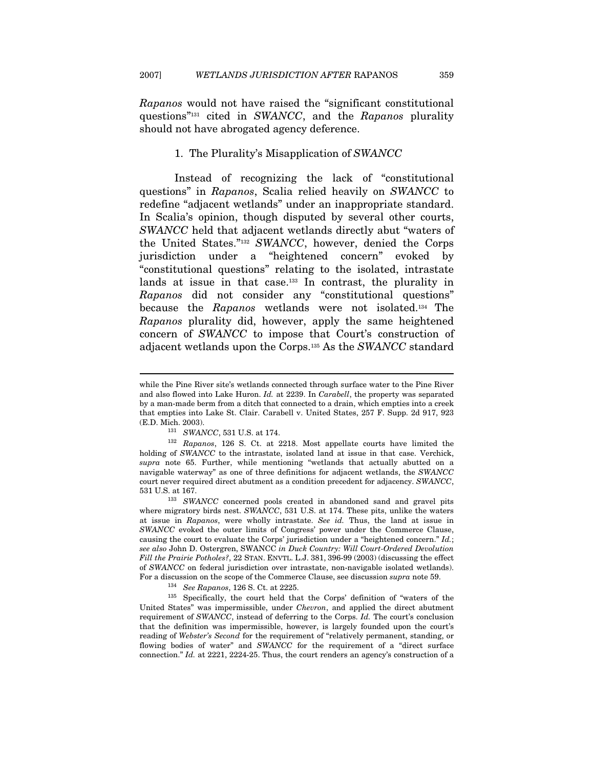*Rapanos* would not have raised the "significant constitutional questions"[131] cited in *SWANCC*, and the *Rapanos* plurality should not have abrogated agency deference.

### 1. The Plurality's Misapplication of *SWANCC*

Instead of recognizing the lack of "constitutional questions" in *Rapanos*, Scalia relied heavily on *SWANCC* to redefine "adjacent wetlands" under an inappropriate standard. In Scalia's opinion, though disputed by several other courts, *SWANCC* held that adjacent wetlands directly abut "waters of the United States."[132] *SWANCC*, however, denied the Corps jurisdiction under a "heightened concern" evoked by "constitutional questions" relating to the isolated, intrastate lands at issue in that case.[133] In contrast, the plurality in *Rapanos* did not consider any "constitutional questions" because the *Rapanos* wetlands were not isolated.[134] The *Rapanos* plurality did, however, apply the same heightened concern of *SWANCC* to impose that Court's construction of adjacent wetlands upon the Corps.[135] As the *SWANCC* standard

---

while the Pine River site's wetlands connected through surface water to the Pine River and also flowed into Lake Huron. *Id.* at 2239. In *Carabell*, the property was separated by a man-made berm from a ditch that connected to a drain, which empties into a creek that empties into Lake St. Clair. Carabell v. United States, 257 F. Supp. 2d 917, 923 (E.D. Mich. 2003).

[131] *SWANCC*, 531 U.S. at 174.

[132] *Rapanos*, 126 S. Ct. at 2218. Most appellate courts have limited the holding of *SWANCC* to the intrastate, isolated land at issue in that case. Verchick, *supra* note 65. Further, while mentioning "wetlands that actually abutted on a navigable waterway" as one of three definitions for adjacent wetlands, the *SWANCC* court never required direct abutment as a condition precedent for adjacency. *SWANCC*, 531 U.S. at 167.

[133] *SWANCC* concerned pools created in abandoned sand and gravel pits where migratory birds nest. *SWANCC*, 531 U.S. at 174. These pits, unlike the waters at issue in *Rapanos*, were wholly intrastate. *See id.* Thus, the land at issue in *SWANCC* evoked the outer limits of Congress' power under the Commerce Clause, causing the court to evaluate the Corps' jurisdiction under a "heightened concern." *Id.*; *see also* John D. Ostergren, SWANCC *in Duck Country: Will Court-Ordered Devolution Fill the Prairie Potholes?*, 22 STAN. ENVTL. L.J. 381, 396-99 (2003) (discussing the effect of *SWANCC* on federal jurisdiction over intrastate, non-navigable isolated wetlands). For a discussion on the scope of the Commerce Clause, see discussion *supra* note 59.

[134] *See Rapanos*, 126 S. Ct. at 2225.

[135] Specifically, the court held that the Corps' definition of "waters of the United States" was impermissible, under *Chevron*, and applied the direct abutment requirement of *SWANCC*, instead of deferring to the Corps. *Id.* The court's conclusion that the definition was impermissible, however, is largely founded upon the court's reading of *Webster's Second* for the requirement of "relatively permanent, standing, or flowing bodies of water" and *SWANCC* for the requirement of a "direct surface connection." *Id.* at 2221, 2224-25. Thus, the court renders an agency's construction of a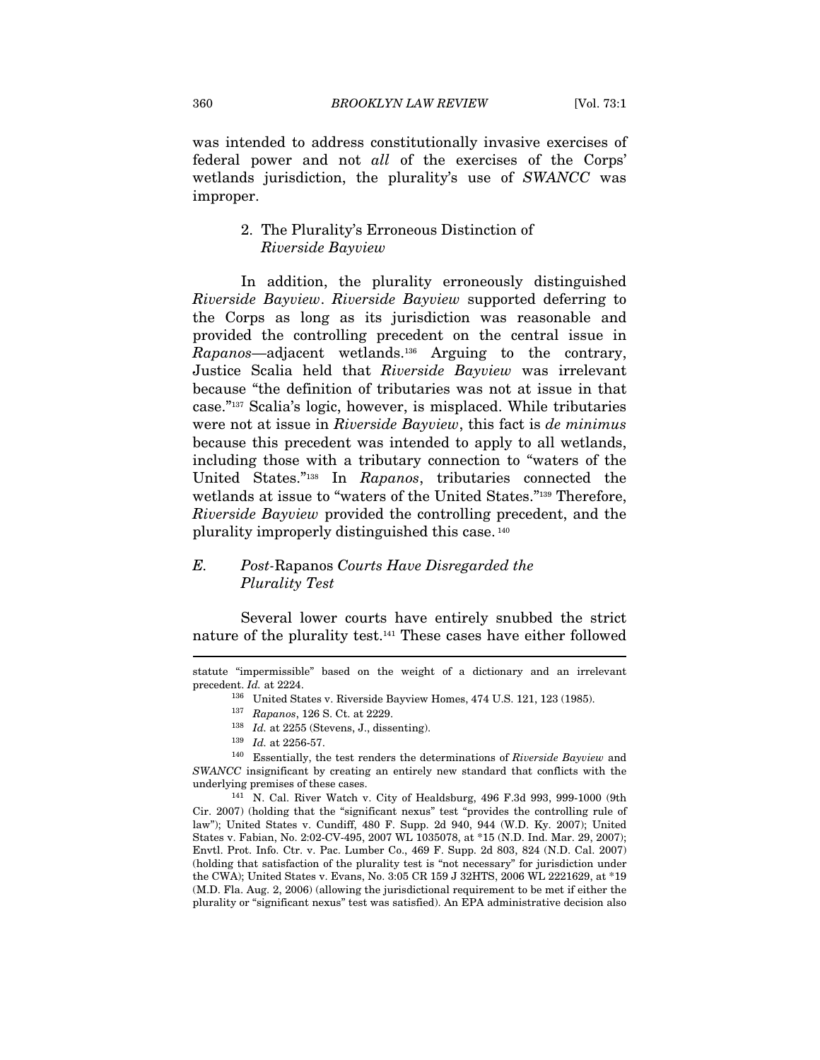was intended to address constitutionally invasive exercises of federal power and not *all* of the exercises of the Corps' wetlands jurisdiction, the plurality's use of *SWANCC* was improper.

### 2. The Plurality's Erroneous Distinction of *Riverside Bayview*

In addition, the plurality erroneously distinguished *Riverside Bayview*. *Riverside Bayview* supported deferring to the Corps as long as its jurisdiction was reasonable and provided the controlling precedent on the central issue in *Rapanos*—adjacent wetlands.[136] Arguing to the contrary, Justice Scalia held that *Riverside Bayview* was irrelevant because "the definition of tributaries was not at issue in that case."[137] Scalia's logic, however, is misplaced. While tributaries were not at issue in *Riverside Bayview*, this fact is *de minimus* because this precedent was intended to apply to all wetlands, including those with a tributary connection to "waters of the United States."[138] In *Rapanos*, tributaries connected the wetlands at issue to "waters of the United States."[139] Therefore, *Riverside Bayview* provided the controlling precedent, and the plurality improperly distinguished this case.[140]

## *E. Post-*Rapanos *Courts Have Disregarded the Plurality Test*

Several lower courts have entirely snubbed the strict nature of the plurality test.[141] These cases have either followed

---

statute "impermissible" based on the weight of a dictionary and an irrelevant precedent. *Id.* at 2224.

[136] United States v. Riverside Bayview Homes, 474 U.S. 121, 123 (1985).

[137] *Rapanos*, 126 S. Ct. at 2229.

[138] *Id.* at 2255 (Stevens, J., dissenting).

[139] *Id.* at 2256-57.

[140] Essentially, the test renders the determinations of *Riverside Bayview* and *SWANCC* insignificant by creating an entirely new standard that conflicts with the underlying premises of these cases.

[141] N. Cal. River Watch v. City of Healdsburg, 496 F.3d 993, 999-1000 (9th Cir. 2007) (holding that the "significant nexus" test "provides the controlling rule of law"); United States v. Cundiff, 480 F. Supp. 2d 940, 944 (W.D. Ky. 2007); United States v. Fabian, No. 2:02-CV-495, 2007 WL 1035078, at *15 (N.D. Ind. Mar. 29, 2007); Envtl. Prot. Info. Ctr. v. Pac. Lumber Co., 469 F. Supp. 2d 803, 824 (N.D. Cal. 2007) (holding that satisfaction of the plurality test is "not necessary" for jurisdiction under the CWA); United States v. Evans, No. 3:05 CR 159 J 32HTS, 2006 WL 2221629, at *19 (M.D. Fla. Aug. 2, 2006) (allowing the jurisdictional requirement to be met if either the plurality or "significant nexus" test was satisfied). An EPA administrative decision also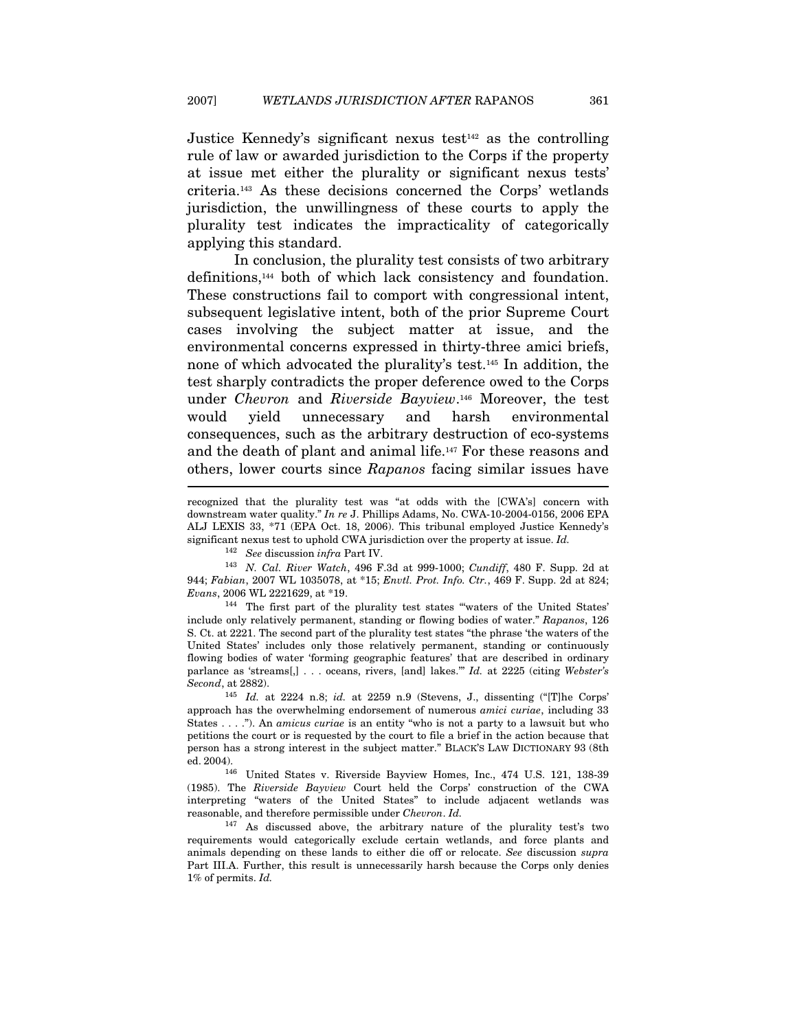Justice Kennedy's significant nexus test[142] as the controlling rule of law or awarded jurisdiction to the Corps if the property at issue met either the plurality or significant nexus tests' criteria.[143] As these decisions concerned the Corps' wetlands jurisdiction, the unwillingness of these courts to apply the plurality test indicates the impracticality of categorically applying this standard.

In conclusion, the plurality test consists of two arbitrary definitions,[144] both of which lack consistency and foundation. These constructions fail to comport with congressional intent, subsequent legislative intent, both of the prior Supreme Court cases involving the subject matter at issue, and the environmental concerns expressed in thirty-three amici briefs, none of which advocated the plurality's test.[145] In addition, the test sharply contradicts the proper deference owed to the Corps under *Chevron* and *Riverside Bayview*.[146] Moreover, the test would yield unnecessary and harsh environmental consequences, such as the arbitrary destruction of eco-systems and the death of plant and animal life.[147] For these reasons and others, lower courts since *Rapanos* facing similar issues have

---

recognized that the plurality test was "at odds with the [CWA's] concern with downstream water quality." *In re* J. Phillips Adams, No. CWA-10-2004-0156, 2006 EPA ALJ LEXIS 33, *71 (EPA Oct. 18, 2006). This tribunal employed Justice Kennedy's significant nexus test to uphold CWA jurisdiction over the property at issue. *Id.*

[142] *See* discussion *infra* Part IV.

[143] *N. Cal. River Watch*, 496 F.3d at 999-1000; *Cundiff*, 480 F. Supp. 2d at 944; *Fabian*, 2007 WL 1035078, at *15; *Envtl. Prot. Info. Ctr.*, 469 F. Supp. 2d at 824; *Evans*, 2006 WL 2221629, at *19.

[144] The first part of the plurality test states "'waters of the United States' include only relatively permanent, standing or flowing bodies of water." *Rapanos*, 126 S. Ct. at 2221. The second part of the plurality test states "the phrase 'the waters of the United States' includes only those relatively permanent, standing or continuously flowing bodies of water 'forming geographic features' that are described in ordinary parlance as 'streams[,] . . . oceans, rivers, [and] lakes.'" *Id.* at 2225 (citing *Webster's Second*, at 2882).

[145] *Id.* at 2224 n.8; *id.* at 2259 n.9 (Stevens, J., dissenting ("[T]he Corps' approach has the overwhelming endorsement of numerous *amici curiae*, including 33 States . . . ."). An *amicus curiae* is an entity "who is not a party to a lawsuit but who petitions the court or is requested by the court to file a brief in the action because that person has a strong interest in the subject matter." BLACK'S LAW DICTIONARY 93 (8th ed. 2004).

[146] United States v. Riverside Bayview Homes, Inc., 474 U.S. 121, 138-39 (1985). The *Riverside Bayview* Court held the Corps' construction of the CWA interpreting "waters of the United States" to include adjacent wetlands was reasonable, and therefore permissible under *Chevron*. *Id.*

[147] As discussed above, the arbitrary nature of the plurality test's two requirements would categorically exclude certain wetlands, and force plants and animals depending on these lands to either die off or relocate. *See* discussion *supra* Part III.A. Further, this result is unnecessarily harsh because the Corps only denies 1% of permits. *Id.*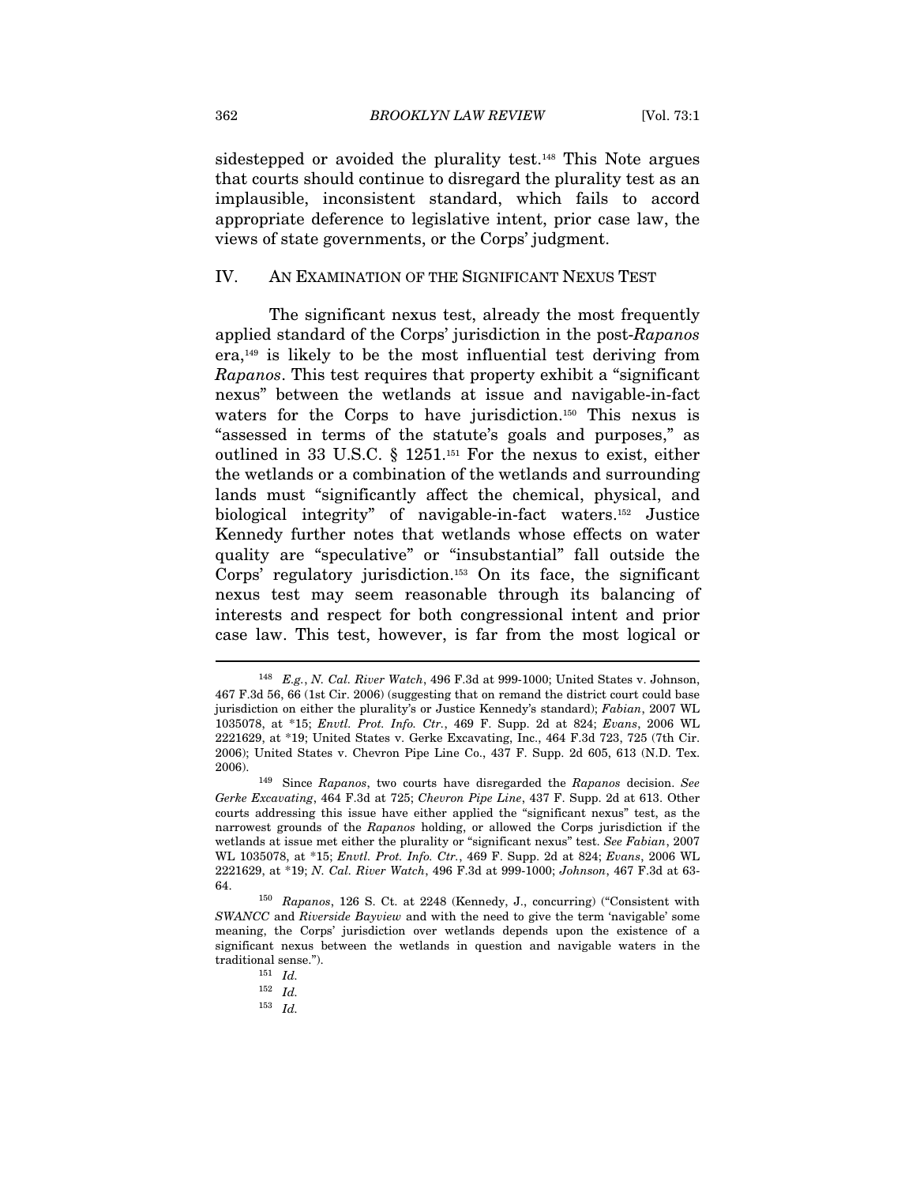sidestepped or avoided the plurality test.[148] This Note argues that courts should continue to disregard the plurality test as an implausible, inconsistent standard, which fails to accord appropriate deference to legislative intent, prior case law, the views of state governments, or the Corps' judgment.

## IV. AN EXAMINATION OF THE SIGNIFICANT NEXUS TEST

The significant nexus test, already the most frequently applied standard of the Corps' jurisdiction in the post-*Rapanos* era,[149] is likely to be the most influential test deriving from *Rapanos*. This test requires that property exhibit a "significant nexus" between the wetlands at issue and navigable-in-fact waters for the Corps to have jurisdiction.[150] This nexus is "assessed in terms of the statute's goals and purposes," as outlined in 33 U.S.C. § 1251.[151] For the nexus to exist, either the wetlands or a combination of the wetlands and surrounding lands must "significantly affect the chemical, physical, and biological integrity" of navigable-in-fact waters.[152] Justice Kennedy further notes that wetlands whose effects on water quality are "speculative" or "insubstantial" fall outside the Corps' regulatory jurisdiction.[153] On its face, the significant nexus test may seem reasonable through its balancing of interests and respect for both congressional intent and prior case law. This test, however, is far from the most logical or

---

[148] *E.g.*, *N. Cal. River Watch*, 496 F.3d at 999-1000; United States v. Johnson, 467 F.3d 56, 66 (1st Cir. 2006) (suggesting that on remand the district court could base jurisdiction on either the plurality's or Justice Kennedy's standard); *Fabian*, 2007 WL 1035078, at *15; *Envtl. Prot. Info. Ctr.*, 469 F. Supp. 2d at 824; *Evans*, 2006 WL 2221629, at *19; United States v. Gerke Excavating, Inc., 464 F.3d 723, 725 (7th Cir. 2006); United States v. Chevron Pipe Line Co., 437 F. Supp. 2d 605, 613 (N.D. Tex. 2006).

[149] Since *Rapanos*, two courts have disregarded the *Rapanos* decision. *See Gerke Excavating*, 464 F.3d at 725; *Chevron Pipe Line*, 437 F. Supp. 2d at 613. Other courts addressing this issue have either applied the "significant nexus" test, as the narrowest grounds of the *Rapanos* holding, or allowed the Corps jurisdiction if the wetlands at issue met either the plurality or "significant nexus" test. *See Fabian*, 2007 WL 1035078, at *15; *Envtl. Prot. Info. Ctr.*, 469 F. Supp. 2d at 824; *Evans*, 2006 WL 2221629, at *19; *N. Cal. River Watch*, 496 F.3d at 999-1000; *Johnson*, 467 F.3d at 63-64.

[150] *Rapanos*, 126 S. Ct. at 2248 (Kennedy, J., concurring) ("Consistent with *SWANCC* and *Riverside Bayview* and with the need to give the term 'navigable' some meaning, the Corps' jurisdiction over wetlands depends upon the existence of a significant nexus between the wetlands in question and navigable waters in the traditional sense.").

[151] *Id.*

[152] *Id.*

[153] *Id.*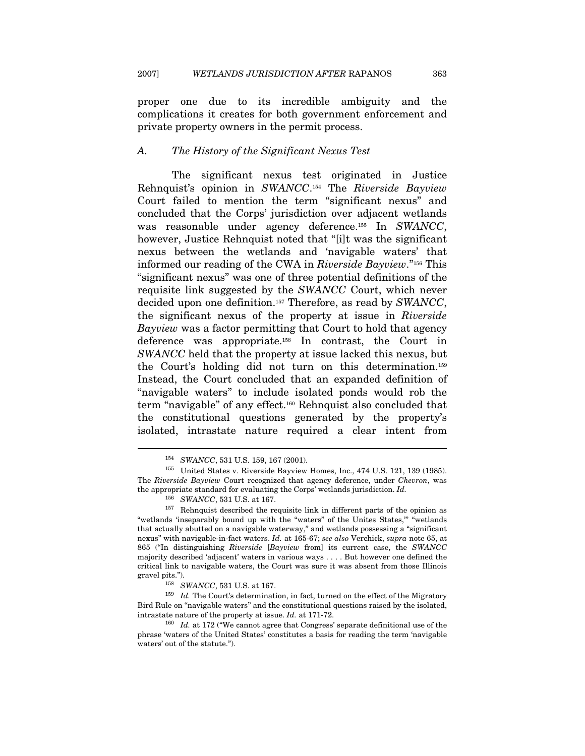proper one due to its incredible ambiguity and the complications it creates for both government enforcement and private property owners in the permit process.

### *A. The History of the Significant Nexus Test*

The significant nexus test originated in Justice Rehnquist's opinion in *SWANCC*.[154] The *Riverside Bayview* Court failed to mention the term "significant nexus" and concluded that the Corps' jurisdiction over adjacent wetlands was reasonable under agency deference.[155] In *SWANCC*, however, Justice Rehnquist noted that "[i]t was the significant nexus between the wetlands and 'navigable waters' that informed our reading of the CWA in *Riverside Bayview*."[156] This "significant nexus" was one of three potential definitions of the requisite link suggested by the *SWANCC* Court, which never decided upon one definition.[157] Therefore, as read by *SWANCC*, the significant nexus of the property at issue in *Riverside Bayview* was a factor permitting that Court to hold that agency deference was appropriate.[158] In contrast, the Court in *SWANCC* held that the property at issue lacked this nexus, but the Court's holding did not turn on this determination.[159] Instead, the Court concluded that an expanded definition of "navigable waters" to include isolated ponds would rob the term "navigable" of any effect.[160] Rehnquist also concluded that the constitutional questions generated by the property's isolated, intrastate nature required a clear intent from

---

[154] *SWANCC*, 531 U.S. 159, 167 (2001).

[155] United States v. Riverside Bayview Homes, Inc., 474 U.S. 121, 139 (1985). The *Riverside Bayview* Court recognized that agency deference, under *Chevron*, was the appropriate standard for evaluating the Corps' wetlands jurisdiction. *Id.*

[156] *SWANCC*, 531 U.S. at 167.

[157] Rehnquist described the requisite link in different parts of the opinion as "wetlands 'inseparably bound up with the "waters" of the Unites States,'" "wetlands that actually abutted on a navigable waterway," and wetlands possessing a "significant nexus" with navigable-in-fact waters. *Id.* at 165-67; *see also* Verchick, *supra* note 65, at 865 ("In distinguishing *Riverside* [*Bayview* from] its current case, the *SWANCC* majority described 'adjacent' waters in various ways . . . . But however one defined the critical link to navigable waters, the Court was sure it was absent from those Illinois gravel pits.").

[158] *SWANCC*, 531 U.S. at 167.

[159] *Id.* The Court's determination, in fact, turned on the effect of the Migratory Bird Rule on "navigable waters" and the constitutional questions raised by the isolated, intrastate nature of the property at issue. *Id.* at 171-72.

[160] *Id.* at 172 ("We cannot agree that Congress' separate definitional use of the phrase 'waters of the United States' constitutes a basis for reading the term 'navigable waters' out of the statute.").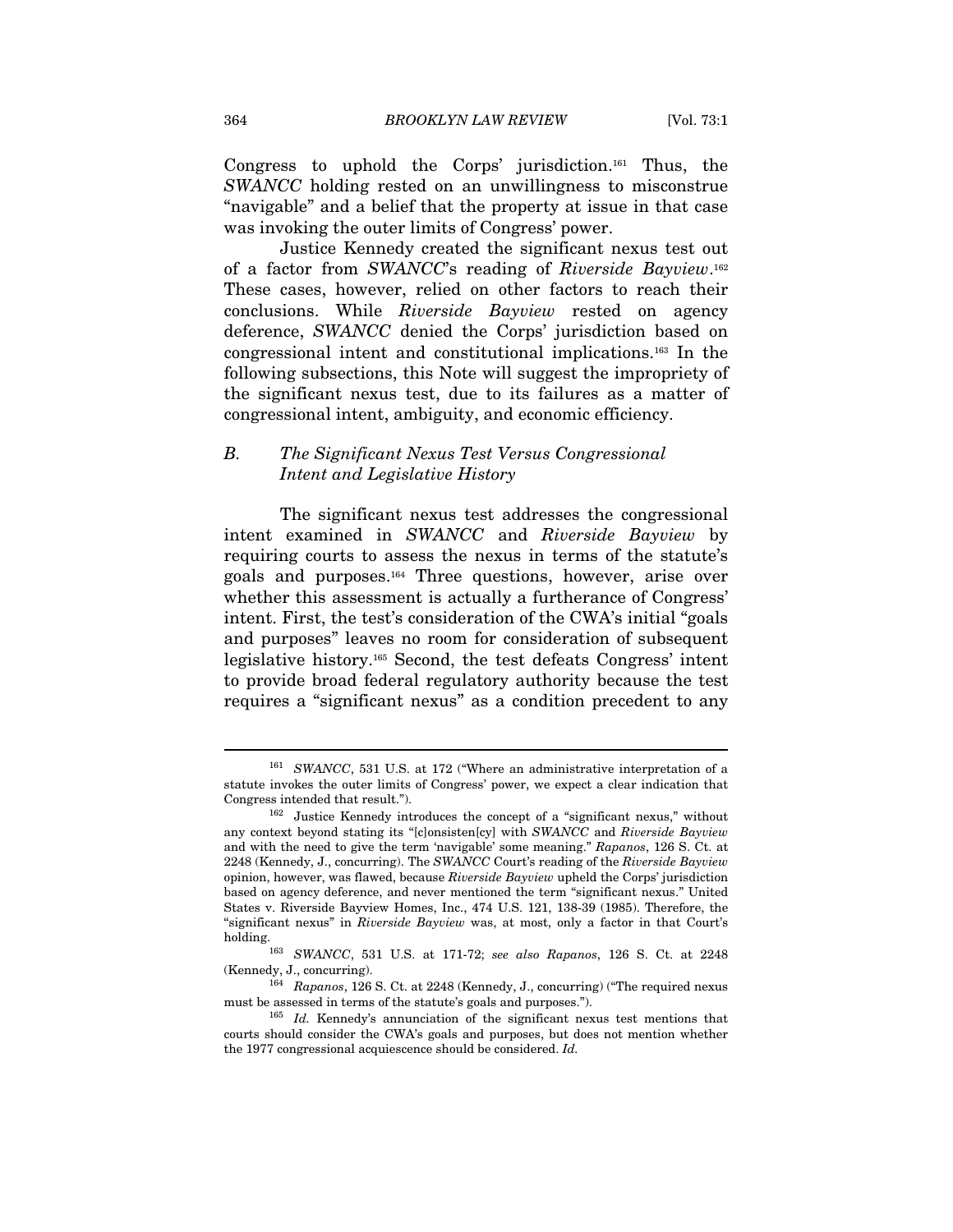Congress to uphold the Corps' jurisdiction.[161] Thus, the *SWANCC* holding rested on an unwillingness to misconstrue "navigable" and a belief that the property at issue in that case was invoking the outer limits of Congress' power.

Justice Kennedy created the significant nexus test out of a factor from *SWANCC*'s reading of *Riverside Bayview*.[162] These cases, however, relied on other factors to reach their conclusions. While *Riverside Bayview* rested on agency deference, *SWANCC* denied the Corps' jurisdiction based on congressional intent and constitutional implications.[163] In the following subsections, this Note will suggest the impropriety of the significant nexus test, due to its failures as a matter of congressional intent, ambiguity, and economic efficiency.

### *B. The Significant Nexus Test Versus Congressional Intent and Legislative History*

The significant nexus test addresses the congressional intent examined in *SWANCC* and *Riverside Bayview* by requiring courts to assess the nexus in terms of the statute's goals and purposes.[164] Three questions, however, arise over whether this assessment is actually a furtherance of Congress' intent. First, the test's consideration of the CWA's initial "goals and purposes" leaves no room for consideration of subsequent legislative history.[165] Second, the test defeats Congress' intent to provide broad federal regulatory authority because the test requires a "significant nexus" as a condition precedent to any

---

[161] *SWANCC*, 531 U.S. at 172 ("Where an administrative interpretation of a statute invokes the outer limits of Congress' power, we expect a clear indication that Congress intended that result.").

[162] Justice Kennedy introduces the concept of a "significant nexus," without any context beyond stating its "[c]onsisten[cy] with *SWANCC* and *Riverside Bayview* and with the need to give the term 'navigable' some meaning." *Rapanos*, 126 S. Ct. at 2248 (Kennedy, J., concurring). The *SWANCC* Court's reading of the *Riverside Bayview* opinion, however, was flawed, because *Riverside Bayview* upheld the Corps' jurisdiction based on agency deference, and never mentioned the term "significant nexus." United States v. Riverside Bayview Homes, Inc., 474 U.S. 121, 138-39 (1985). Therefore, the "significant nexus" in *Riverside Bayview* was, at most, only a factor in that Court's holding.

[163] *SWANCC*, 531 U.S. at 171-72; *see also Rapanos*, 126 S. Ct. at 2248 (Kennedy, J., concurring).

[164] *Rapanos*, 126 S. Ct. at 2248 (Kennedy, J., concurring) ("The required nexus must be assessed in terms of the statute's goals and purposes.").

[165] *Id.* Kennedy's annunciation of the significant nexus test mentions that courts should consider the CWA's goals and purposes, but does not mention whether the 1977 congressional acquiescence should be considered. *Id.*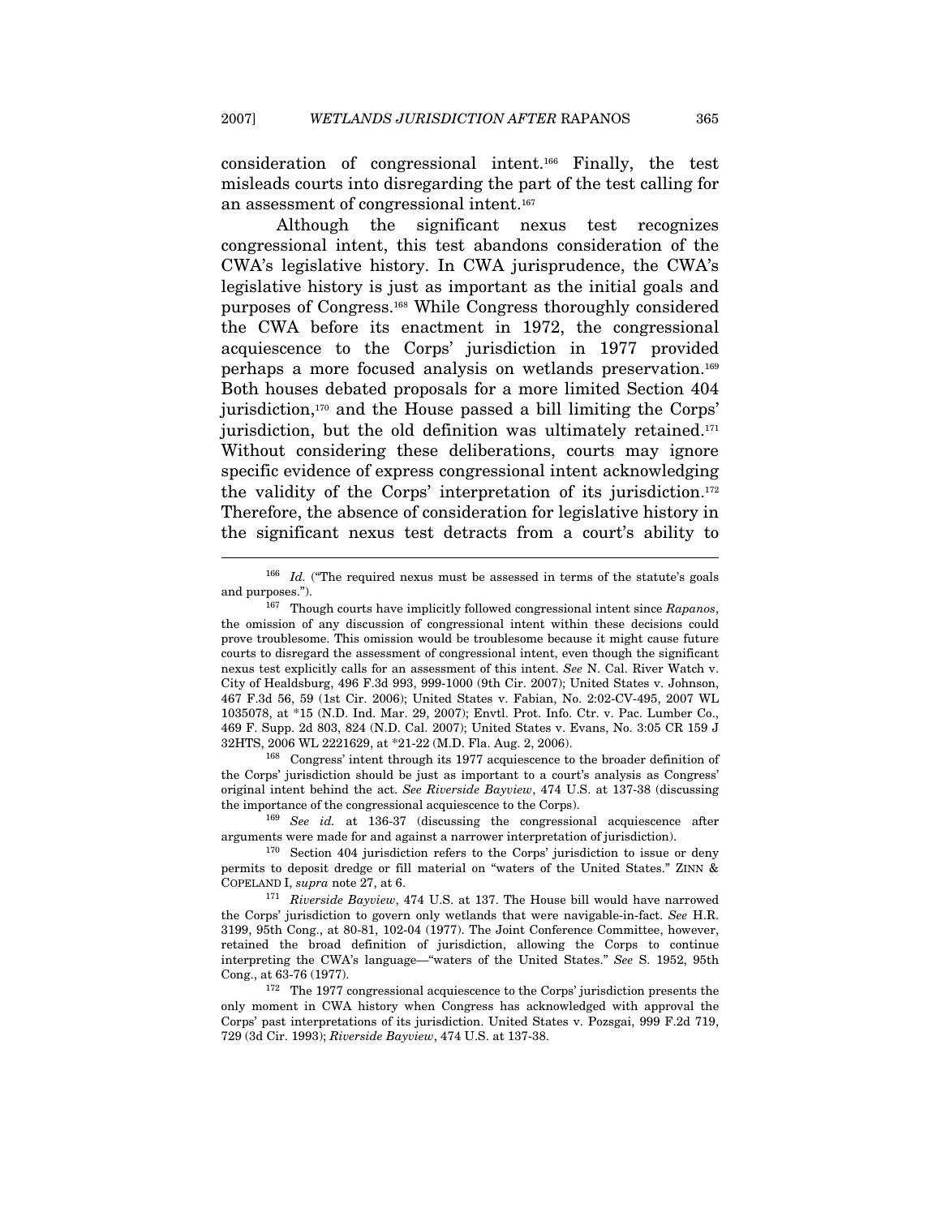consideration of congressional intent.[166] Finally, the test misleads courts into disregarding the part of the test calling for an assessment of congressional intent.[167]

Although the significant nexus test recognizes congressional intent, this test abandons consideration of the CWA's legislative history. In CWA jurisprudence, the CWA's legislative history is just as important as the initial goals and purposes of Congress.[168] While Congress thoroughly considered the CWA before its enactment in 1972, the congressional acquiescence to the Corps' jurisdiction in 1977 provided perhaps a more focused analysis on wetlands preservation.[169] Both houses debated proposals for a more limited Section 404 jurisdiction,[170] and the House passed a bill limiting the Corps' jurisdiction, but the old definition was ultimately retained.[171] Without considering these deliberations, courts may ignore specific evidence of express congressional intent acknowledging the validity of the Corps' interpretation of its jurisdiction.[172] Therefore, the absence of consideration for legislative history in the significant nexus test detracts from a court's ability to

---

[166] *Id.* ("The required nexus must be assessed in terms of the statute's goals and purposes.").

[167] Though courts have implicitly followed congressional intent since *Rapanos*, the omission of any discussion of congressional intent within these decisions could prove troublesome. This omission would be troublesome because it might cause future courts to disregard the assessment of congressional intent, even though the significant nexus test explicitly calls for an assessment of this intent. *See* N. Cal. River Watch v. City of Healdsburg, 496 F.3d 993, 999-1000 (9th Cir. 2007); United States v. Johnson, 467 F.3d 56, 59 (1st Cir. 2006); United States v. Fabian, No. 2:02-CV-495, 2007 WL 1035078, at *15 (N.D. Ind. Mar. 29, 2007); Envtl. Prot. Info. Ctr. v. Pac. Lumber Co., 469 F. Supp. 2d 803, 824 (N.D. Cal. 2007); United States v. Evans, No. 3:05 CR 159 J 32HTS, 2006 WL 2221629, at *21-22 (M.D. Fla. Aug. 2, 2006).

[168] Congress' intent through its 1977 acquiescence to the broader definition of the Corps' jurisdiction should be just as important to a court's analysis as Congress' original intent behind the act. *See Riverside Bayview*, 474 U.S. at 137-38 (discussing the importance of the congressional acquiescence to the Corps).

[169] *See id.* at 136-37 (discussing the congressional acquiescence after arguments were made for and against a narrower interpretation of jurisdiction).

[170] Section 404 jurisdiction refers to the Corps' jurisdiction to issue or deny permits to deposit dredge or fill material on "waters of the United States." ZINN & COPELAND I, *supra* note 27, at 6.

[171] *Riverside Bayview*, 474 U.S. at 137. The House bill would have narrowed the Corps' jurisdiction to govern only wetlands that were navigable-in-fact. *See* H.R. 3199, 95th Cong., at 80-81, 102-04 (1977). The Joint Conference Committee, however, retained the broad definition of jurisdiction, allowing the Corps to continue interpreting the CWA's language—"waters of the United States." *See* S. 1952, 95th Cong., at 63-76 (1977).

[172] The 1977 congressional acquiescence to the Corps' jurisdiction presents the only moment in CWA history when Congress has acknowledged with approval the Corps' past interpretations of its jurisdiction. United States v. Pozsgai, 999 F.2d 719, 729 (3d Cir. 1993); *Riverside Bayview*, 474 U.S. at 137-38.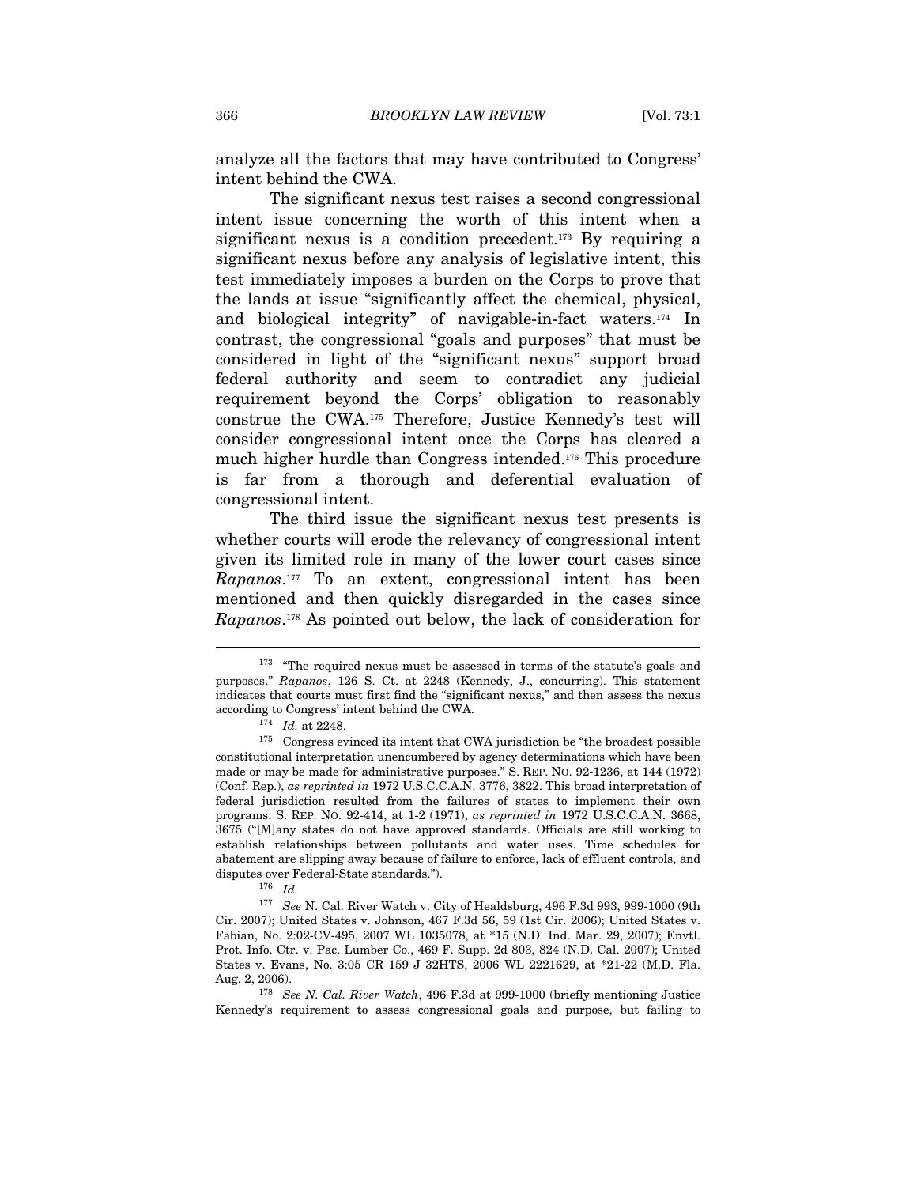analyze all the factors that may have contributed to Congress' intent behind the CWA.

The significant nexus test raises a second congressional intent issue concerning the worth of this intent when a significant nexus is a condition precedent.[173] By requiring a significant nexus before any analysis of legislative intent, this test immediately imposes a burden on the Corps to prove that the lands at issue "significantly affect the chemical, physical, and biological integrity" of navigable-in-fact waters.[174] In contrast, the congressional "goals and purposes" that must be considered in light of the "significant nexus" support broad federal authority and seem to contradict any judicial requirement beyond the Corps' obligation to reasonably construe the CWA.[175] Therefore, Justice Kennedy's test will consider congressional intent once the Corps has cleared a much higher hurdle than Congress intended.[176] This procedure is far from a thorough and deferential evaluation of congressional intent.

The third issue the significant nexus test presents is whether courts will erode the relevancy of congressional intent given its limited role in many of the lower court cases since *Rapanos*.[177] To an extent, congressional intent has been mentioned and then quickly disregarded in the cases since *Rapanos*.[178] As pointed out below, the lack of consideration for

---

[173] "The required nexus must be assessed in terms of the statute's goals and purposes." *Rapanos*, 126 S. Ct. at 2248 (Kennedy, J., concurring). This statement indicates that courts must first find the "significant nexus," and then assess the nexus according to Congress' intent behind the CWA.

[174] *Id.* at 2248.

[175] Congress evinced its intent that CWA jurisdiction be "the broadest possible constitutional interpretation unencumbered by agency determinations which have been made or may be made for administrative purposes." S. REP. NO. 92-1236, at 144 (1972) (Conf. Rep.), *as reprinted in* 1972 U.S.C.C.A.N. 3776, 3822. This broad interpretation of federal jurisdiction resulted from the failures of states to implement their own programs. S. REP. NO. 92-414, at 1-2 (1971), *as reprinted in* 1972 U.S.C.C.A.N. 3668, 3675 ("[M]any states do not have approved standards. Officials are still working to establish relationships between pollutants and water uses. Time schedules for abatement are slipping away because of failure to enforce, lack of effluent controls, and disputes over Federal-State standards.").

[176] *Id.*

[177] *See* N. Cal. River Watch v. City of Healdsburg, 496 F.3d 993, 999-1000 (9th Cir. 2007); United States v. Johnson, 467 F.3d 56, 59 (1st Cir. 2006); United States v. Fabian, No. 2:02-CV-495, 2007 WL 1035078, at *15 (N.D. Ind. Mar. 29, 2007); Envtl. Prot. Info. Ctr. v. Pac. Lumber Co., 469 F. Supp. 2d 803, 824 (N.D. Cal. 2007); United States v. Evans, No. 3:05 CR 159 J 32HTS, 2006 WL 2221629, at *21-22 (M.D. Fla. Aug. 2, 2006).

[178] *See N. Cal. River Watch*, 496 F.3d at 999-1000 (briefly mentioning Justice Kennedy's requirement to assess congressional goals and purpose, but failing to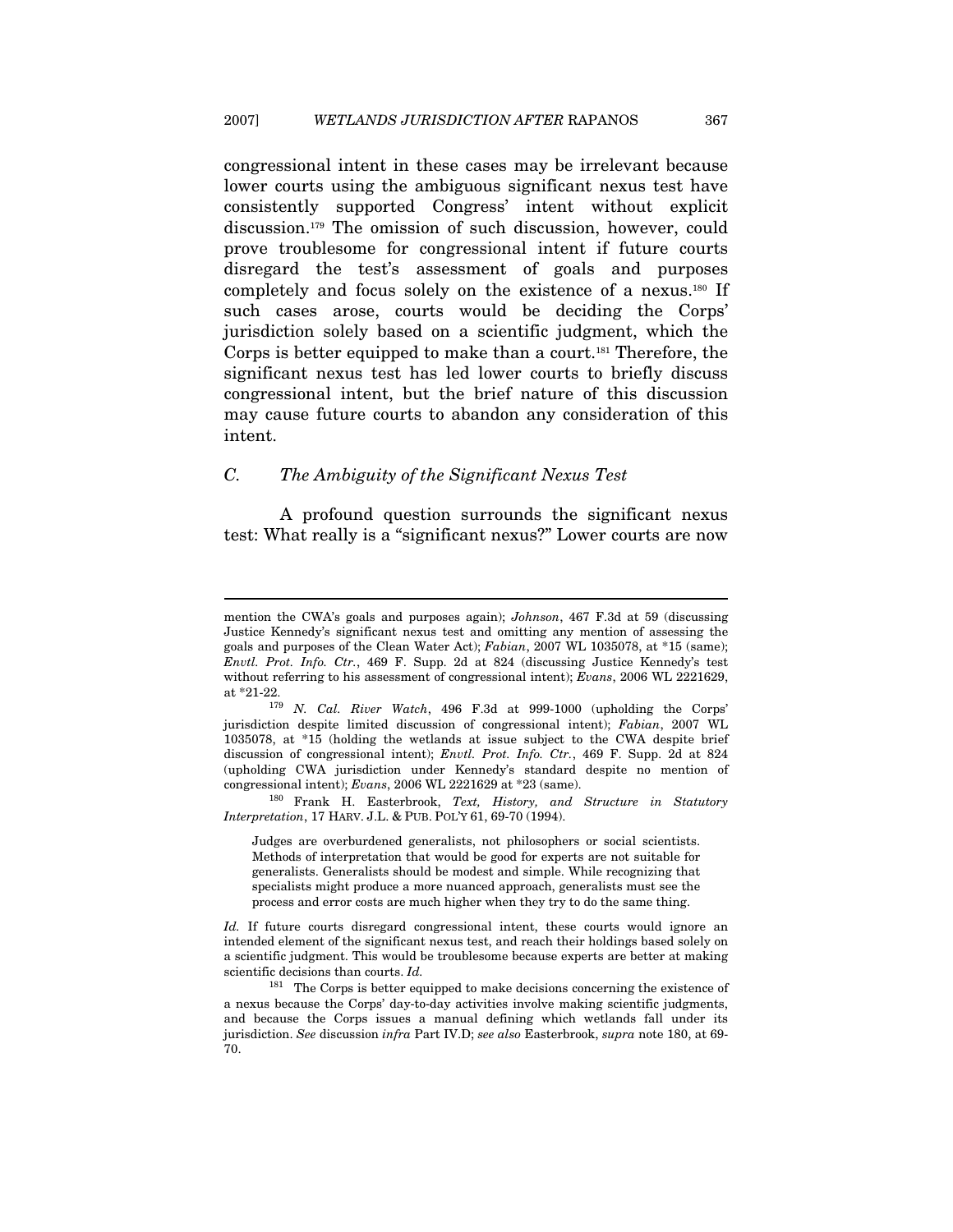congressional intent in these cases may be irrelevant because lower courts using the ambiguous significant nexus test have consistently supported Congress' intent without explicit discussion.[179] The omission of such discussion, however, could prove troublesome for congressional intent if future courts disregard the test's assessment of goals and purposes completely and focus solely on the existence of a nexus.[180] If such cases arose, courts would be deciding the Corps' jurisdiction solely based on a scientific judgment, which the Corps is better equipped to make than a court.[181] Therefore, the significant nexus test has led lower courts to briefly discuss congressional intent, but the brief nature of this discussion may cause future courts to abandon any consideration of this intent.

### *C. The Ambiguity of the Significant Nexus Test*

A profound question surrounds the significant nexus test: What really is a "significant nexus?" Lower courts are now

---

mention the CWA's goals and purposes again); *Johnson*, 467 F.3d at 59 (discussing Justice Kennedy's significant nexus test and omitting any mention of assessing the goals and purposes of the Clean Water Act); *Fabian*, 2007 WL 1035078, at *15 (same); *Envtl. Prot. Info. Ctr.*, 469 F. Supp. 2d at 824 (discussing Justice Kennedy's test without referring to his assessment of congressional intent); *Evans*, 2006 WL 2221629, at *21-22.

[179] *N. Cal. River Watch*, 496 F.3d at 999-1000 (upholding the Corps' jurisdiction despite limited discussion of congressional intent); *Fabian*, 2007 WL 1035078, at *15 (holding the wetlands at issue subject to the CWA despite brief discussion of congressional intent); *Envtl. Prot. Info. Ctr.*, 469 F. Supp. 2d at 824 (upholding CWA jurisdiction under Kennedy's standard despite no mention of congressional intent); *Evans*, 2006 WL 2221629 at *23 (same).

[180] Frank H. Easterbrook, *Text, History, and Structure in Statutory Interpretation*, 17 HARV. J.L. & PUB. POL'Y 61, 69-70 (1994).

> Judges are overburdened generalists, not philosophers or social scientists. Methods of interpretation that would be good for experts are not suitable for generalists. Generalists should be modest and simple. While recognizing that specialists might produce a more nuanced approach, generalists must see the process and error costs are much higher when they try to do the same thing.

*Id.* If future courts disregard congressional intent, these courts would ignore an intended element of the significant nexus test, and reach their holdings based solely on a scientific judgment. This would be troublesome because experts are better at making scientific decisions than courts. *Id.*

[181] The Corps is better equipped to make decisions concerning the existence of a nexus because the Corps' day-to-day activities involve making scientific judgments, and because the Corps issues a manual defining which wetlands fall under its jurisdiction. *See* discussion *infra* Part IV.D; *see also* Easterbrook, *supra* note 180, at 69-70.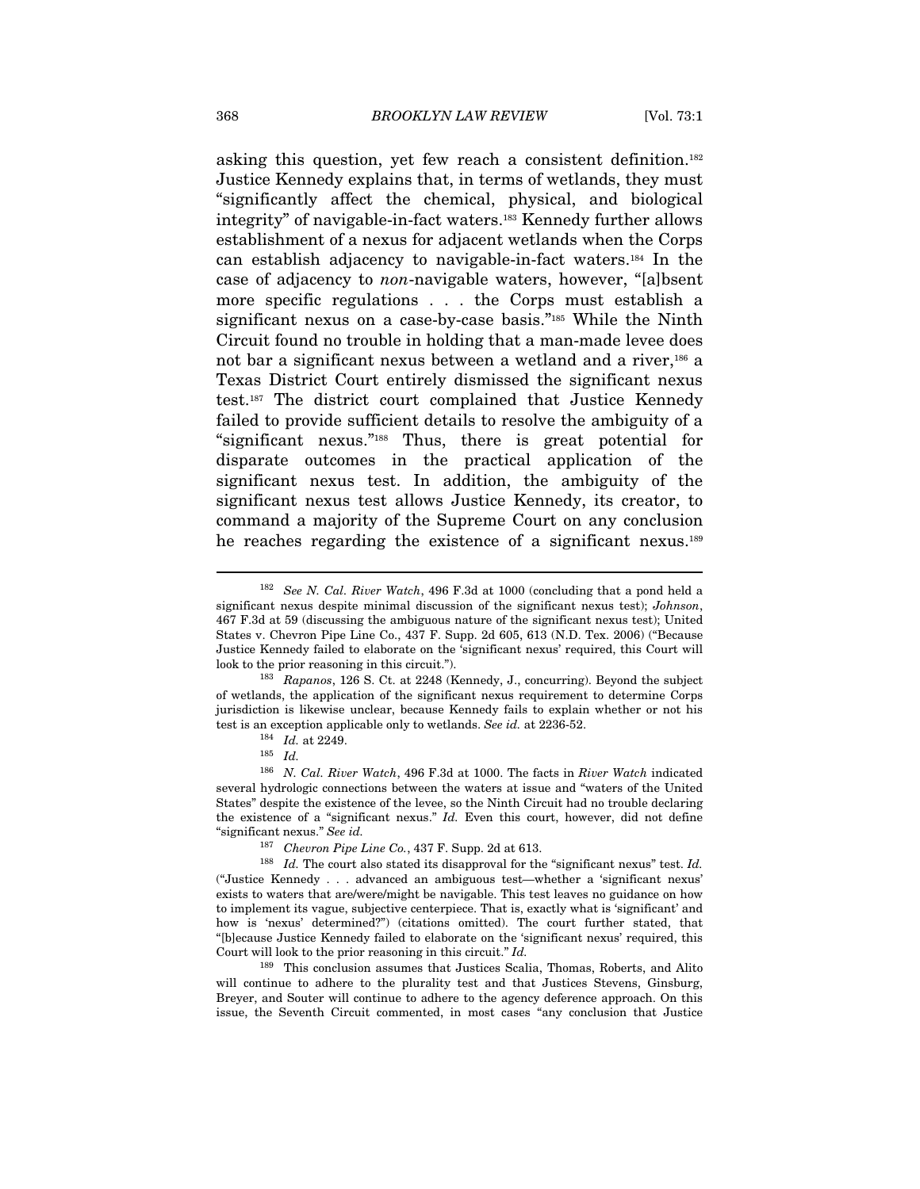asking this question, yet few reach a consistent definition.[182] Justice Kennedy explains that, in terms of wetlands, they must "significantly affect the chemical, physical, and biological integrity" of navigable-in-fact waters.[183] Kennedy further allows establishment of a nexus for adjacent wetlands when the Corps can establish adjacency to navigable-in-fact waters.[184] In the case of adjacency to *non*-navigable waters, however, "[a]bsent more specific regulations . . . the Corps must establish a significant nexus on a case-by-case basis."[185] While the Ninth Circuit found no trouble in holding that a man-made levee does not bar a significant nexus between a wetland and a river,[186] a Texas District Court entirely dismissed the significant nexus test.[187] The district court complained that Justice Kennedy failed to provide sufficient details to resolve the ambiguity of a "significant nexus."[188] Thus, there is great potential for disparate outcomes in the practical application of the significant nexus test. In addition, the ambiguity of the significant nexus test allows Justice Kennedy, its creator, to command a majority of the Supreme Court on any conclusion he reaches regarding the existence of a significant nexus.[189]

---

[182] *See N. Cal. River Watch*, 496 F.3d at 1000 (concluding that a pond held a significant nexus despite minimal discussion of the significant nexus test); *Johnson*, 467 F.3d at 59 (discussing the ambiguous nature of the significant nexus test); United States v. Chevron Pipe Line Co., 437 F. Supp. 2d 605, 613 (N.D. Tex. 2006) ("Because Justice Kennedy failed to elaborate on the 'significant nexus' required, this Court will look to the prior reasoning in this circuit.").

[183] *Rapanos*, 126 S. Ct. at 2248 (Kennedy, J., concurring). Beyond the subject of wetlands, the application of the significant nexus requirement to determine Corps jurisdiction is likewise unclear, because Kennedy fails to explain whether or not his test is an exception applicable only to wetlands. *See id.* at 2236-52.

[184] *Id.* at 2249.

[185] *Id.*

[186] *N. Cal. River Watch*, 496 F.3d at 1000. The facts in *River Watch* indicated several hydrologic connections between the waters at issue and "waters of the United States" despite the existence of the levee, so the Ninth Circuit had no trouble declaring the existence of a "significant nexus." *Id.* Even this court, however, did not define "significant nexus." *See id.*

[187] *Chevron Pipe Line Co.*, 437 F. Supp. 2d at 613.

[188] *Id.* The court also stated its disapproval for the "significant nexus" test. *Id.* ("Justice Kennedy . . . advanced an ambiguous test—whether a 'significant nexus' exists to waters that are/were/might be navigable. This test leaves no guidance on how to implement its vague, subjective centerpiece. That is, exactly what is 'significant' and how is 'nexus' determined?") (citations omitted). The court further stated, that "[b]ecause Justice Kennedy failed to elaborate on the 'significant nexus' required, this Court will look to the prior reasoning in this circuit." *Id.*

[189] This conclusion assumes that Justices Scalia, Thomas, Roberts, and Alito will continue to adhere to the plurality test and that Justices Stevens, Ginsburg, Breyer, and Souter will continue to adhere to the agency deference approach. On this issue, the Seventh Circuit commented, in most cases "any conclusion that Justice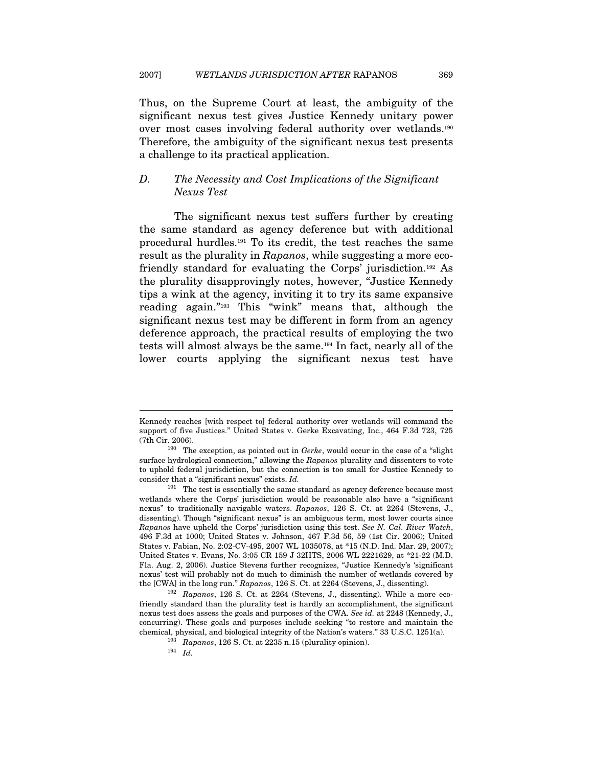Thus, on the Supreme Court at least, the ambiguity of the significant nexus test gives Justice Kennedy unitary power over most cases involving federal authority over wetlands.[190] Therefore, the ambiguity of the significant nexus test presents a challenge to its practical application.

### D. The Necessity and Cost Implications of the Significant Nexus Test

The significant nexus test suffers further by creating the same standard as agency deference but with additional procedural hurdles.[191] To its credit, the test reaches the same result as the plurality in *Rapanos*, while suggesting a more eco-friendly standard for evaluating the Corps' jurisdiction.[192] As the plurality disapprovingly notes, however, "Justice Kennedy tips a wink at the agency, inviting it to try its same expansive reading again."[193] This "wink" means that, although the significant nexus test may be different in form from an agency deference approach, the practical results of employing the two tests will almost always be the same.[194] In fact, nearly all of the lower courts applying the significant nexus test have

---

Kennedy reaches [with respect to] federal authority over wetlands will command the support of five Justices." United States v. Gerke Excavating, Inc., 464 F.3d 723, 725 (7th Cir. 2006).

[190] The exception, as pointed out in *Gerke*, would occur in the case of a "slight surface hydrological connection," allowing the *Rapanos* plurality and dissenters to vote to uphold federal jurisdiction, but the connection is too small for Justice Kennedy to consider that a "significant nexus" exists. *Id.*

[191] The test is essentially the same standard as agency deference because most wetlands where the Corps' jurisdiction would be reasonable also have a "significant nexus" to traditionally navigable waters. *Rapanos*, 126 S. Ct. at 2264 (Stevens, J., dissenting). Though "significant nexus" is an ambiguous term, most lower courts since *Rapanos* have upheld the Corps' jurisdiction using this test. *See N. Cal. River Watch*, 496 F.3d at 1000; United States v. Johnson, 467 F.3d 56, 59 (1st Cir. 2006); United States v. Fabian, No. 2:02-CV-495, 2007 WL 1035078, at *15 (N.D. Ind. Mar. 29, 2007); United States v. Evans, No. 3:05 CR 159 J 32HTS, 2006 WL 2221629, at *21-22 (M.D. Fla. Aug. 2, 2006). Justice Stevens further recognizes, "Justice Kennedy's 'significant nexus' test will probably not do much to diminish the number of wetlands covered by the [CWA] in the long run." *Rapanos*, 126 S. Ct. at 2264 (Stevens, J., dissenting).

[192] *Rapanos*, 126 S. Ct. at 2264 (Stevens, J., dissenting). While a more eco-friendly standard than the plurality test is hardly an accomplishment, the significant nexus test does assess the goals and purposes of the CWA. *See id.* at 2248 (Kennedy, J., concurring). These goals and purposes include seeking "to restore and maintain the chemical, physical, and biological integrity of the Nation's waters." 33 U.S.C. 1251(a).

[193] *Rapanos*, 126 S. Ct. at 2235 n.15 (plurality opinion).

[194] *Id.*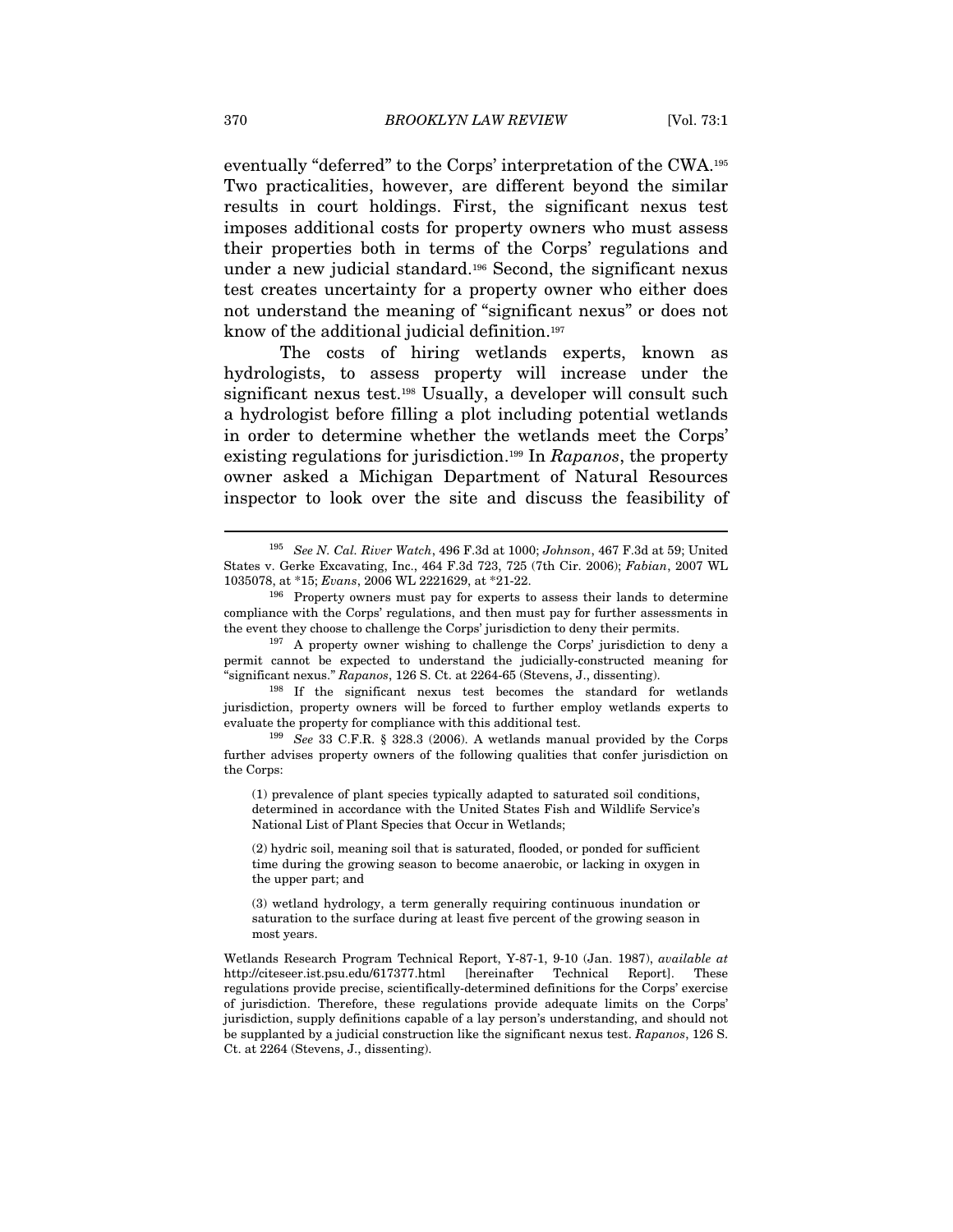eventually "deferred" to the Corps' interpretation of the CWA.[195] Two practicalities, however, are different beyond the similar results in court holdings. First, the significant nexus test imposes additional costs for property owners who must assess their properties both in terms of the Corps' regulations and under a new judicial standard.[196] Second, the significant nexus test creates uncertainty for a property owner who either does not understand the meaning of "significant nexus" or does not know of the additional judicial definition.[197]

The costs of hiring wetlands experts, known as hydrologists, to assess property will increase under the significant nexus test.[198] Usually, a developer will consult such a hydrologist before filling a plot including potential wetlands in order to determine whether the wetlands meet the Corps' existing regulations for jurisdiction.[199] In *Rapanos*, the property owner asked a Michigan Department of Natural Resources inspector to look over the site and discuss the feasibility of

---

[195] *See N. Cal. River Watch*, 496 F.3d at 1000; *Johnson*, 467 F.3d at 59; United States v. Gerke Excavating, Inc., 464 F.3d 723, 725 (7th Cir. 2006); *Fabian*, 2007 WL 1035078, at *15; *Evans*, 2006 WL 2221629, at *21-22.

[196] Property owners must pay for experts to assess their lands to determine compliance with the Corps' regulations, and then must pay for further assessments in the event they choose to challenge the Corps' jurisdiction to deny their permits.

[197] A property owner wishing to challenge the Corps' jurisdiction to deny a permit cannot be expected to understand the judicially-constructed meaning for "significant nexus." *Rapanos*, 126 S. Ct. at 2264-65 (Stevens, J., dissenting).

[198] If the significant nexus test becomes the standard for wetlands jurisdiction, property owners will be forced to further employ wetlands experts to evaluate the property for compliance with this additional test.

[199] *See* 33 C.F.R. § 328.3 (2006). A wetlands manual provided by the Corps further advises property owners of the following qualities that confer jurisdiction on the Corps:

> (1) prevalence of plant species typically adapted to saturated soil conditions, determined in accordance with the United States Fish and Wildlife Service's National List of Plant Species that Occur in Wetlands;
>
> (2) hydric soil, meaning soil that is saturated, flooded, or ponded for sufficient time during the growing season to become anaerobic, or lacking in oxygen in the upper part; and
>
> (3) wetland hydrology, a term generally requiring continuous inundation or saturation to the surface during at least five percent of the growing season in most years.

Wetlands Research Program Technical Report, Y-87-1, 9-10 (Jan. 1987), *available at* http://citeseer.ist.psu.edu/617377.html [hereinafter Technical Report]. These regulations provide precise, scientifically-determined definitions for the Corps' exercise of jurisdiction. Therefore, these regulations provide adequate limits on the Corps' jurisdiction, supply definitions capable of a lay person's understanding, and should not be supplanted by a judicial construction like the significant nexus test. *Rapanos*, 126 S. Ct. at 2264 (Stevens, J., dissenting).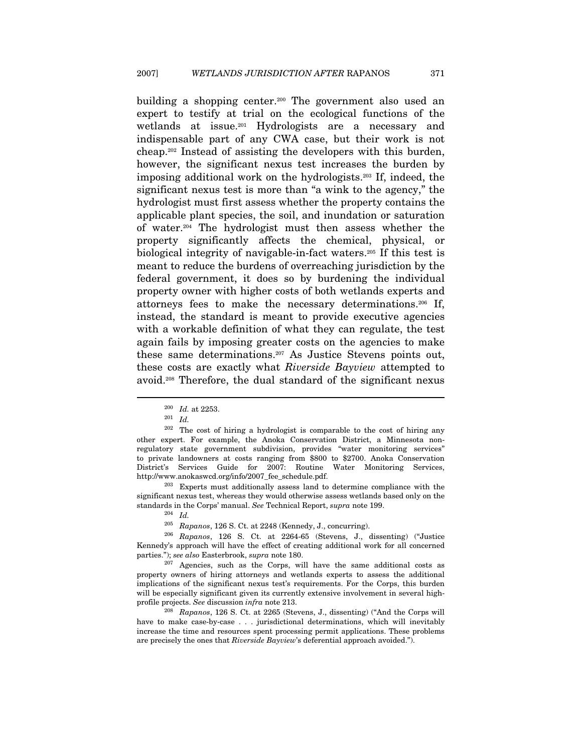building a shopping center.[200] The government also used an expert to testify at trial on the ecological functions of the wetlands at issue.[201] Hydrologists are a necessary and indispensable part of any CWA case, but their work is not cheap.[202] Instead of assisting the developers with this burden, however, the significant nexus test increases the burden by imposing additional work on the hydrologists.[203] If, indeed, the significant nexus test is more than "a wink to the agency," the hydrologist must first assess whether the property contains the applicable plant species, the soil, and inundation or saturation of water.[204] The hydrologist must then assess whether the property significantly affects the chemical, physical, or biological integrity of navigable-in-fact waters.[205] If this test is meant to reduce the burdens of overreaching jurisdiction by the federal government, it does so by burdening the individual property owner with higher costs of both wetlands experts and attorneys fees to make the necessary determinations.[206] If, instead, the standard is meant to provide executive agencies with a workable definition of what they can regulate, the test again fails by imposing greater costs on the agencies to make these same determinations.[207] As Justice Stevens points out, these costs are exactly what *Riverside Bayview* attempted to avoid.[208] Therefore, the dual standard of the significant nexus

---

[200] *Id.* at 2253.

[201] *Id.*

[202] The cost of hiring a hydrologist is comparable to the cost of hiring any other expert. For example, the Anoka Conservation District, a Minnesota non-regulatory state government subdivision, provides "water monitoring services" to private landowners at costs ranging from $800 to $2700. Anoka Conservation District's Services Guide for 2007: Routine Water Monitoring Services, http://www.anokaswcd.org/info/2007_fee_schedule.pdf.

[203] Experts must additionally assess land to determine compliance with the significant nexus test, whereas they would otherwise assess wetlands based only on the standards in the Corps' manual. *See* Technical Report, *supra* note 199.

[204] *Id.*

[205] *Rapanos*, 126 S. Ct. at 2248 (Kennedy, J., concurring).

[206] *Rapanos*, 126 S. Ct. at 2264-65 (Stevens, J., dissenting) ("Justice Kennedy's approach will have the effect of creating additional work for all concerned parties."); *see also* Easterbrook, *supra* note 180.

[207] Agencies, such as the Corps, will have the same additional costs as property owners of hiring attorneys and wetlands experts to assess the additional implications of the significant nexus test's requirements. For the Corps, this burden will be especially significant given its currently extensive involvement in several high-profile projects. *See* discussion *infra* note 213.

[208] *Rapanos*, 126 S. Ct. at 2265 (Stevens, J., dissenting) ("And the Corps will have to make case-by-case . . . jurisdictional determinations, which will inevitably increase the time and resources spent processing permit applications. These problems are precisely the ones that *Riverside Bayview*'s deferential approach avoided.").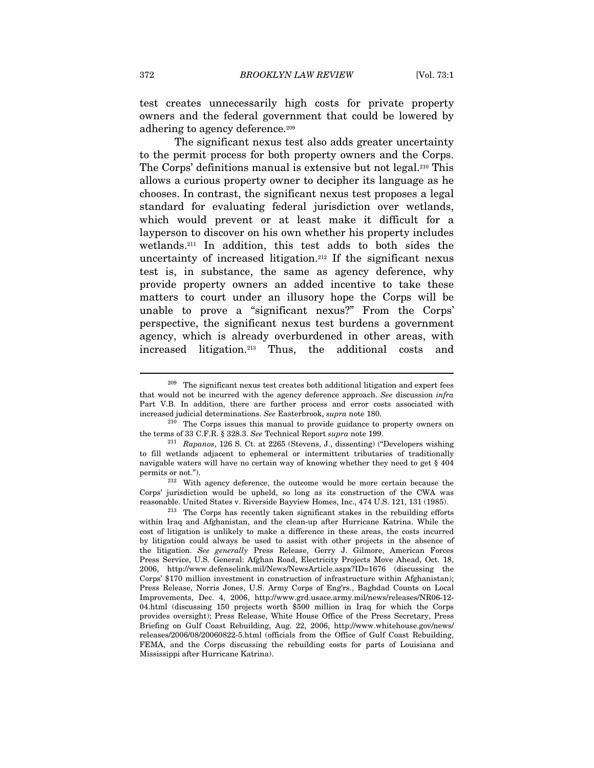test creates unnecessarily high costs for private property owners and the federal government that could be lowered by adhering to agency deference.[209]

The significant nexus test also adds greater uncertainty to the permit process for both property owners and the Corps. The Corps' definitions manual is extensive but not legal.[210] This allows a curious property owner to decipher its language as he chooses. In contrast, the significant nexus test proposes a legal standard for evaluating federal jurisdiction over wetlands, which would prevent or at least make it difficult for a layperson to discover on his own whether his property includes wetlands.[211] In addition, this test adds to both sides the uncertainty of increased litigation.[212] If the significant nexus test is, in substance, the same as agency deference, why provide property owners an added incentive to take these matters to court under an illusory hope the Corps will be unable to prove a "significant nexus?" From the Corps' perspective, the significant nexus test burdens a government agency, which is already overburdened in other areas, with increased litigation.[213] Thus, the additional costs and

---

[209] The significant nexus test creates both additional litigation and expert fees that would not be incurred with the agency deference approach. *See* discussion *infra* Part V.B. In addition, there are further process and error costs associated with increased judicial determinations. *See* Easterbrook, *supra* note 180.

[210] The Corps issues this manual to provide guidance to property owners on the terms of 33 C.F.R. § 328.3. *See* Technical Report *supra* note 199.

[211] *Rapanos*, 126 S. Ct. at 2265 (Stevens, J., dissenting) ("Developers wishing to fill wetlands adjacent to ephemeral or intermittent tributaries of traditionally navigable waters will have no certain way of knowing whether they need to get § 404 permits or not.").

[212] With agency deference, the outcome would be more certain because the Corps' jurisdiction would be upheld, so long as its construction of the CWA was reasonable. United States v. Riverside Bayview Homes, Inc., 474 U.S. 121, 131 (1985).

[213] The Corps has recently taken significant stakes in the rebuilding efforts within Iraq and Afghanistan, and the clean-up after Hurricane Katrina. While the cost of litigation is unlikely to make a difference in these areas, the costs incurred by litigation could always be used to assist with other projects in the absence of the litigation. *See generally* Press Release, Gerry J. Gilmore, American Forces Press Service, U.S. General: Afghan Road, Electricity Projects Move Ahead, Oct. 18, 2006, http://www.defenselink.mil/News/NewsArticle.aspx?ID=1676 (discussing the Corps' $170 million investment in construction of infrastructure within Afghanistan); Press Release, Norris Jones, U.S. Army Corps of Eng'rs., Baghdad Counts on Local Improvements, Dec. 4, 2006, http://www.grd.usace.army.mil/news/releases/NR06-12-04.html (discussing 150 projects worth $500 million in Iraq for which the Corps provides oversight); Press Release, White House Office of the Press Secretary, Press Briefing on Gulf Coast Rebuilding, Aug. 22, 2006, http://www.whitehouse.gov/news/releases/2006/08/20060822-5.html (officials from the Office of Gulf Coast Rebuilding, FEMA, and the Corps discussing the rebuilding costs for parts of Louisiana and Mississippi after Hurricane Katrina).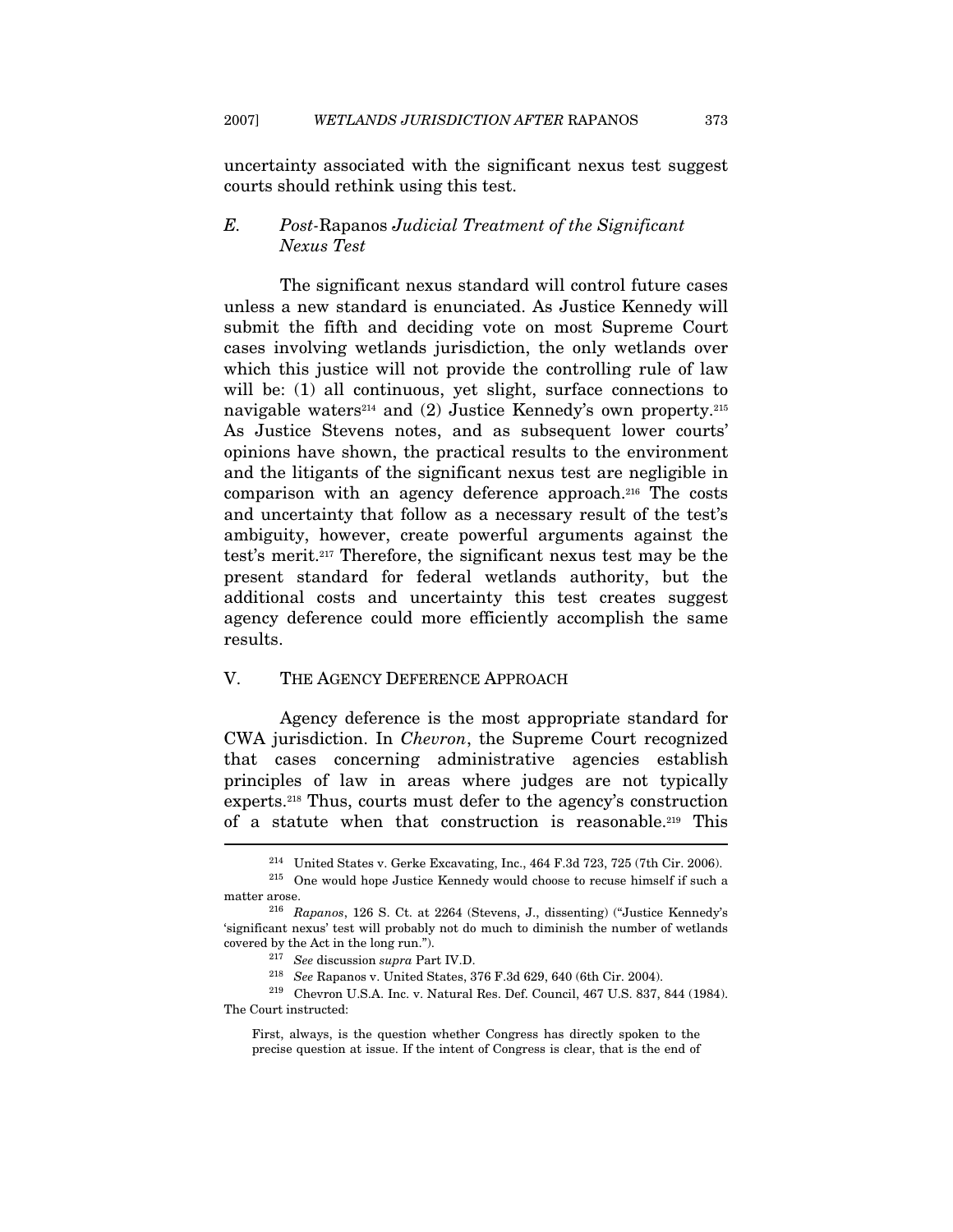uncertainty associated with the significant nexus test suggest courts should rethink using this test.

### *E. Post-*Rapanos *Judicial Treatment of the Significant Nexus Test*

The significant nexus standard will control future cases unless a new standard is enunciated. As Justice Kennedy will submit the fifth and deciding vote on most Supreme Court cases involving wetlands jurisdiction, the only wetlands over which this justice will not provide the controlling rule of law will be: (1) all continuous, yet slight, surface connections to navigable waters[214] and (2) Justice Kennedy's own property.[215] As Justice Stevens notes, and as subsequent lower courts' opinions have shown, the practical results to the environment and the litigants of the significant nexus test are negligible in comparison with an agency deference approach.[216] The costs and uncertainty that follow as a necessary result of the test's ambiguity, however, create powerful arguments against the test's merit.[217] Therefore, the significant nexus test may be the present standard for federal wetlands authority, but the additional costs and uncertainty this test creates suggest agency deference could more efficiently accomplish the same results.

## V. THE AGENCY DEFERENCE APPROACH

Agency deference is the most appropriate standard for CWA jurisdiction. In *Chevron*, the Supreme Court recognized that cases concerning administrative agencies establish principles of law in areas where judges are not typically experts.[218] Thus, courts must defer to the agency's construction of a statute when that construction is reasonable.[219] This

---

[214] United States v. Gerke Excavating, Inc., 464 F.3d 723, 725 (7th Cir. 2006).

[215] One would hope Justice Kennedy would choose to recuse himself if such a matter arose.

[216] *Rapanos*, 126 S. Ct. at 2264 (Stevens, J., dissenting) ("Justice Kennedy's 'significant nexus' test will probably not do much to diminish the number of wetlands covered by the Act in the long run.").

[217] *See* discussion *supra* Part IV.D.

[218] *See* Rapanos v. United States, 376 F.3d 629, 640 (6th Cir. 2004).

[219] Chevron U.S.A. Inc. v. Natural Res. Def. Council, 467 U.S. 837, 844 (1984). The Court instructed:

> First, always, is the question whether Congress has directly spoken to the precise question at issue. If the intent of Congress is clear, that is the end of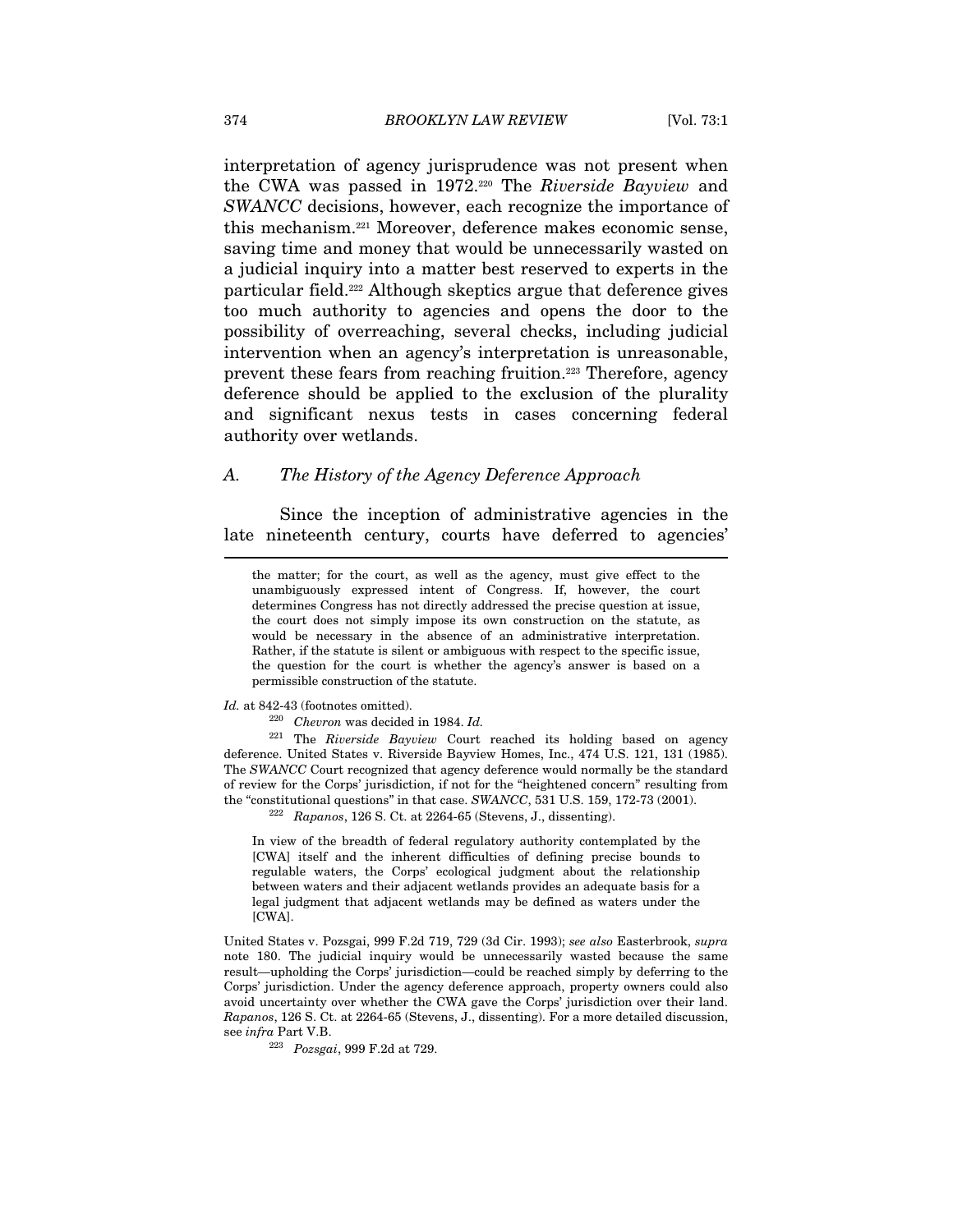interpretation of agency jurisprudence was not present when the CWA was passed in 1972.[220] The *Riverside Bayview* and *SWANCC* decisions, however, each recognize the importance of this mechanism.[221] Moreover, deference makes economic sense, saving time and money that would be unnecessarily wasted on a judicial inquiry into a matter best reserved to experts in the particular field.[222] Although skeptics argue that deference gives too much authority to agencies and opens the door to the possibility of overreaching, several checks, including judicial intervention when an agency's interpretation is unreasonable, prevent these fears from reaching fruition.[223] Therefore, agency deference should be applied to the exclusion of the plurality and significant nexus tests in cases concerning federal authority over wetlands.

### A. The History of the Agency Deference Approach

Since the inception of administrative agencies in the late nineteenth century, courts have deferred to agencies'

---

> the matter; for the court, as well as the agency, must give effect to the unambiguously expressed intent of Congress. If, however, the court determines Congress has not directly addressed the precise question at issue, the court does not simply impose its own construction on the statute, as would be necessary in the absence of an administrative interpretation. Rather, if the statute is silent or ambiguous with respect to the specific issue, the question for the court is whether the agency's answer is based on a permissible construction of the statute.

*Id.* at 842-43 (footnotes omitted).

[220] *Chevron* was decided in 1984. *Id.*

[221] The *Riverside Bayview* Court reached its holding based on agency deference. United States v. Riverside Bayview Homes, Inc., 474 U.S. 121, 131 (1985). The *SWANCC* Court recognized that agency deference would normally be the standard of review for the Corps' jurisdiction, if not for the "heightened concern" resulting from the "constitutional questions" in that case. *SWANCC*, 531 U.S. 159, 172-73 (2001).

[222] *Rapanos*, 126 S. Ct. at 2264-65 (Stevens, J., dissenting).

> In view of the breadth of federal regulatory authority contemplated by the [CWA] itself and the inherent difficulties of defining precise bounds to regulable waters, the Corps' ecological judgment about the relationship between waters and their adjacent wetlands provides an adequate basis for a legal judgment that adjacent wetlands may be defined as waters under the [CWA].

United States v. Pozsgai, 999 F.2d 719, 729 (3d Cir. 1993); *see also* Easterbrook, *supra* note 180. The judicial inquiry would be unnecessarily wasted because the same result—upholding the Corps' jurisdiction—could be reached simply by deferring to the Corps' jurisdiction. Under the agency deference approach, property owners could also avoid uncertainty over whether the CWA gave the Corps' jurisdiction over their land. *Rapanos*, 126 S. Ct. at 2264-65 (Stevens, J., dissenting). For a more detailed discussion, see *infra* Part V.B.

[223] *Pozsgai*, 999 F.2d at 729.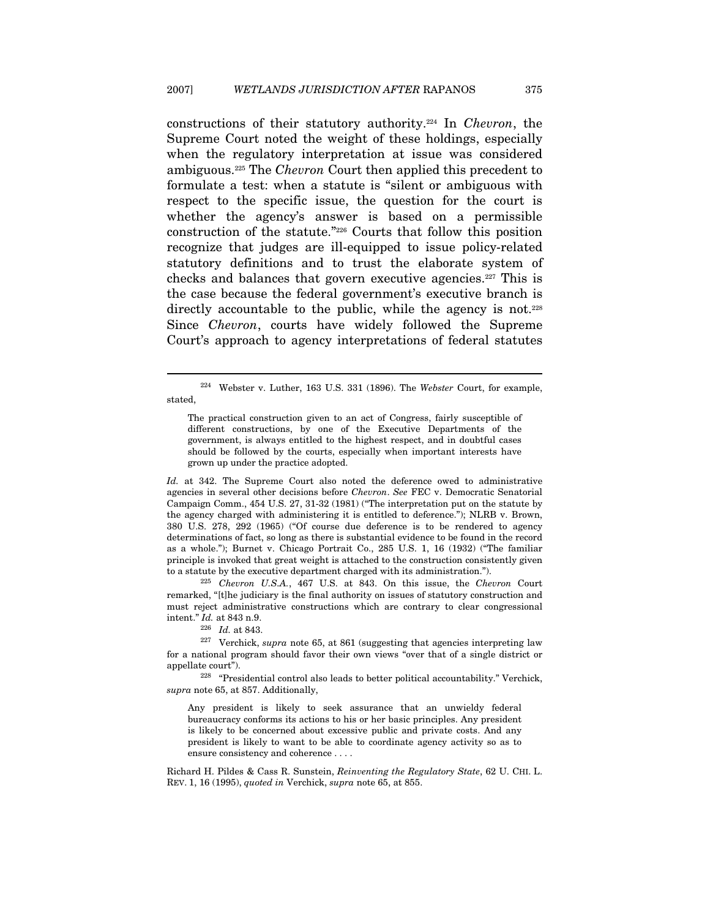constructions of their statutory authority.[224] In *Chevron*, the Supreme Court noted the weight of these holdings, especially when the regulatory interpretation at issue was considered ambiguous.[225] The *Chevron* Court then applied this precedent to formulate a test: when a statute is "silent or ambiguous with respect to the specific issue, the question for the court is whether the agency's answer is based on a permissible construction of the statute."[226] Courts that follow this position recognize that judges are ill-equipped to issue policy-related statutory definitions and to trust the elaborate system of checks and balances that govern executive agencies.[227] This is the case because the federal government's executive branch is directly accountable to the public, while the agency is not.[228] Since *Chevron*, courts have widely followed the Supreme Court's approach to agency interpretations of federal statutes

---

[224] Webster v. Luther, 163 U.S. 331 (1896). The *Webster* Court, for example, stated,

> The practical construction given to an act of Congress, fairly susceptible of different constructions, by one of the Executive Departments of the government, is always entitled to the highest respect, and in doubtful cases should be followed by the courts, especially when important interests have grown up under the practice adopted.

*Id.* at 342. The Supreme Court also noted the deference owed to administrative agencies in several other decisions before *Chevron*. *See* FEC v. Democratic Senatorial Campaign Comm., 454 U.S. 27, 31-32 (1981) ("The interpretation put on the statute by the agency charged with administering it is entitled to deference."); NLRB v. Brown, 380 U.S. 278, 292 (1965) ("Of course due deference is to be rendered to agency determinations of fact, so long as there is substantial evidence to be found in the record as a whole."); Burnet v. Chicago Portrait Co., 285 U.S. 1, 16 (1932) ("The familiar principle is invoked that great weight is attached to the construction consistently given to a statute by the executive department charged with its administration.").

[225] *Chevron U.S.A.*, 467 U.S. at 843. On this issue, the *Chevron* Court remarked, "[t]he judiciary is the final authority on issues of statutory construction and must reject administrative constructions which are contrary to clear congressional intent." *Id.* at 843 n.9.

[226] *Id.* at 843.

[227] Verchick, *supra* note 65, at 861 (suggesting that agencies interpreting law for a national program should favor their own views "over that of a single district or appellate court").

[228] "Presidential control also leads to better political accountability." Verchick, *supra* note 65, at 857. Additionally,

> Any president is likely to seek assurance that an unwieldy federal bureaucracy conforms its actions to his or her basic principles. Any president is likely to be concerned about excessive public and private costs. And any president is likely to want to be able to coordinate agency activity so as to ensure consistency and coherence . . . .

Richard H. Pildes & Cass R. Sunstein, *Reinventing the Regulatory State*, 62 U. CHI. L. REV. 1, 16 (1995), *quoted in* Verchick, *supra* note 65, at 855.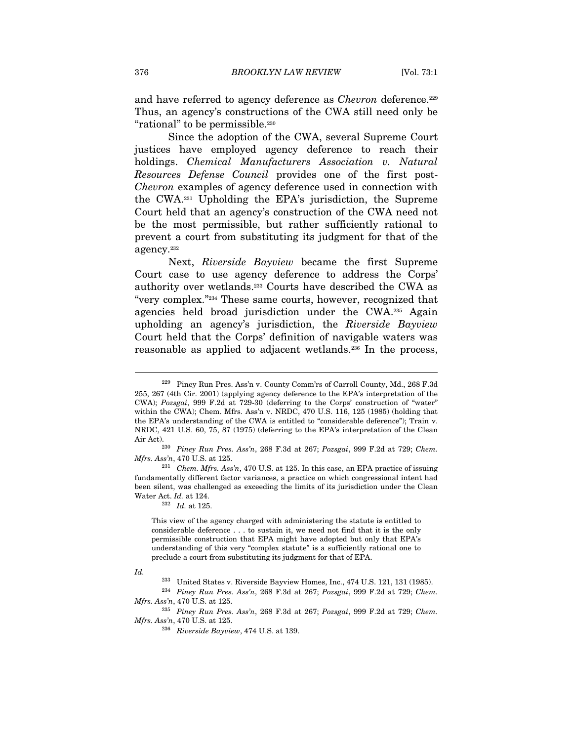and have referred to agency deference as *Chevron* deference.[229] Thus, an agency's constructions of the CWA still need only be "rational" to be permissible.[230]

Since the adoption of the CWA, several Supreme Court justices have employed agency deference to reach their holdings. *Chemical Manufacturers Association v. Natural Resources Defense Council* provides one of the first post-*Chevron* examples of agency deference used in connection with the CWA.[231] Upholding the EPA's jurisdiction, the Supreme Court held that an agency's construction of the CWA need not be the most permissible, but rather sufficiently rational to prevent a court from substituting its judgment for that of the agency.[232]

Next, *Riverside Bayview* became the first Supreme Court case to use agency deference to address the Corps' authority over wetlands.[233] Courts have described the CWA as "very complex."[234] These same courts, however, recognized that agencies held broad jurisdiction under the CWA.[235] Again upholding an agency's jurisdiction, the *Riverside Bayview* Court held that the Corps' definition of navigable waters was reasonable as applied to adjacent wetlands.[236] In the process,

---

[229] Piney Run Pres. Ass'n v. County Comm'rs of Carroll County, Md., 268 F.3d 255, 267 (4th Cir. 2001) (applying agency deference to the EPA's interpretation of the CWA); *Pozsgai*, 999 F.2d at 729-30 (deferring to the Corps' construction of "water" within the CWA); Chem. Mfrs. Ass'n v. NRDC, 470 U.S. 116, 125 (1985) (holding that the EPA's understanding of the CWA is entitled to "considerable deference"); Train v. NRDC, 421 U.S. 60, 75, 87 (1975) (deferring to the EPA's interpretation of the Clean Air Act).

[230] *Piney Run Pres. Ass'n*, 268 F.3d at 267; *Pozsgai*, 999 F.2d at 729; *Chem. Mfrs. Ass'n*, 470 U.S. at 125.

[231] *Chem. Mfrs. Ass'n*, 470 U.S. at 125. In this case, an EPA practice of issuing fundamentally different factor variances, a practice on which congressional intent had been silent, was challenged as exceeding the limits of its jurisdiction under the Clean Water Act. *Id.* at 124.

[232] *Id.* at 125.

> This view of the agency charged with administering the statute is entitled to considerable deference . . . to sustain it, we need not find that it is the only permissible construction that EPA might have adopted but only that EPA's understanding of this very "complex statute" is a sufficiently rational one to preclude a court from substituting its judgment for that of EPA.

*Id.*

[233] United States v. Riverside Bayview Homes, Inc., 474 U.S. 121, 131 (1985).

[234] *Piney Run Pres. Ass'n*, 268 F.3d at 267; *Pozsgai*, 999 F.2d at 729; *Chem. Mfrs. Ass'n*, 470 U.S. at 125.

[235] *Piney Run Pres. Ass'n*, 268 F.3d at 267; *Pozsgai*, 999 F.2d at 729; *Chem. Mfrs. Ass'n*, 470 U.S. at 125.

[236] *Riverside Bayview*, 474 U.S. at 139.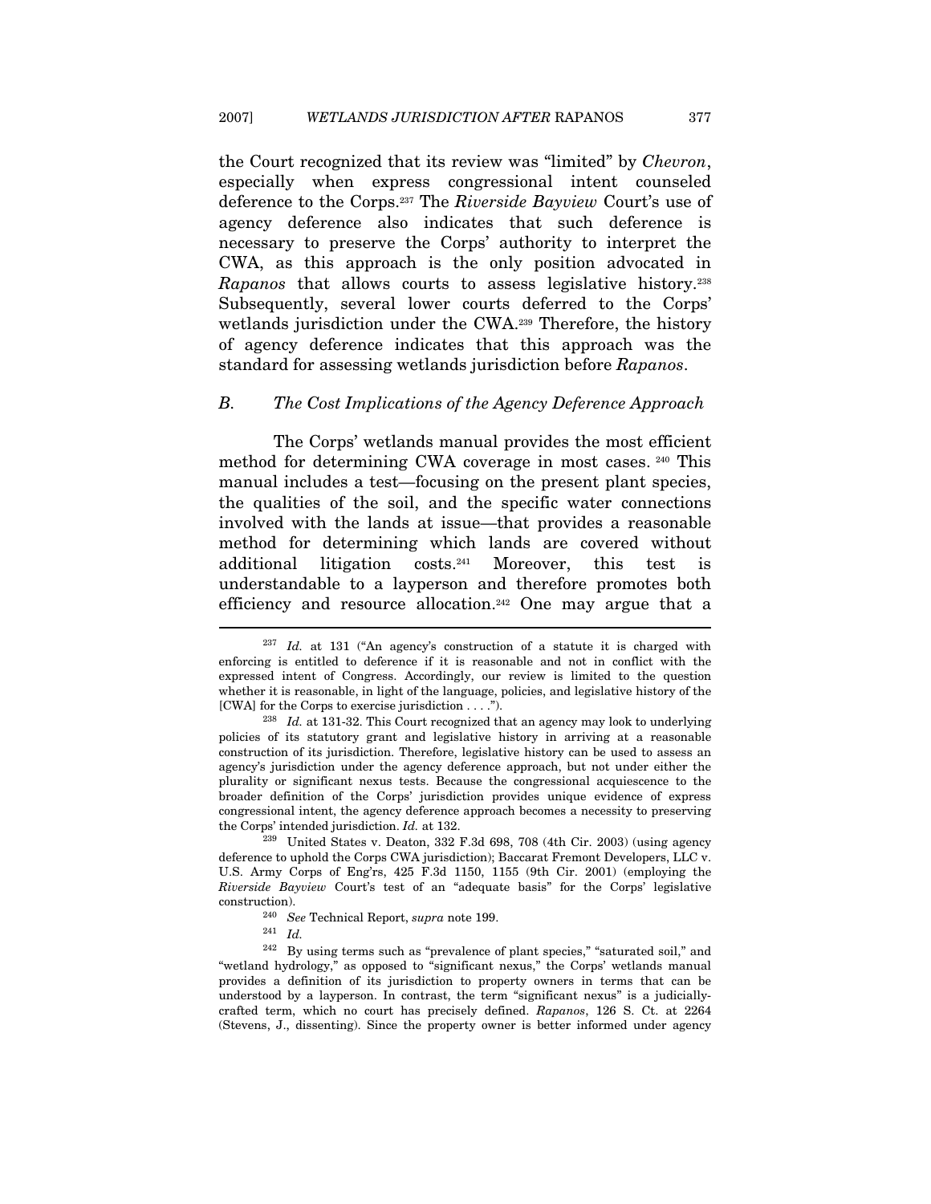the Court recognized that its review was "limited" by *Chevron*, especially when express congressional intent counseled deference to the Corps.[237] The *Riverside Bayview* Court's use of agency deference also indicates that such deference is necessary to preserve the Corps' authority to interpret the CWA, as this approach is the only position advocated in *Rapanos* that allows courts to assess legislative history.[238] Subsequently, several lower courts deferred to the Corps' wetlands jurisdiction under the CWA.[239] Therefore, the history of agency deference indicates that this approach was the standard for assessing wetlands jurisdiction before *Rapanos*.

### *B. The Cost Implications of the Agency Deference Approach*

The Corps' wetlands manual provides the most efficient method for determining CWA coverage in most cases.[240] This manual includes a test—focusing on the present plant species, the qualities of the soil, and the specific water connections involved with the lands at issue—that provides a reasonable method for determining which lands are covered without additional litigation costs.[241] Moreover, this test is understandable to a layperson and therefore promotes both efficiency and resource allocation.[242] One may argue that a

---

[237] *Id.* at 131 ("An agency's construction of a statute it is charged with enforcing is entitled to deference if it is reasonable and not in conflict with the expressed intent of Congress. Accordingly, our review is limited to the question whether it is reasonable, in light of the language, policies, and legislative history of the [CWA] for the Corps to exercise jurisdiction . . . .").

[238] *Id.* at 131-32. This Court recognized that an agency may look to underlying policies of its statutory grant and legislative history in arriving at a reasonable construction of its jurisdiction. Therefore, legislative history can be used to assess an agency's jurisdiction under the agency deference approach, but not under either the plurality or significant nexus tests. Because the congressional acquiescence to the broader definition of the Corps' jurisdiction provides unique evidence of express congressional intent, the agency deference approach becomes a necessity to preserving the Corps' intended jurisdiction. *Id.* at 132.

[239] United States v. Deaton, 332 F.3d 698, 708 (4th Cir. 2003) (using agency deference to uphold the Corps CWA jurisdiction); Baccarat Fremont Developers, LLC v. U.S. Army Corps of Eng'rs, 425 F.3d 1150, 1155 (9th Cir. 2001) (employing the *Riverside Bayview* Court's test of an "adequate basis" for the Corps' legislative construction).

[240] *See* Technical Report, *supra* note 199.

[241] *Id.*

[242] By using terms such as "prevalence of plant species," "saturated soil," and "wetland hydrology," as opposed to "significant nexus," the Corps' wetlands manual provides a definition of its jurisdiction to property owners in terms that can be understood by a layperson. In contrast, the term "significant nexus" is a judicially-crafted term, which no court has precisely defined. *Rapanos*, 126 S. Ct. at 2264 (Stevens, J., dissenting). Since the property owner is better informed under agency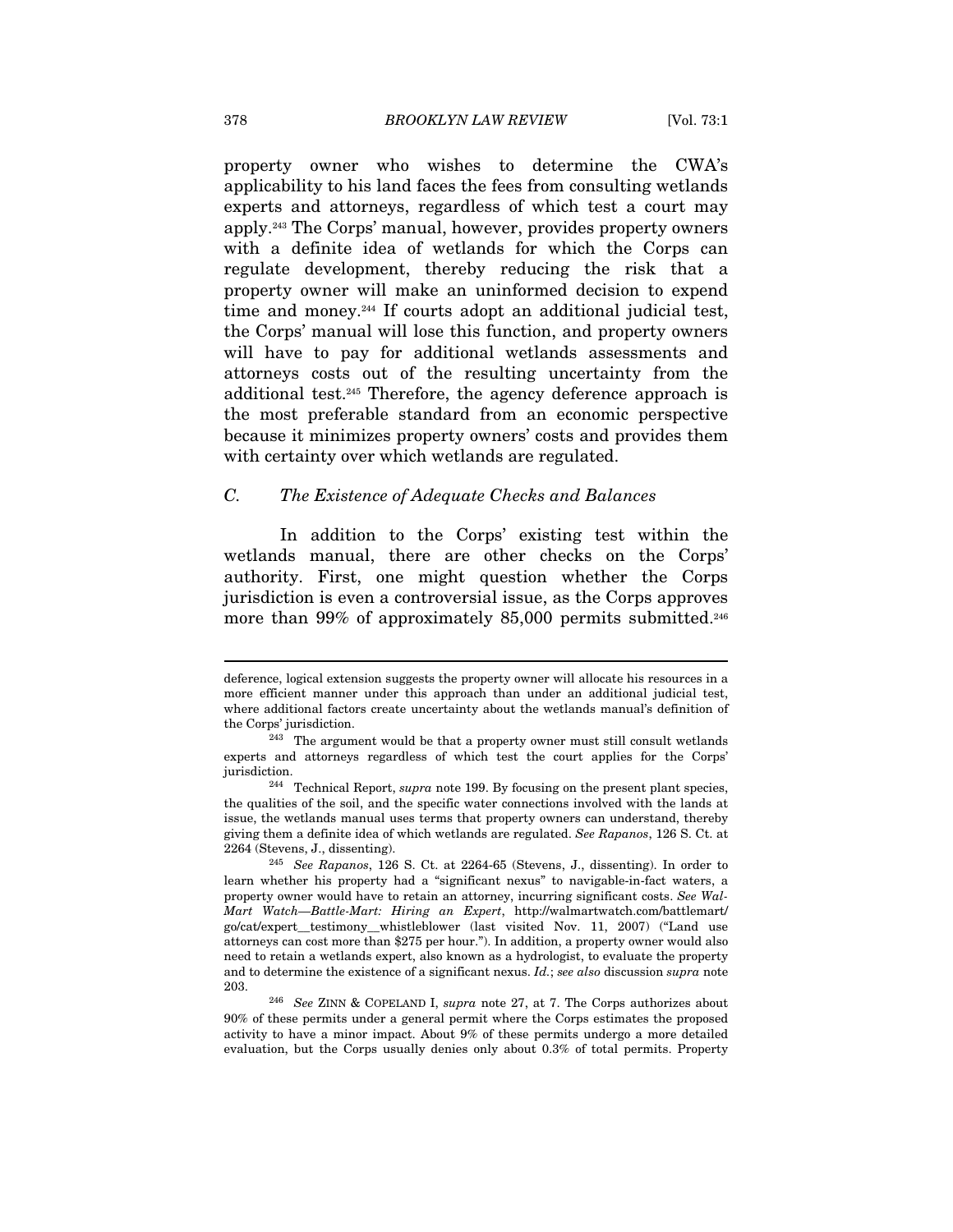property owner who wishes to determine the CWA's applicability to his land faces the fees from consulting wetlands experts and attorneys, regardless of which test a court may apply.[243] The Corps' manual, however, provides property owners with a definite idea of wetlands for which the Corps can regulate development, thereby reducing the risk that a property owner will make an uninformed decision to expend time and money.[244] If courts adopt an additional judicial test, the Corps' manual will lose this function, and property owners will have to pay for additional wetlands assessments and attorneys costs out of the resulting uncertainty from the additional test.[245] Therefore, the agency deference approach is the most preferable standard from an economic perspective because it minimizes property owners' costs and provides them with certainty over which wetlands are regulated.

### *C. The Existence of Adequate Checks and Balances*

In addition to the Corps' existing test within the wetlands manual, there are other checks on the Corps' authority. First, one might question whether the Corps jurisdiction is even a controversial issue, as the Corps approves more than 99% of approximately 85,000 permits submitted.[246]

---

deference, logical extension suggests the property owner will allocate his resources in a more efficient manner under this approach than under an additional judicial test, where additional factors create uncertainty about the wetlands manual's definition of the Corps' jurisdiction.

[243] The argument would be that a property owner must still consult wetlands experts and attorneys regardless of which test the court applies for the Corps' jurisdiction.

[244] Technical Report, *supra* note 199. By focusing on the present plant species, the qualities of the soil, and the specific water connections involved with the lands at issue, the wetlands manual uses terms that property owners can understand, thereby giving them a definite idea of which wetlands are regulated. *See Rapanos*, 126 S. Ct. at 2264 (Stevens, J., dissenting).

[245] *See Rapanos*, 126 S. Ct. at 2264-65 (Stevens, J., dissenting). In order to learn whether his property had a "significant nexus" to navigable-in-fact waters, a property owner would have to retain an attorney, incurring significant costs. *See Wal-Mart Watch—Battle-Mart: Hiring an Expert*, http://walmartwatch.com/battlemart/go/cat/expert__testimony__whistleblower (last visited Nov. 11, 2007) ("Land use attorneys can cost more than $275 per hour."). In addition, a property owner would also need to retain a wetlands expert, also known as a hydrologist, to evaluate the property and to determine the existence of a significant nexus. *Id.*; *see also* discussion *supra* note 203.

[246] *See* ZINN & COPELAND I, *supra* note 27, at 7. The Corps authorizes about 90% of these permits under a general permit where the Corps estimates the proposed activity to have a minor impact. About 9% of these permits undergo a more detailed evaluation, but the Corps usually denies only about 0.3% of total permits. Property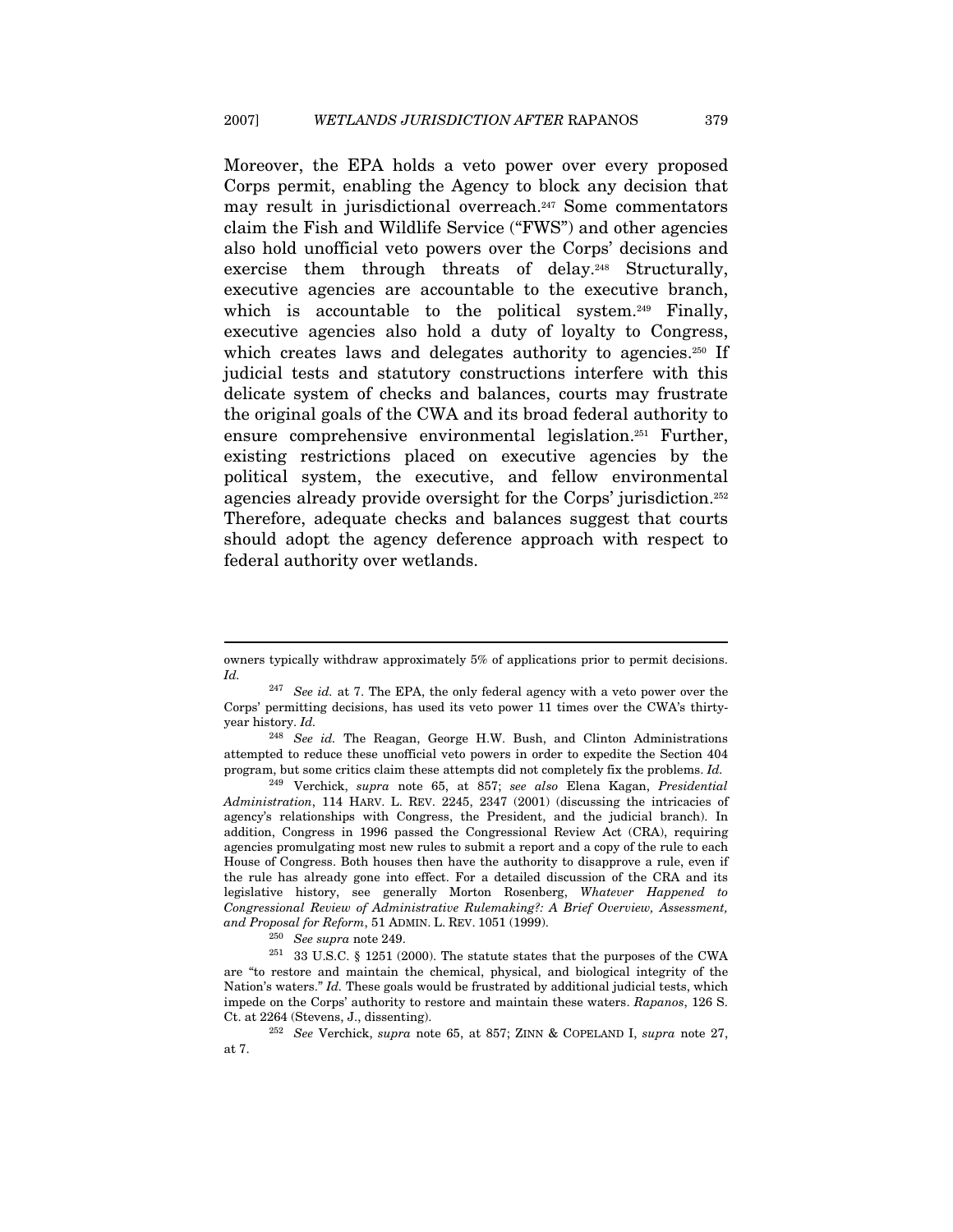Moreover, the EPA holds a veto power over every proposed Corps permit, enabling the Agency to block any decision that may result in jurisdictional overreach.[247] Some commentators claim the Fish and Wildlife Service ("FWS") and other agencies also hold unofficial veto powers over the Corps' decisions and exercise them through threats of delay.[248] Structurally, executive agencies are accountable to the executive branch, which is accountable to the political system.[249] Finally, executive agencies also hold a duty of loyalty to Congress, which creates laws and delegates authority to agencies.[250] If judicial tests and statutory constructions interfere with this delicate system of checks and balances, courts may frustrate the original goals of the CWA and its broad federal authority to ensure comprehensive environmental legislation.[251] Further, existing restrictions placed on executive agencies by the political system, the executive, and fellow environmental agencies already provide oversight for the Corps' jurisdiction.[252] Therefore, adequate checks and balances suggest that courts should adopt the agency deference approach with respect to federal authority over wetlands.

---

owners typically withdraw approximately 5% of applications prior to permit decisions. *Id.*

[247] *See id.* at 7. The EPA, the only federal agency with a veto power over the Corps' permitting decisions, has used its veto power 11 times over the CWA's thirty-year history. *Id.*

[248] *See id.* The Reagan, George H.W. Bush, and Clinton Administrations attempted to reduce these unofficial veto powers in order to expedite the Section 404 program, but some critics claim these attempts did not completely fix the problems. *Id.*

[249] Verchick, *supra* note 65, at 857; *see also* Elena Kagan, *Presidential Administration*, 114 HARV. L. REV. 2245, 2347 (2001) (discussing the intricacies of agency's relationships with Congress, the President, and the judicial branch). In addition, Congress in 1996 passed the Congressional Review Act (CRA), requiring agencies promulgating most new rules to submit a report and a copy of the rule to each House of Congress. Both houses then have the authority to disapprove a rule, even if the rule has already gone into effect. For a detailed discussion of the CRA and its legislative history, see generally Morton Rosenberg, *Whatever Happened to Congressional Review of Administrative Rulemaking?: A Brief Overview, Assessment, and Proposal for Reform*, 51 ADMIN. L. REV. 1051 (1999).

[250] *See supra* note 249.

[251] 33 U.S.C. § 1251 (2000). The statute states that the purposes of the CWA are "to restore and maintain the chemical, physical, and biological integrity of the Nation's waters." *Id.* These goals would be frustrated by additional judicial tests, which impede on the Corps' authority to restore and maintain these waters. *Rapanos*, 126 S. Ct. at 2264 (Stevens, J., dissenting).

[252] *See* Verchick, *supra* note 65, at 857; ZINN & COPELAND I, *supra* note 27, at 7.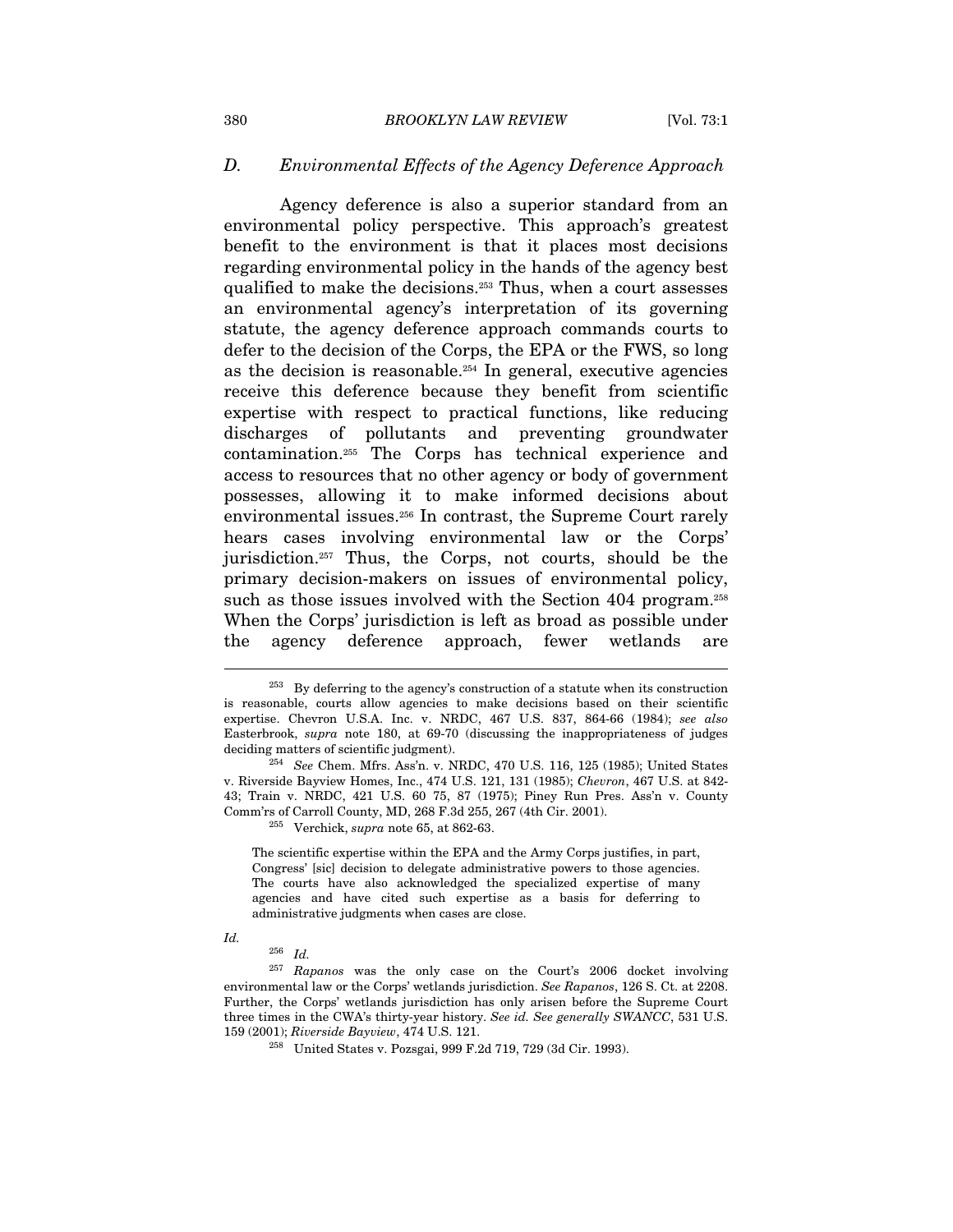### D. Environmental Effects of the Agency Deference Approach

Agency deference is also a superior standard from an environmental policy perspective. This approach's greatest benefit to the environment is that it places most decisions regarding environmental policy in the hands of the agency best qualified to make the decisions.[253] Thus, when a court assesses an environmental agency's interpretation of its governing statute, the agency deference approach commands courts to defer to the decision of the Corps, the EPA or the FWS, so long as the decision is reasonable.[254] In general, executive agencies receive this deference because they benefit from scientific expertise with respect to practical functions, like reducing discharges of pollutants and preventing groundwater contamination.[255] The Corps has technical experience and access to resources that no other agency or body of government possesses, allowing it to make informed decisions about environmental issues.[256] In contrast, the Supreme Court rarely hears cases involving environmental law or the Corps' jurisdiction.[257] Thus, the Corps, not courts, should be the primary decision-makers on issues of environmental policy, such as those issues involved with the Section 404 program.[258] When the Corps' jurisdiction is left as broad as possible under the agency deference approach, fewer wetlands are

---

[253] By deferring to the agency's construction of a statute when its construction is reasonable, courts allow agencies to make decisions based on their scientific expertise. Chevron U.S.A. Inc. v. NRDC, 467 U.S. 837, 864-66 (1984); *see also* Easterbrook, *supra* note 180, at 69-70 (discussing the inappropriateness of judges deciding matters of scientific judgment).

[254] *See* Chem. Mfrs. Ass'n. v. NRDC, 470 U.S. 116, 125 (1985); United States v. Riverside Bayview Homes, Inc., 474 U.S. 121, 131 (1985); *Chevron*, 467 U.S. at 842-43; Train v. NRDC, 421 U.S. 60 75, 87 (1975); Piney Run Pres. Ass'n v. County Comm'rs of Carroll County, MD, 268 F.3d 255, 267 (4th Cir. 2001).

[255] Verchick, *supra* note 65, at 862-63.

> The scientific expertise within the EPA and the Army Corps justifies, in part, Congress' [sic] decision to delegate administrative powers to those agencies. The courts have also acknowledged the specialized expertise of many agencies and have cited such expertise as a basis for deferring to administrative judgments when cases are close.

*Id.*

[256] *Id.*

[257] *Rapanos* was the only case on the Court's 2006 docket involving environmental law or the Corps' wetlands jurisdiction. *See Rapanos*, 126 S. Ct. at 2208. Further, the Corps' wetlands jurisdiction has only arisen before the Supreme Court three times in the CWA's thirty-year history. *See id. See generally SWANCC*, 531 U.S. 159 (2001); *Riverside Bayview*, 474 U.S. 121.

[258] United States v. Pozsgai, 999 F.2d 719, 729 (3d Cir. 1993).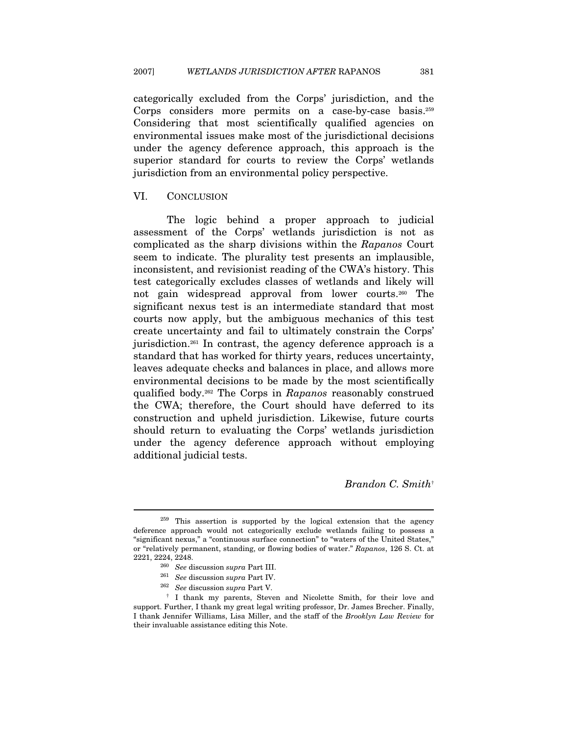categorically excluded from the Corps' jurisdiction, and the Corps considers more permits on a case-by-case basis.[259] Considering that most scientifically qualified agencies on environmental issues make most of the jurisdictional decisions under the agency deference approach, this approach is the superior standard for courts to review the Corps' wetlands jurisdiction from an environmental policy perspective.

## VI. CONCLUSION

The logic behind a proper approach to judicial assessment of the Corps' wetlands jurisdiction is not as complicated as the sharp divisions within the *Rapanos* Court seem to indicate. The plurality test presents an implausible, inconsistent, and revisionist reading of the CWA's history. This test categorically excludes classes of wetlands and likely will not gain widespread approval from lower courts.[260] The significant nexus test is an intermediate standard that most courts now apply, but the ambiguous mechanics of this test create uncertainty and fail to ultimately constrain the Corps' jurisdiction.[261] In contrast, the agency deference approach is a standard that has worked for thirty years, reduces uncertainty, leaves adequate checks and balances in place, and allows more environmental decisions to be made by the most scientifically qualified body.[262] The Corps in *Rapanos* reasonably construed the CWA; therefore, the Court should have deferred to its construction and upheld jurisdiction. Likewise, future courts should return to evaluating the Corps' wetlands jurisdiction under the agency deference approach without employing additional judicial tests.

*Brandon C. Smith*[†]

---

[259] This assertion is supported by the logical extension that the agency deference approach would not categorically exclude wetlands failing to possess a "significant nexus," a "continuous surface connection" to "waters of the United States," or "relatively permanent, standing, or flowing bodies of water." *Rapanos*, 126 S. Ct. at 2221, 2224, 2248.

[260] *See* discussion *supra* Part III.

[261] *See* discussion *supra* Part IV.

[262] *See* discussion *supra* Part V.

[†] I thank my parents, Steven and Nicolette Smith, for their love and support. Further, I thank my great legal writing professor, Dr. James Brecher. Finally, I thank Jennifer Williams, Lisa Miller, and the staff of the *Brooklyn Law Review* for their invaluable assistance editing this Note.